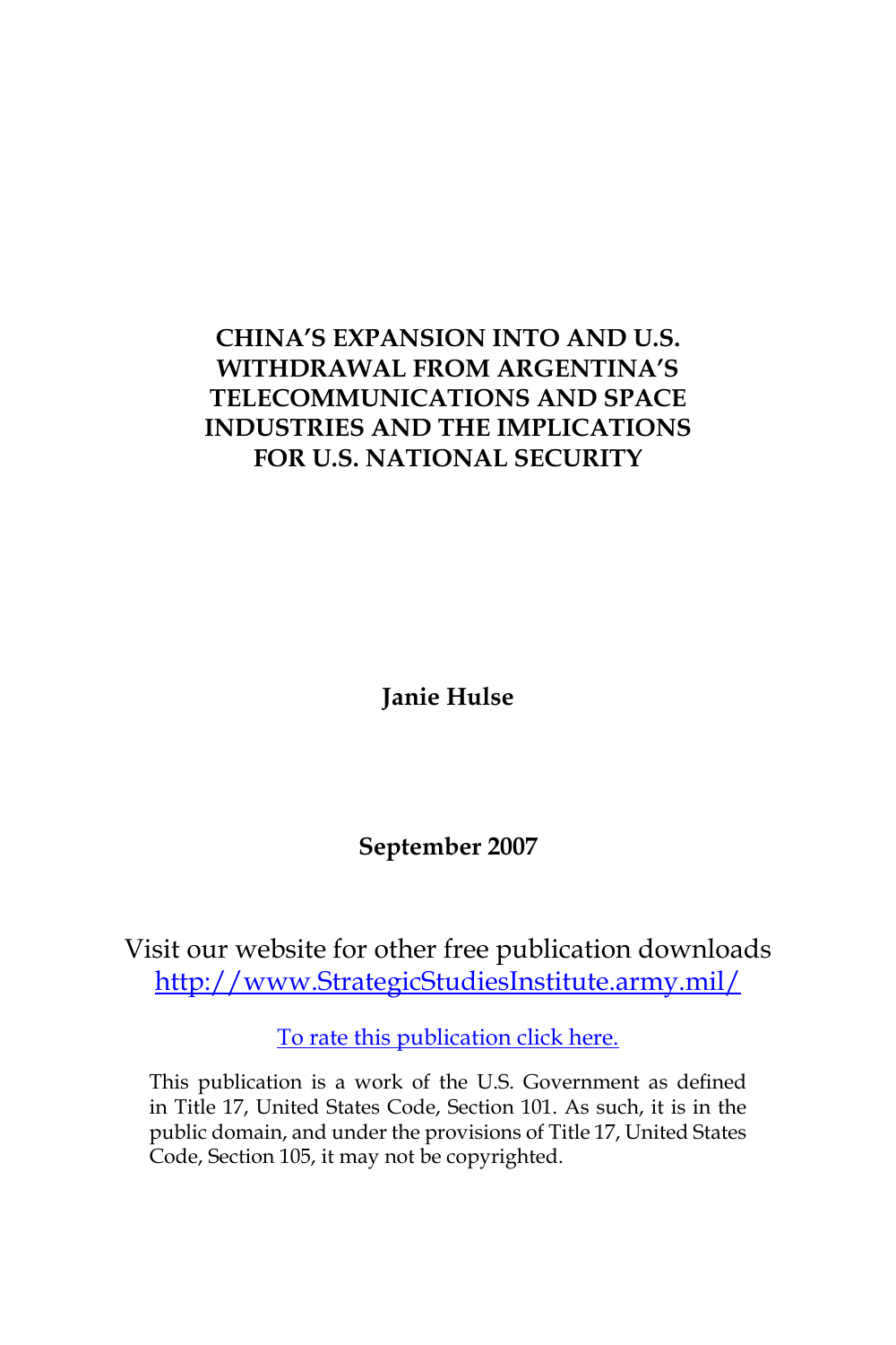# CHINA'S EXPANSION INTO AND U.S. WITHDRAWAL FROM ARGENTINA'S TELECOMMUNICATIONS AND SPACE INDUSTRIES AND THE IMPLICATIONS FOR U.S. NATIONAL SECURITY

**Janie Hulse**

**September 2007**

Visit our website for other free publication downloads
[http://www.StrategicStudiesInstitute.army.mil/](http://www.StrategicStudiesInstitute.army.mil/)

To rate this publication click here.

This publication is a work of the U.S. Government as defined in Title 17, United States Code, Section 101. As such, it is in the public domain, and under the provisions of Title 17, United States Code, Section 105, it may not be copyrighted.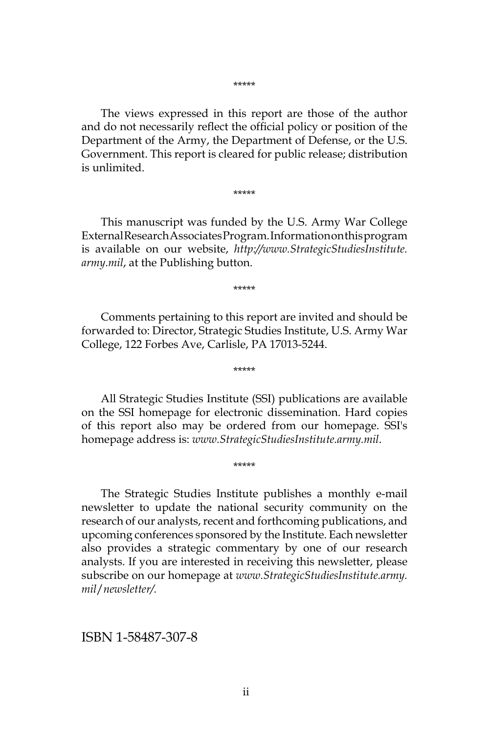*****

The views expressed in this report are those of the author and do not necessarily reflect the official policy or position of the Department of the Army, the Department of Defense, or the U.S. Government. This report is cleared for public release; distribution is unlimited.

*****

This manuscript was funded by the U.S. Army War College External Research Associates Program. Information on this program is available on our website, *http://www.StrategicStudiesInstitute.army.mil*, at the Publishing button.

*****

Comments pertaining to this report are invited and should be forwarded to: Director, Strategic Studies Institute, U.S. Army War College, 122 Forbes Ave, Carlisle, PA 17013-5244.

*****

All Strategic Studies Institute (SSI) publications are available on the SSI homepage for electronic dissemination. Hard copies of this report also may be ordered from our homepage. SSI's homepage address is: *www.StrategicStudiesInstitute.army.mil*.

*****

The Strategic Studies Institute publishes a monthly e-mail newsletter to update the national security community on the research of our analysts, recent and forthcoming publications, and upcoming conferences sponsored by the Institute. Each newsletter also provides a strategic commentary by one of our research analysts. If you are interested in receiving this newsletter, please subscribe on our homepage at *www.StrategicStudiesInstitute.army.mil/newsletter/.*

ISBN 1-58487-307-8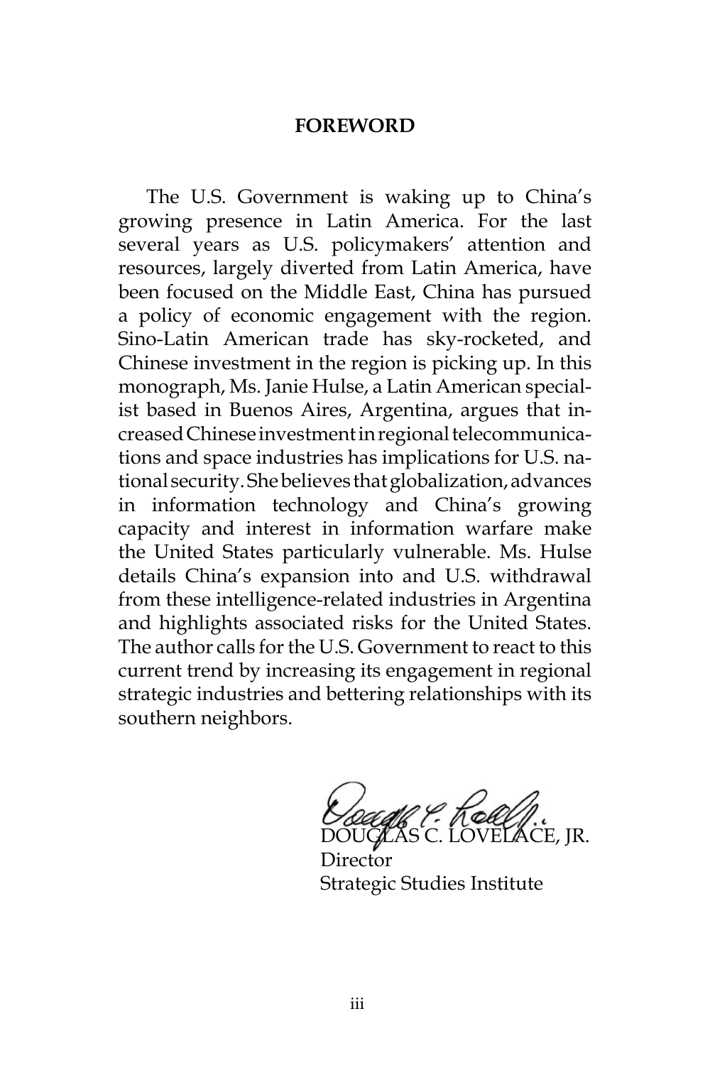## FOREWORD

The U.S. Government is waking up to China's growing presence in Latin America. For the last several years as U.S. policymakers' attention and resources, largely diverted from Latin America, have been focused on the Middle East, China has pursued a policy of economic engagement with the region. Sino-Latin American trade has sky-rocketed, and Chinese investment in the region is picking up. In this monograph, Ms. Janie Hulse, a Latin American specialist based in Buenos Aires, Argentina, argues that increased Chinese investment in regional telecommunications and space industries has implications for U.S. national security. She believes that globalization, advances in information technology and China's growing capacity and interest in information warfare make the United States particularly vulnerable. Ms. Hulse details China's expansion into and U.S. withdrawal from these intelligence-related industries in Argentina and highlights associated risks for the United States. The author calls for the U.S. Government to react to this current trend by increasing its engagement in regional strategic industries and bettering relationships with its southern neighbors.

DOUGLAS C. LOVELACE, JR.
Director
Strategic Studies Institute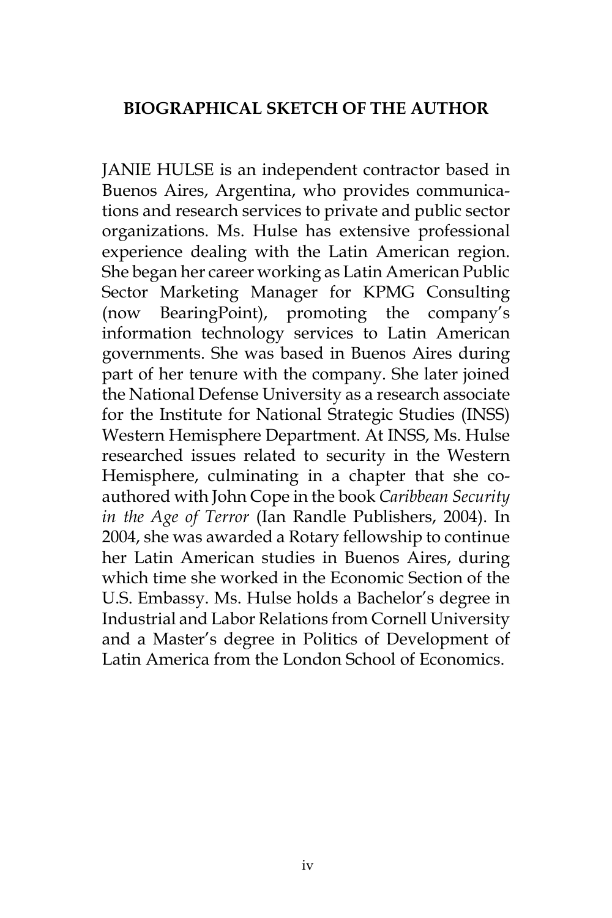## BIOGRAPHICAL SKETCH OF THE AUTHOR

JANIE HULSE is an independent contractor based in Buenos Aires, Argentina, who provides communications and research services to private and public sector organizations. Ms. Hulse has extensive professional experience dealing with the Latin American region. She began her career working as Latin American Public Sector Marketing Manager for KPMG Consulting (now BearingPoint), promoting the company's information technology services to Latin American governments. She was based in Buenos Aires during part of her tenure with the company. She later joined the National Defense University as a research associate for the Institute for National Strategic Studies (INSS) Western Hemisphere Department. At INSS, Ms. Hulse researched issues related to security in the Western Hemisphere, culminating in a chapter that she co-authored with John Cope in the book *Caribbean Security in the Age of Terror* (Ian Randle Publishers, 2004). In 2004, she was awarded a Rotary fellowship to continue her Latin American studies in Buenos Aires, during which time she worked in the Economic Section of the U.S. Embassy. Ms. Hulse holds a Bachelor's degree in Industrial and Labor Relations from Cornell University and a Master's degree in Politics of Development of Latin America from the London School of Economics.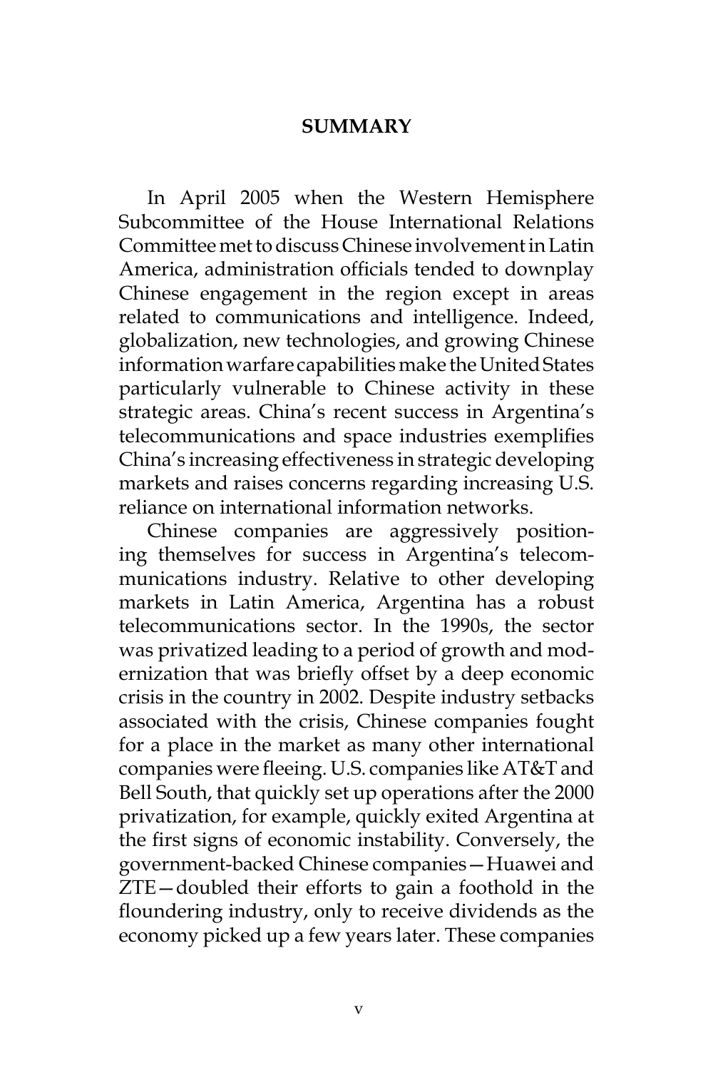## SUMMARY

In April 2005 when the Western Hemisphere Subcommittee of the House International Relations Committee met to discuss Chinese involvement in Latin America, administration officials tended to downplay Chinese engagement in the region except in areas related to communications and intelligence. Indeed, globalization, new technologies, and growing Chinese information warfare capabilities make the United States particularly vulnerable to Chinese activity in these strategic areas. China's recent success in Argentina's telecommunications and space industries exemplifies China's increasing effectiveness in strategic developing markets and raises concerns regarding increasing U.S. reliance on international information networks.

Chinese companies are aggressively positioning themselves for success in Argentina's telecommunications industry. Relative to other developing markets in Latin America, Argentina has a robust telecommunications sector. In the 1990s, the sector was privatized leading to a period of growth and modernization that was briefly offset by a deep economic crisis in the country in 2002. Despite industry setbacks associated with the crisis, Chinese companies fought for a place in the market as many other international companies were fleeing. U.S. companies like AT&T and Bell South, that quickly set up operations after the 2000 privatization, for example, quickly exited Argentina at the first signs of economic instability. Conversely, the government-backed Chinese companies—Huawei and ZTE—doubled their efforts to gain a foothold in the floundering industry, only to receive dividends as the economy picked up a few years later. These companies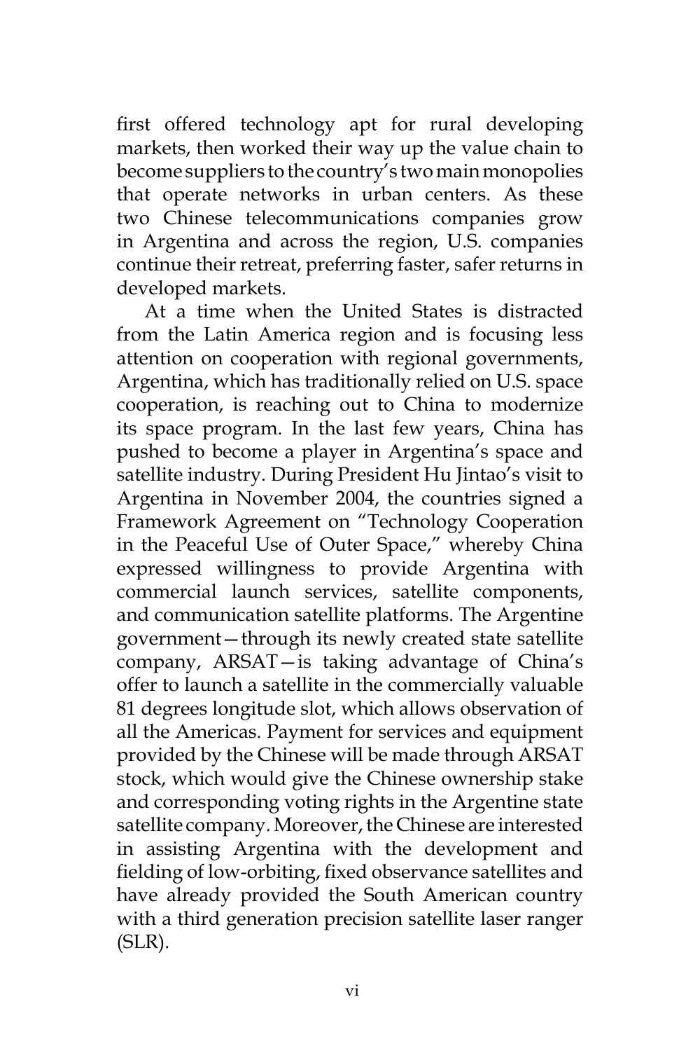first offered technology apt for rural developing markets, then worked their way up the value chain to become suppliers to the country's two main monopolies that operate networks in urban centers. As these two Chinese telecommunications companies grow in Argentina and across the region, U.S. companies continue their retreat, preferring faster, safer returns in developed markets.

At a time when the United States is distracted from the Latin America region and is focusing less attention on cooperation with regional governments, Argentina, which has traditionally relied on U.S. space cooperation, is reaching out to China to modernize its space program. In the last few years, China has pushed to become a player in Argentina's space and satellite industry. During President Hu Jintao's visit to Argentina in November 2004, the countries signed a Framework Agreement on "Technology Cooperation in the Peaceful Use of Outer Space," whereby China expressed willingness to provide Argentina with commercial launch services, satellite components, and communication satellite platforms. The Argentine government—through its newly created state satellite company, ARSAT—is taking advantage of China's offer to launch a satellite in the commercially valuable 81 degrees longitude slot, which allows observation of all the Americas. Payment for services and equipment provided by the Chinese will be made through ARSAT stock, which would give the Chinese ownership stake and corresponding voting rights in the Argentine state satellite company. Moreover, the Chinese are interested in assisting Argentina with the development and fielding of low-orbiting, fixed observance satellites and have already provided the South American country with a third generation precision satellite laser ranger (SLR).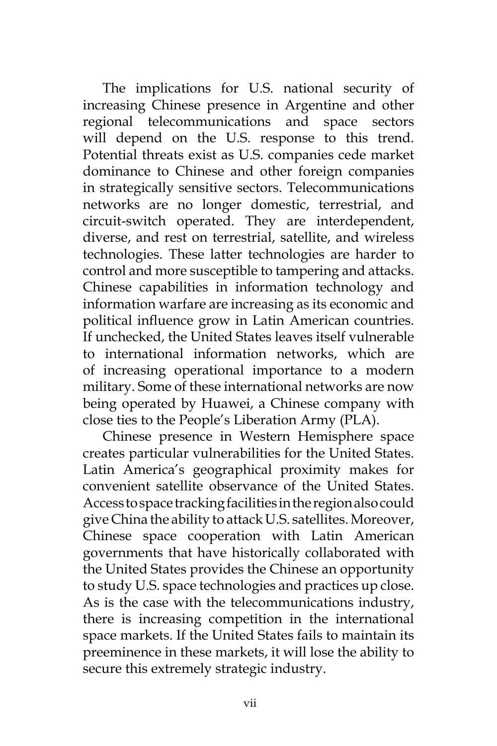The implications for U.S. national security of increasing Chinese presence in Argentine and other regional telecommunications and space sectors will depend on the U.S. response to this trend. Potential threats exist as U.S. companies cede market dominance to Chinese and other foreign companies in strategically sensitive sectors. Telecommunications networks are no longer domestic, terrestrial, and circuit-switch operated. They are interdependent, diverse, and rest on terrestrial, satellite, and wireless technologies. These latter technologies are harder to control and more susceptible to tampering and attacks. Chinese capabilities in information technology and information warfare are increasing as its economic and political influence grow in Latin American countries. If unchecked, the United States leaves itself vulnerable to international information networks, which are of increasing operational importance to a modern military. Some of these international networks are now being operated by Huawei, a Chinese company with close ties to the People's Liberation Army (PLA).

Chinese presence in Western Hemisphere space creates particular vulnerabilities for the United States. Latin America's geographical proximity makes for convenient satellite observance of the United States. Access to space tracking facilities in the region also could give China the ability to attack U.S. satellites. Moreover, Chinese space cooperation with Latin American governments that have historically collaborated with the United States provides the Chinese an opportunity to study U.S. space technologies and practices up close. As is the case with the telecommunications industry, there is increasing competition in the international space markets. If the United States fails to maintain its preeminence in these markets, it will lose the ability to secure this extremely strategic industry.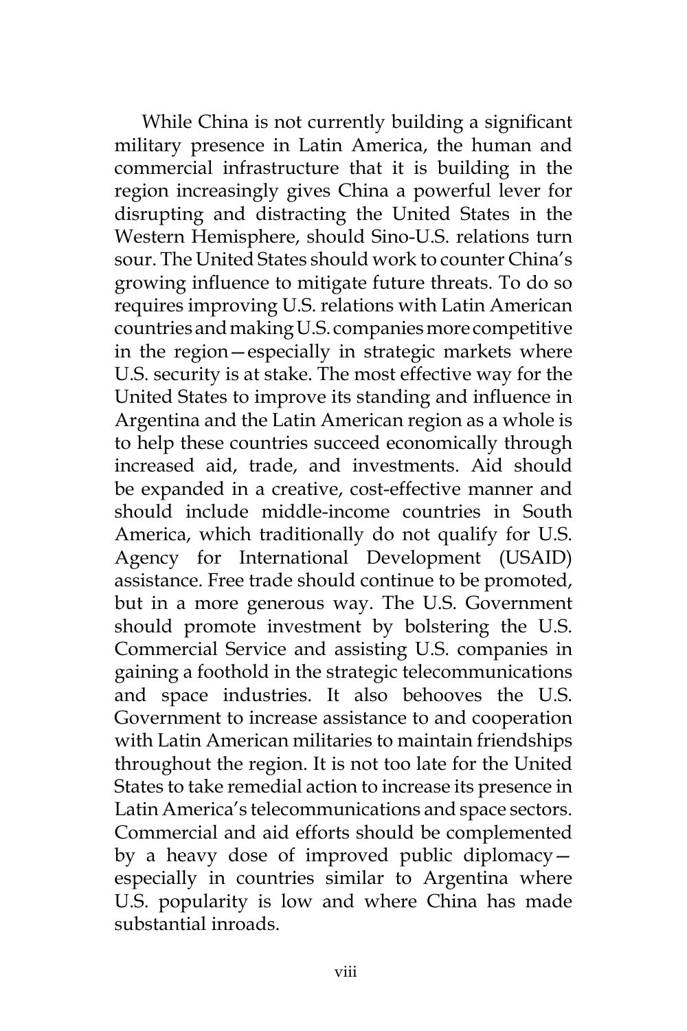While China is not currently building a significant military presence in Latin America, the human and commercial infrastructure that it is building in the region increasingly gives China a powerful lever for disrupting and distracting the United States in the Western Hemisphere, should Sino-U.S. relations turn sour. The United States should work to counter China's growing influence to mitigate future threats. To do so requires improving U.S. relations with Latin American countries and making U.S. companies more competitive in the region—especially in strategic markets where U.S. security is at stake. The most effective way for the United States to improve its standing and influence in Argentina and the Latin American region as a whole is to help these countries succeed economically through increased aid, trade, and investments. Aid should be expanded in a creative, cost-effective manner and should include middle-income countries in South America, which traditionally do not qualify for U.S. Agency for International Development (USAID) assistance. Free trade should continue to be promoted, but in a more generous way. The U.S. Government should promote investment by bolstering the U.S. Commercial Service and assisting U.S. companies in gaining a foothold in the strategic telecommunications and space industries. It also behooves the U.S. Government to increase assistance to and cooperation with Latin American militaries to maintain friendships throughout the region. It is not too late for the United States to take remedial action to increase its presence in Latin America's telecommunications and space sectors. Commercial and aid efforts should be complemented by a heavy dose of improved public diplomacy—especially in countries similar to Argentina where U.S. popularity is low and where China has made substantial inroads.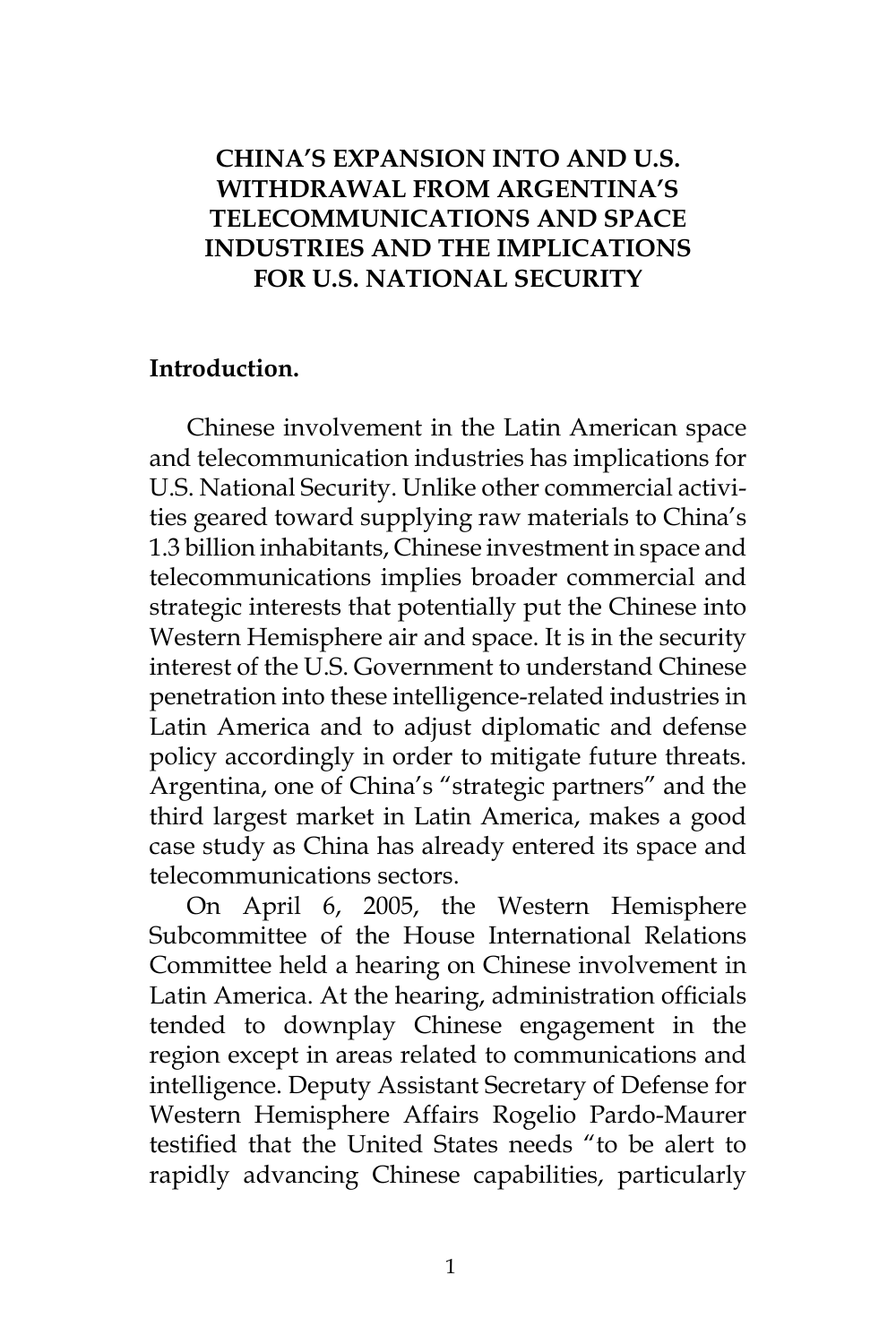# CHINA'S EXPANSION INTO AND U.S. WITHDRAWAL FROM ARGENTINA'S TELECOMMUNICATIONS AND SPACE INDUSTRIES AND THE IMPLICATIONS FOR U.S. NATIONAL SECURITY

**Introduction.**

Chinese involvement in the Latin American space and telecommunication industries has implications for U.S. National Security. Unlike other commercial activities geared toward supplying raw materials to China's 1.3 billion inhabitants, Chinese investment in space and telecommunications implies broader commercial and strategic interests that potentially put the Chinese into Western Hemisphere air and space. It is in the security interest of the U.S. Government to understand Chinese penetration into these intelligence-related industries in Latin America and to adjust diplomatic and defense policy accordingly in order to mitigate future threats. Argentina, one of China's "strategic partners" and the third largest market in Latin America, makes a good case study as China has already entered its space and telecommunications sectors.

On April 6, 2005, the Western Hemisphere Subcommittee of the House International Relations Committee held a hearing on Chinese involvement in Latin America. At the hearing, administration officials tended to downplay Chinese engagement in the region except in areas related to communications and intelligence. Deputy Assistant Secretary of Defense for Western Hemisphere Affairs Rogelio Pardo-Maurer testified that the United States needs "to be alert to rapidly advancing Chinese capabilities, particularly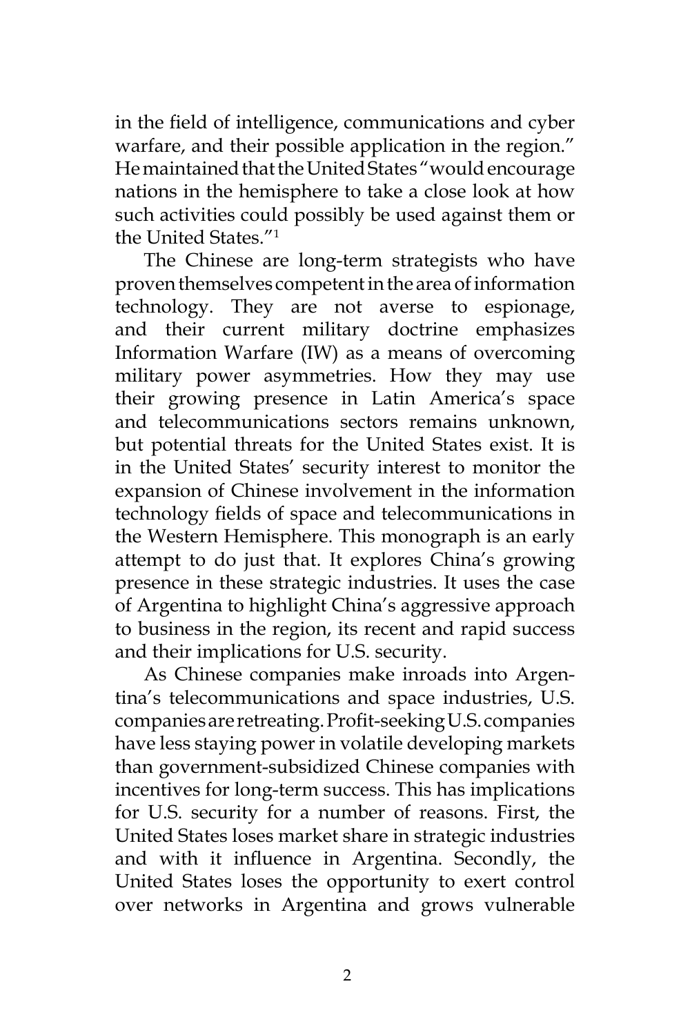in the field of intelligence, communications and cyber warfare, and their possible application in the region." He maintained that the United States "would encourage nations in the hemisphere to take a close look at how such activities could possibly be used against them or the United States."[1]

The Chinese are long-term strategists who have proven themselves competent in the area of information technology. They are not averse to espionage, and their current military doctrine emphasizes Information Warfare (IW) as a means of overcoming military power asymmetries. How they may use their growing presence in Latin America's space and telecommunications sectors remains unknown, but potential threats for the United States exist. It is in the United States' security interest to monitor the expansion of Chinese involvement in the information technology fields of space and telecommunications in the Western Hemisphere. This monograph is an early attempt to do just that. It explores China's growing presence in these strategic industries. It uses the case of Argentina to highlight China's aggressive approach to business in the region, its recent and rapid success and their implications for U.S. security.

As Chinese companies make inroads into Argentina's telecommunications and space industries, U.S. companies are retreating. Profit-seeking U.S. companies have less staying power in volatile developing markets than government-subsidized Chinese companies with incentives for long-term success. This has implications for U.S. security for a number of reasons. First, the United States loses market share in strategic industries and with it influence in Argentina. Secondly, the United States loses the opportunity to exert control over networks in Argentina and grows vulnerable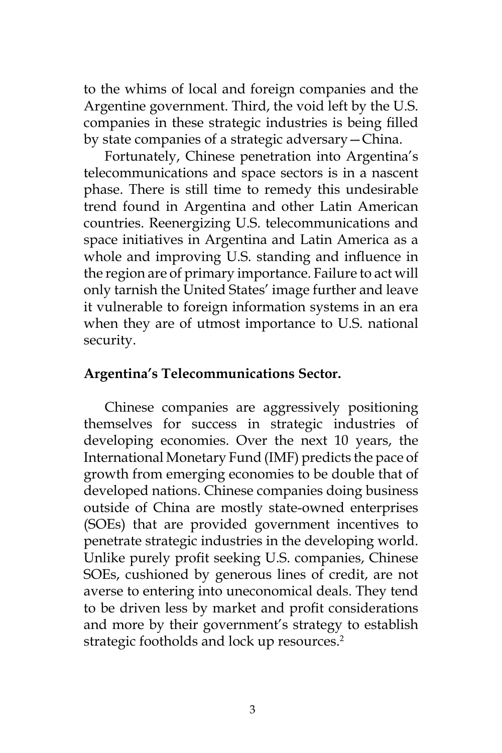to the whims of local and foreign companies and the Argentine government. Third, the void left by the U.S. companies in these strategic industries is being filled by state companies of a strategic adversary—China.

Fortunately, Chinese penetration into Argentina's telecommunications and space sectors is in a nascent phase. There is still time to remedy this undesirable trend found in Argentina and other Latin American countries. Reenergizing U.S. telecommunications and space initiatives in Argentina and Latin America as a whole and improving U.S. standing and influence in the region are of primary importance. Failure to act will only tarnish the United States' image further and leave it vulnerable to foreign information systems in an era when they are of utmost importance to U.S. national security.

**Argentina's Telecommunications Sector.**

Chinese companies are aggressively positioning themselves for success in strategic industries of developing economies. Over the next 10 years, the International Monetary Fund (IMF) predicts the pace of growth from emerging economies to be double that of developed nations. Chinese companies doing business outside of China are mostly state-owned enterprises (SOEs) that are provided government incentives to penetrate strategic industries in the developing world. Unlike purely profit seeking U.S. companies, Chinese SOEs, cushioned by generous lines of credit, are not averse to entering into uneconomical deals. They tend to be driven less by market and profit considerations and more by their government's strategy to establish strategic footholds and lock up resources.[2]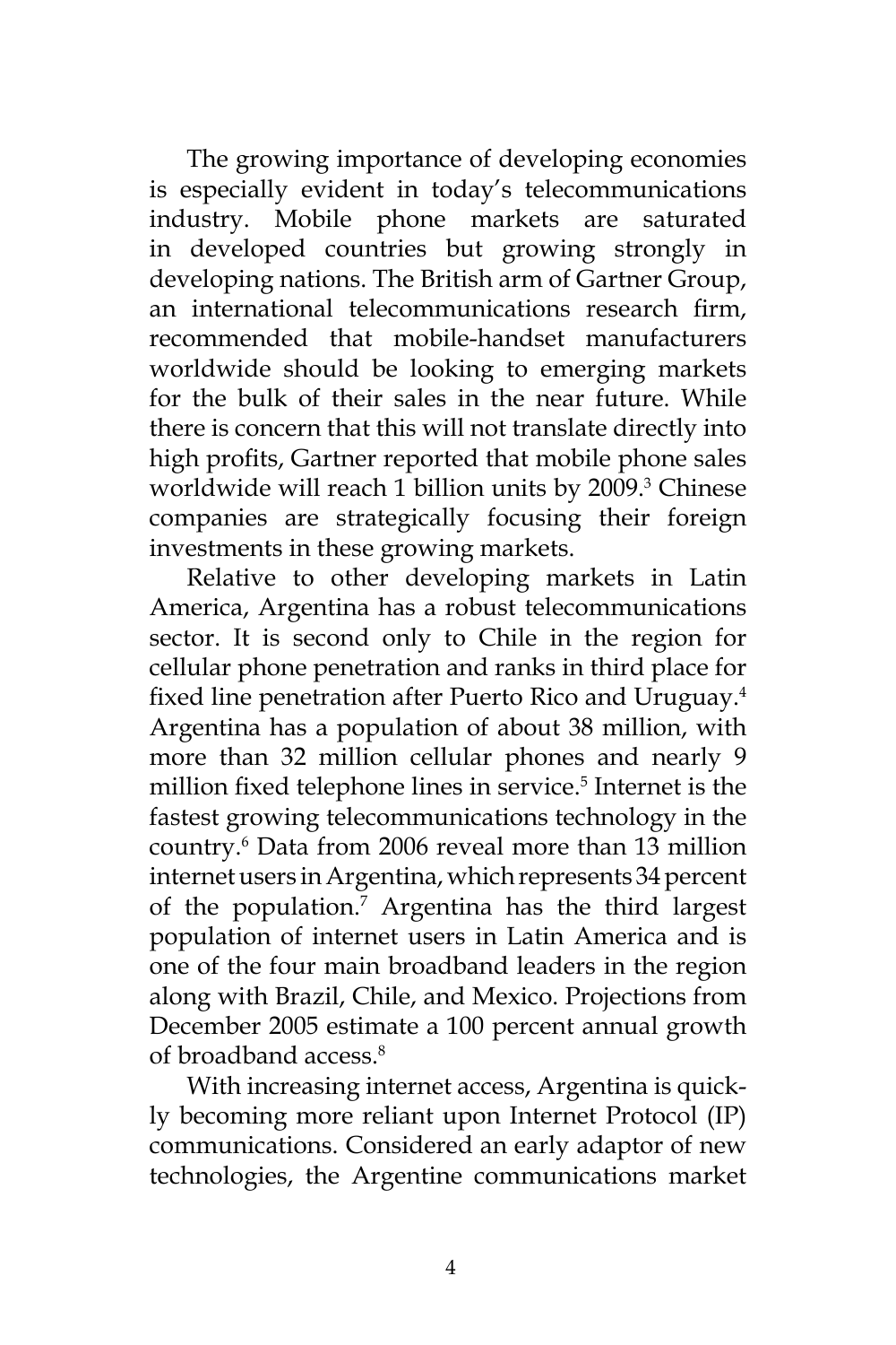The growing importance of developing economies is especially evident in today's telecommunications industry. Mobile phone markets are saturated in developed countries but growing strongly in developing nations. The British arm of Gartner Group, an international telecommunications research firm, recommended that mobile-handset manufacturers worldwide should be looking to emerging markets for the bulk of their sales in the near future. While there is concern that this will not translate directly into high profits, Gartner reported that mobile phone sales worldwide will reach 1 billion units by 2009.[3] Chinese companies are strategically focusing their foreign investments in these growing markets.

Relative to other developing markets in Latin America, Argentina has a robust telecommunications sector. It is second only to Chile in the region for cellular phone penetration and ranks in third place for fixed line penetration after Puerto Rico and Uruguay.[4] Argentina has a population of about 38 million, with more than 32 million cellular phones and nearly 9 million fixed telephone lines in service.[5] Internet is the fastest growing telecommunications technology in the country.[6] Data from 2006 reveal more than 13 million internet users in Argentina, which represents 34 percent of the population.[7] Argentina has the third largest population of internet users in Latin America and is one of the four main broadband leaders in the region along with Brazil, Chile, and Mexico. Projections from December 2005 estimate a 100 percent annual growth of broadband access.[8]

With increasing internet access, Argentina is quickly becoming more reliant upon Internet Protocol (IP) communications. Considered an early adaptor of new technologies, the Argentine communications market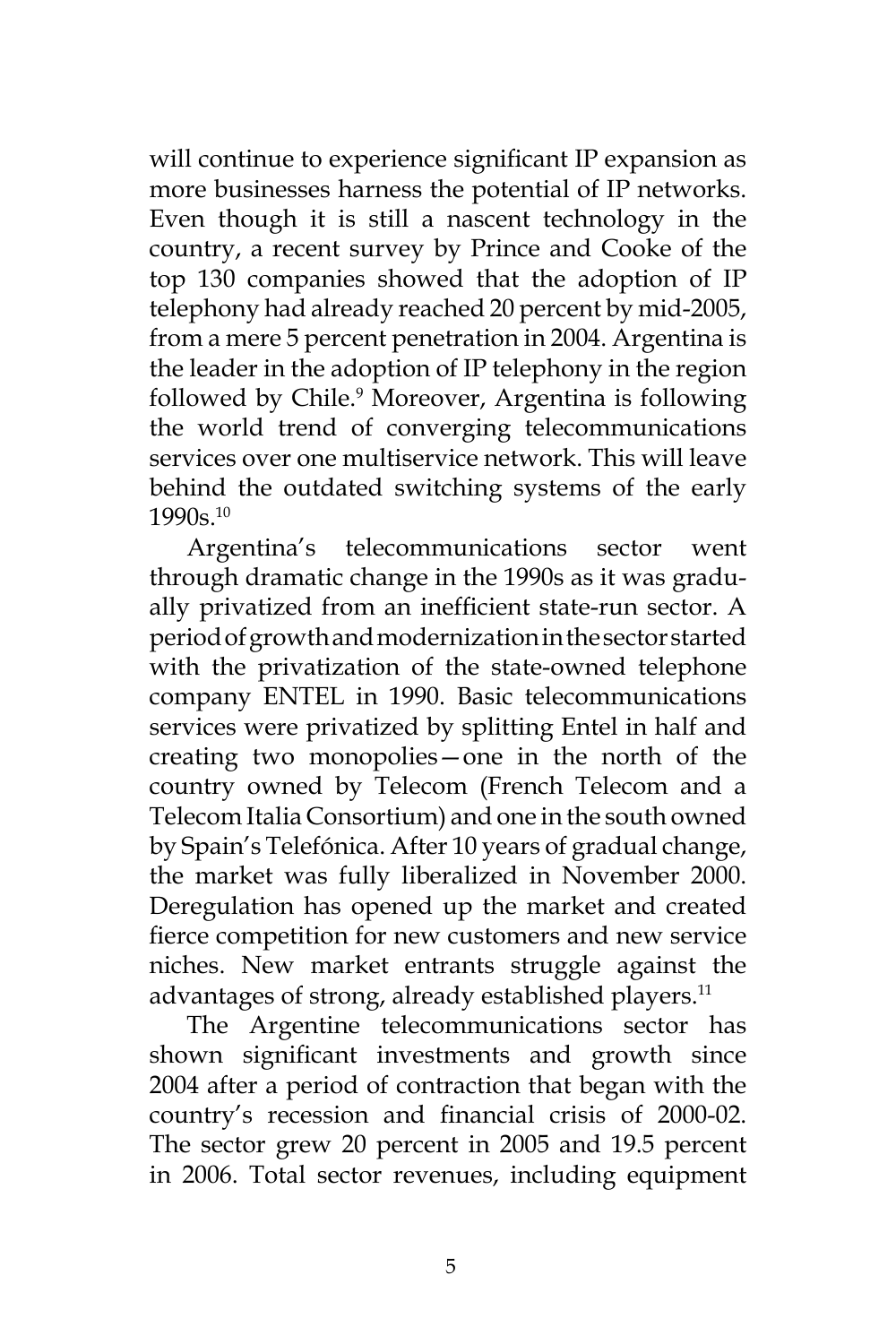will continue to experience significant IP expansion as more businesses harness the potential of IP networks. Even though it is still a nascent technology in the country, a recent survey by Prince and Cooke of the top 130 companies showed that the adoption of IP telephony had already reached 20 percent by mid-2005, from a mere 5 percent penetration in 2004. Argentina is the leader in the adoption of IP telephony in the region followed by Chile.[9] Moreover, Argentina is following the world trend of converging telecommunications services over one multiservice network. This will leave behind the outdated switching systems of the early 1990s.[10]

Argentina's telecommunications sector went through dramatic change in the 1990s as it was gradually privatized from an inefficient state-run sector. A period of growth and modernization in the sector started with the privatization of the state-owned telephone company ENTEL in 1990. Basic telecommunications services were privatized by splitting Entel in half and creating two monopolies—one in the north of the country owned by Telecom (French Telecom and a Telecom Italia Consortium) and one in the south owned by Spain's Telefónica. After 10 years of gradual change, the market was fully liberalized in November 2000. Deregulation has opened up the market and created fierce competition for new customers and new service niches. New market entrants struggle against the advantages of strong, already established players.[11]

The Argentine telecommunications sector has shown significant investments and growth since 2004 after a period of contraction that began with the country's recession and financial crisis of 2000-02. The sector grew 20 percent in 2005 and 19.5 percent in 2006. Total sector revenues, including equipment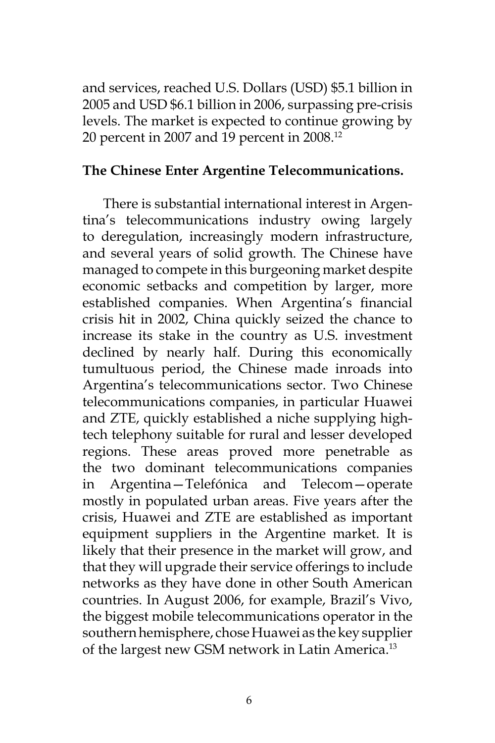and services, reached U.S. Dollars (USD) $5.1 billion in 2005 and USD $6.1 billion in 2006, surpassing pre-crisis levels. The market is expected to continue growing by 20 percent in 2007 and 19 percent in 2008.[12]

**The Chinese Enter Argentine Telecommunications.**

There is substantial international interest in Argentina's telecommunications industry owing largely to deregulation, increasingly modern infrastructure, and several years of solid growth. The Chinese have managed to compete in this burgeoning market despite economic setbacks and competition by larger, more established companies. When Argentina's financial crisis hit in 2002, China quickly seized the chance to increase its stake in the country as U.S. investment declined by nearly half. During this economically tumultuous period, the Chinese made inroads into Argentina's telecommunications sector. Two Chinese telecommunications companies, in particular Huawei and ZTE, quickly established a niche supplying high-tech telephony suitable for rural and lesser developed regions. These areas proved more penetrable as the two dominant telecommunications companies in Argentina—Telefónica and Telecom—operate mostly in populated urban areas. Five years after the crisis, Huawei and ZTE are established as important equipment suppliers in the Argentine market. It is likely that their presence in the market will grow, and that they will upgrade their service offerings to include networks as they have done in other South American countries. In August 2006, for example, Brazil's Vivo, the biggest mobile telecommunications operator in the southern hemisphere, chose Huawei as the key supplier of the largest new GSM network in Latin America.[13]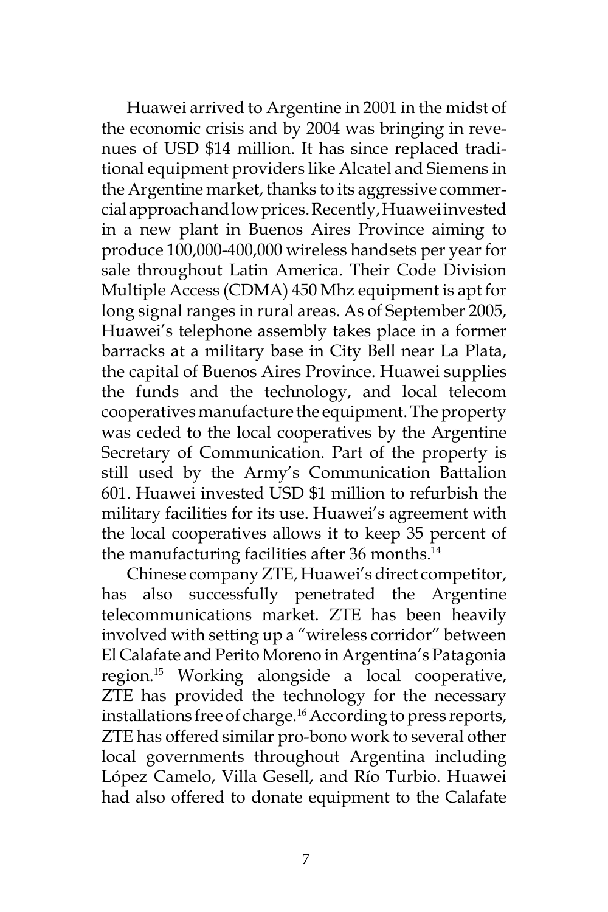Huawei arrived to Argentine in 2001 in the midst of the economic crisis and by 2004 was bringing in revenues of USD $14 million. It has since replaced traditional equipment providers like Alcatel and Siemens in the Argentine market, thanks to its aggressive commercial approach and low prices. Recently, Huawei invested in a new plant in Buenos Aires Province aiming to produce 100,000-400,000 wireless handsets per year for sale throughout Latin America. Their Code Division Multiple Access (CDMA) 450 Mhz equipment is apt for long signal ranges in rural areas. As of September 2005, Huawei's telephone assembly takes place in a former barracks at a military base in City Bell near La Plata, the capital of Buenos Aires Province. Huawei supplies the funds and the technology, and local telecom cooperatives manufacture the equipment. The property was ceded to the local cooperatives by the Argentine Secretary of Communication. Part of the property is still used by the Army's Communication Battalion 601. Huawei invested USD $1 million to refurbish the military facilities for its use. Huawei's agreement with the local cooperatives allows it to keep 35 percent of the manufacturing facilities after 36 months.[14]

Chinese company ZTE, Huawei's direct competitor, has also successfully penetrated the Argentine telecommunications market. ZTE has been heavily involved with setting up a "wireless corridor" between El Calafate and Perito Moreno in Argentina's Patagonia region.[15] Working alongside a local cooperative, ZTE has provided the technology for the necessary installations free of charge.[16] According to press reports, ZTE has offered similar pro-bono work to several other local governments throughout Argentina including López Camelo, Villa Gesell, and Río Turbio. Huawei had also offered to donate equipment to the Calafate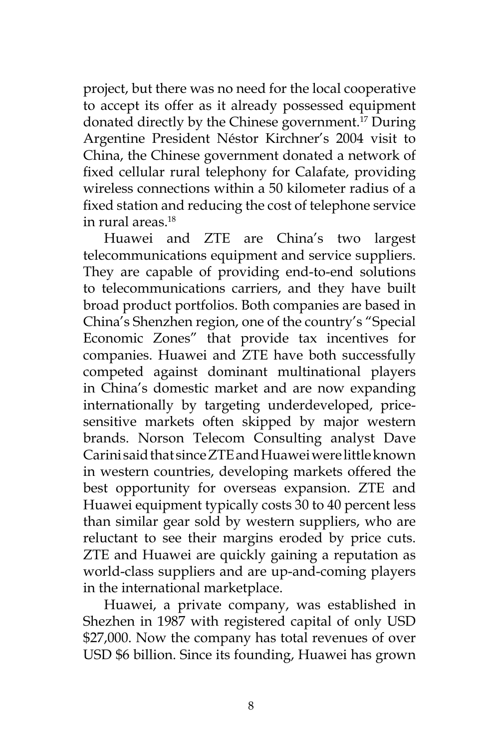project, but there was no need for the local cooperative to accept its offer as it already possessed equipment donated directly by the Chinese government.[17] During Argentine President Néstor Kirchner's 2004 visit to China, the Chinese government donated a network of fixed cellular rural telephony for Calafate, providing wireless connections within a 50 kilometer radius of a fixed station and reducing the cost of telephone service in rural areas.[18]

Huawei and ZTE are China's two largest telecommunications equipment and service suppliers. They are capable of providing end-to-end solutions to telecommunications carriers, and they have built broad product portfolios. Both companies are based in China's Shenzhen region, one of the country's "Special Economic Zones" that provide tax incentives for companies. Huawei and ZTE have both successfully competed against dominant multinational players in China's domestic market and are now expanding internationally by targeting underdeveloped, price-sensitive markets often skipped by major western brands. Norson Telecom Consulting analyst Dave Carini said that since ZTE and Huawei were little known in western countries, developing markets offered the best opportunity for overseas expansion. ZTE and Huawei equipment typically costs 30 to 40 percent less than similar gear sold by western suppliers, who are reluctant to see their margins eroded by price cuts. ZTE and Huawei are quickly gaining a reputation as world-class suppliers and are up-and-coming players in the international marketplace.

Huawei, a private company, was established in Shezhen in 1987 with registered capital of only USD $27,000. Now the company has total revenues of over USD $6 billion. Since its founding, Huawei has grown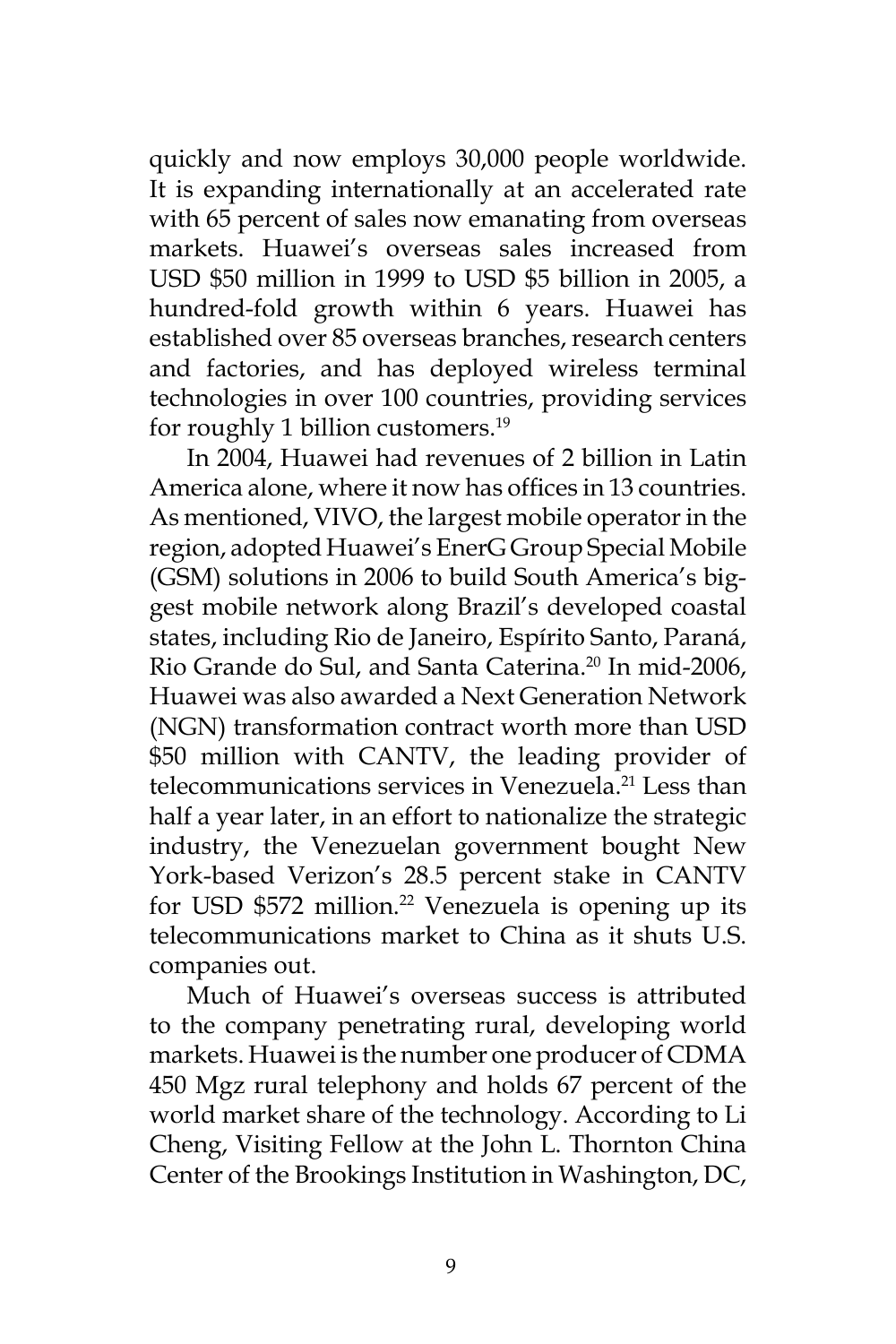quickly and now employs 30,000 people worldwide. It is expanding internationally at an accelerated rate with 65 percent of sales now emanating from overseas markets. Huawei's overseas sales increased from USD $50 million in 1999 to USD $5 billion in 2005, a hundred-fold growth within 6 years. Huawei has established over 85 overseas branches, research centers and factories, and has deployed wireless terminal technologies in over 100 countries, providing services for roughly 1 billion customers.[19]

In 2004, Huawei had revenues of 2 billion in Latin America alone, where it now has offices in 13 countries. As mentioned, VIVO, the largest mobile operator in the region, adopted Huawei's EnerG Group Special Mobile (GSM) solutions in 2006 to build South America's biggest mobile network along Brazil's developed coastal states, including Rio de Janeiro, Espírito Santo, Paraná, Rio Grande do Sul, and Santa Caterina.[20] In mid-2006, Huawei was also awarded a Next Generation Network (NGN) transformation contract worth more than USD $50 million with CANTV, the leading provider of telecommunications services in Venezuela.[21] Less than half a year later, in an effort to nationalize the strategic industry, the Venezuelan government bought New York-based Verizon's 28.5 percent stake in CANTV for USD $572 million.[22] Venezuela is opening up its telecommunications market to China as it shuts U.S. companies out.

Much of Huawei's overseas success is attributed to the company penetrating rural, developing world markets. Huawei is the number one producer of CDMA 450 Mgz rural telephony and holds 67 percent of the world market share of the technology. According to Li Cheng, Visiting Fellow at the John L. Thornton China Center of the Brookings Institution in Washington, DC,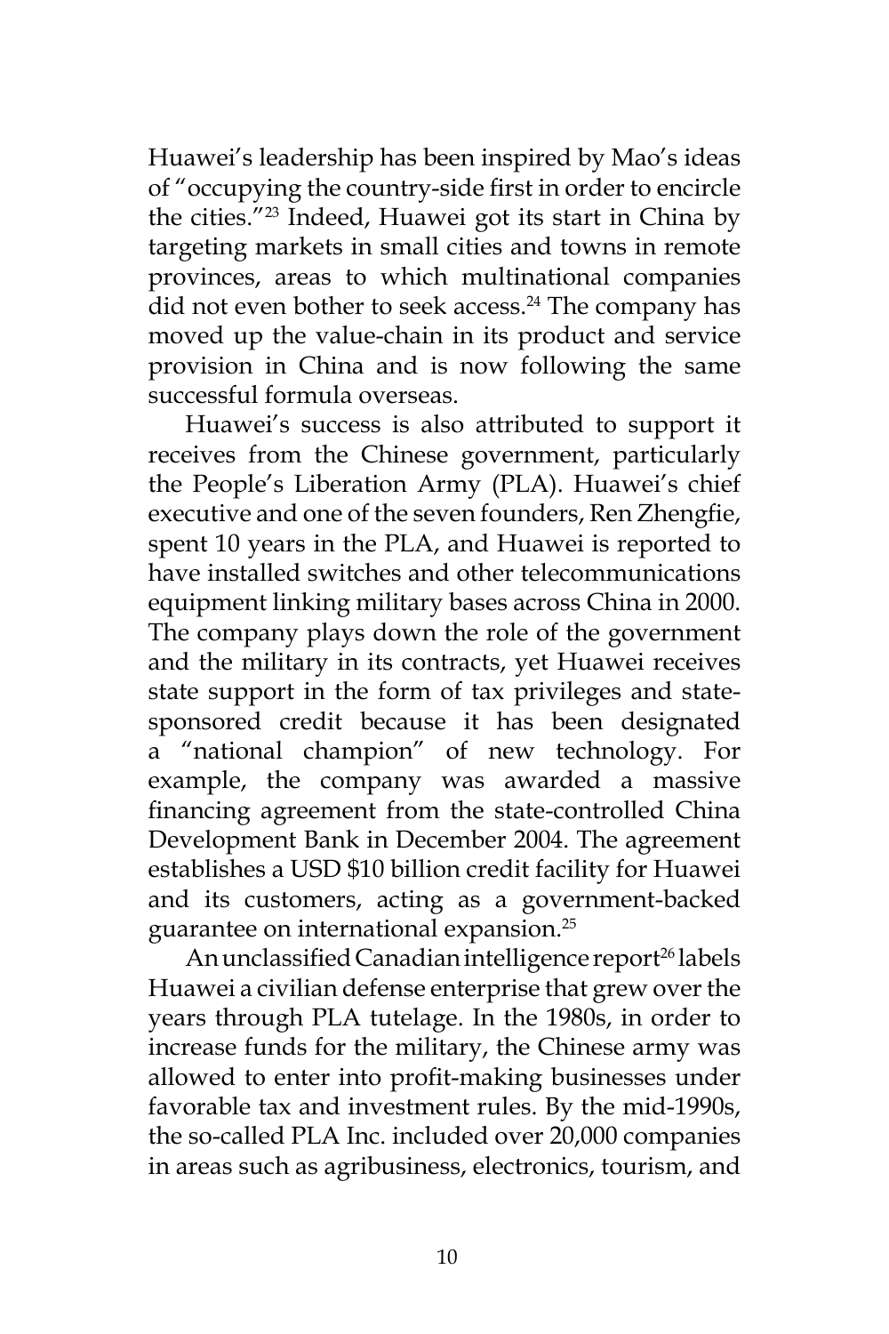Huawei's leadership has been inspired by Mao's ideas of "occupying the country-side first in order to encircle the cities."[23] Indeed, Huawei got its start in China by targeting markets in small cities and towns in remote provinces, areas to which multinational companies did not even bother to seek access.[24] The company has moved up the value-chain in its product and service provision in China and is now following the same successful formula overseas.

Huawei's success is also attributed to support it receives from the Chinese government, particularly the People's Liberation Army (PLA). Huawei's chief executive and one of the seven founders, Ren Zhengfie, spent 10 years in the PLA, and Huawei is reported to have installed switches and other telecommunications equipment linking military bases across China in 2000. The company plays down the role of the government and the military in its contracts, yet Huawei receives state support in the form of tax privileges and state-sponsored credit because it has been designated a "national champion" of new technology. For example, the company was awarded a massive financing agreement from the state-controlled China Development Bank in December 2004. The agreement establishes a USD $10 billion credit facility for Huawei and its customers, acting as a government-backed guarantee on international expansion.[25]

An unclassified Canadian intelligence report[26] labels Huawei a civilian defense enterprise that grew over the years through PLA tutelage. In the 1980s, in order to increase funds for the military, the Chinese army was allowed to enter into profit-making businesses under favorable tax and investment rules. By the mid-1990s, the so-called PLA Inc. included over 20,000 companies in areas such as agribusiness, electronics, tourism, and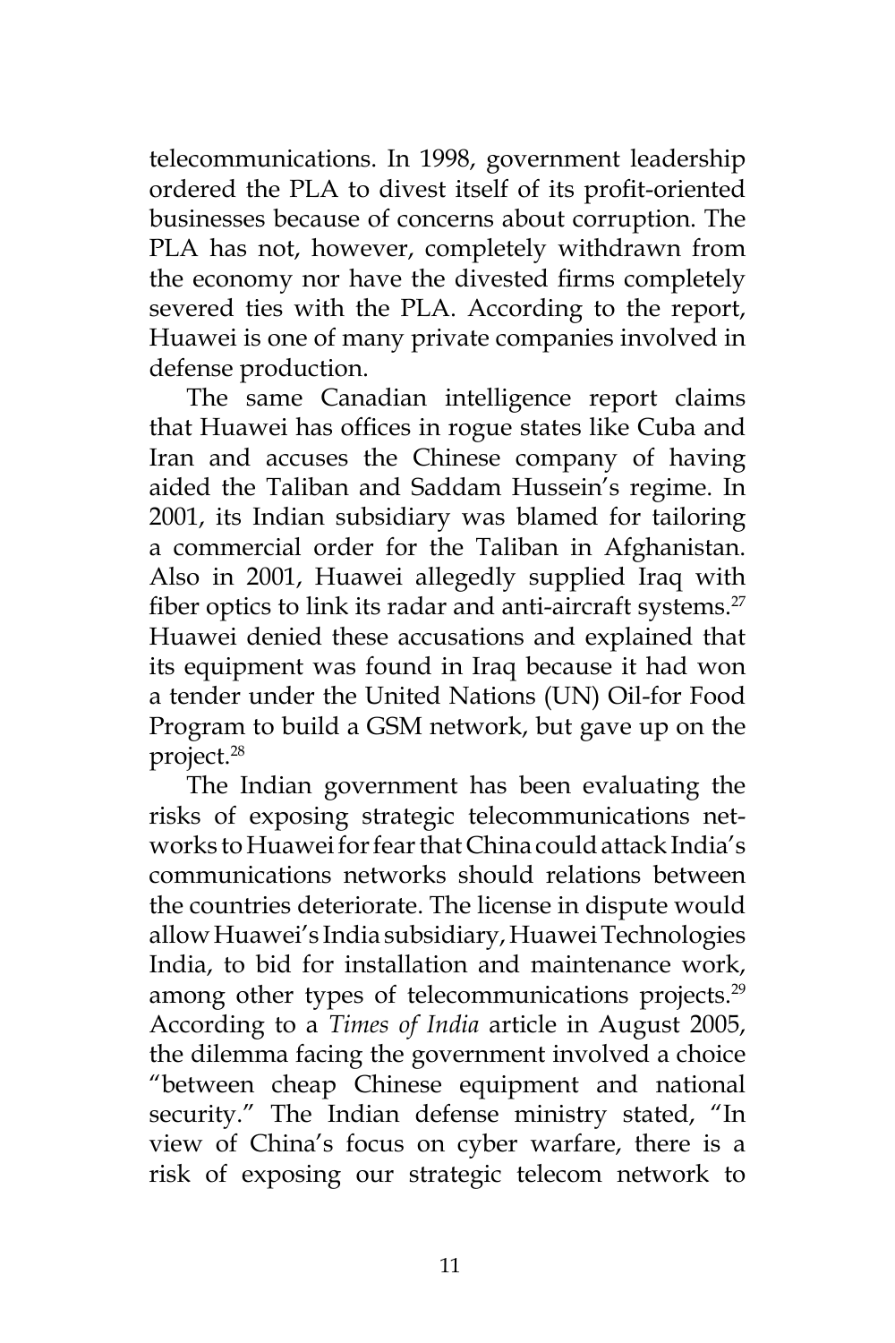telecommunications. In 1998, government leadership ordered the PLA to divest itself of its profit-oriented businesses because of concerns about corruption. The PLA has not, however, completely withdrawn from the economy nor have the divested firms completely severed ties with the PLA. According to the report, Huawei is one of many private companies involved in defense production.

The same Canadian intelligence report claims that Huawei has offices in rogue states like Cuba and Iran and accuses the Chinese company of having aided the Taliban and Saddam Hussein's regime. In 2001, its Indian subsidiary was blamed for tailoring a commercial order for the Taliban in Afghanistan. Also in 2001, Huawei allegedly supplied Iraq with fiber optics to link its radar and anti-aircraft systems.[27] Huawei denied these accusations and explained that its equipment was found in Iraq because it had won a tender under the United Nations (UN) Oil-for Food Program to build a GSM network, but gave up on the project.[28]

The Indian government has been evaluating the risks of exposing strategic telecommunications networks to Huawei for fear that China could attack India's communications networks should relations between the countries deteriorate. The license in dispute would allow Huawei's India subsidiary, Huawei Technologies India, to bid for installation and maintenance work, among other types of telecommunications projects.[29] According to a *Times of India* article in August 2005, the dilemma facing the government involved a choice "between cheap Chinese equipment and national security." The Indian defense ministry stated, "In view of China's focus on cyber warfare, there is a risk of exposing our strategic telecom network to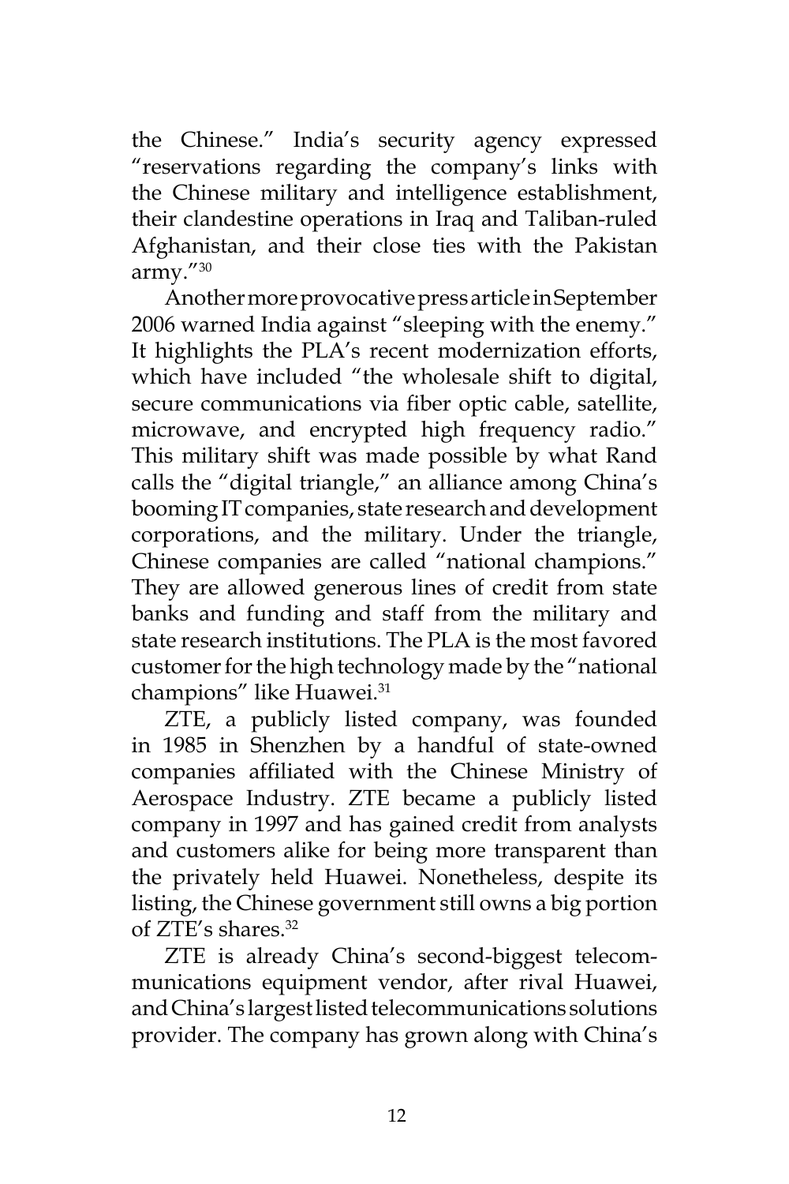the Chinese." India's security agency expressed "reservations regarding the company's links with the Chinese military and intelligence establishment, their clandestine operations in Iraq and Taliban-ruled Afghanistan, and their close ties with the Pakistan army."[30]

Another more provocative press article in September 2006 warned India against "sleeping with the enemy." It highlights the PLA's recent modernization efforts, which have included "the wholesale shift to digital, secure communications via fiber optic cable, satellite, microwave, and encrypted high frequency radio." This military shift was made possible by what Rand calls the "digital triangle," an alliance among China's booming IT companies, state research and development corporations, and the military. Under the triangle, Chinese companies are called "national champions." They are allowed generous lines of credit from state banks and funding and staff from the military and state research institutions. The PLA is the most favored customer for the high technology made by the "national champions" like Huawei.[31]

ZTE, a publicly listed company, was founded in 1985 in Shenzhen by a handful of state-owned companies affiliated with the Chinese Ministry of Aerospace Industry. ZTE became a publicly listed company in 1997 and has gained credit from analysts and customers alike for being more transparent than the privately held Huawei. Nonetheless, despite its listing, the Chinese government still owns a big portion of ZTE's shares.[32]

ZTE is already China's second-biggest telecommunications equipment vendor, after rival Huawei, and China's largest listed telecommunications solutions provider. The company has grown along with China's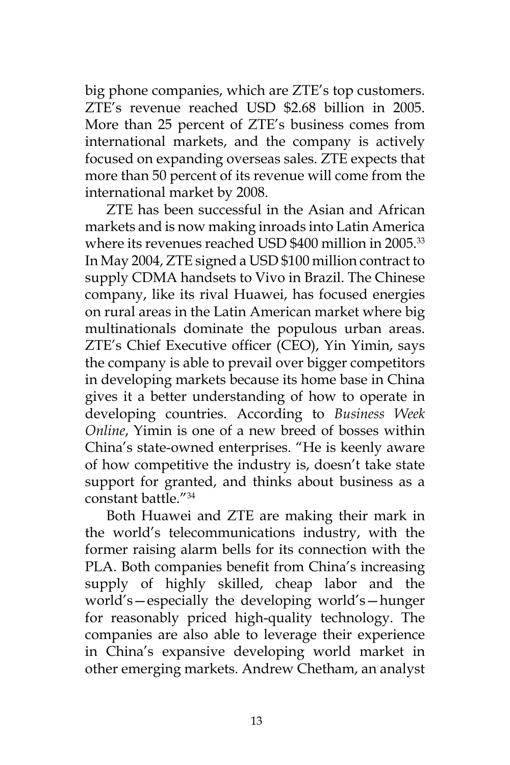big phone companies, which are ZTE's top customers. ZTE's revenue reached USD $2.68 billion in 2005. More than 25 percent of ZTE's business comes from international markets, and the company is actively focused on expanding overseas sales. ZTE expects that more than 50 percent of its revenue will come from the international market by 2008.

ZTE has been successful in the Asian and African markets and is now making inroads into Latin America where its revenues reached USD $400 million in 2005.[33] In May 2004, ZTE signed a USD $100 million contract to supply CDMA handsets to Vivo in Brazil. The Chinese company, like its rival Huawei, has focused energies on rural areas in the Latin American market where big multinationals dominate the populous urban areas. ZTE's Chief Executive officer (CEO), Yin Yimin, says the company is able to prevail over bigger competitors in developing markets because its home base in China gives it a better understanding of how to operate in developing countries. According to *Business Week Online*, Yimin is one of a new breed of bosses within China's state-owned enterprises. "He is keenly aware of how competitive the industry is, doesn't take state support for granted, and thinks about business as a constant battle."[34]

Both Huawei and ZTE are making their mark in the world's telecommunications industry, with the former raising alarm bells for its connection with the PLA. Both companies benefit from China's increasing supply of highly skilled, cheap labor and the world's—especially the developing world's—hunger for reasonably priced high-quality technology. The companies are also able to leverage their experience in China's expansive developing world market in other emerging markets. Andrew Chetham, an analyst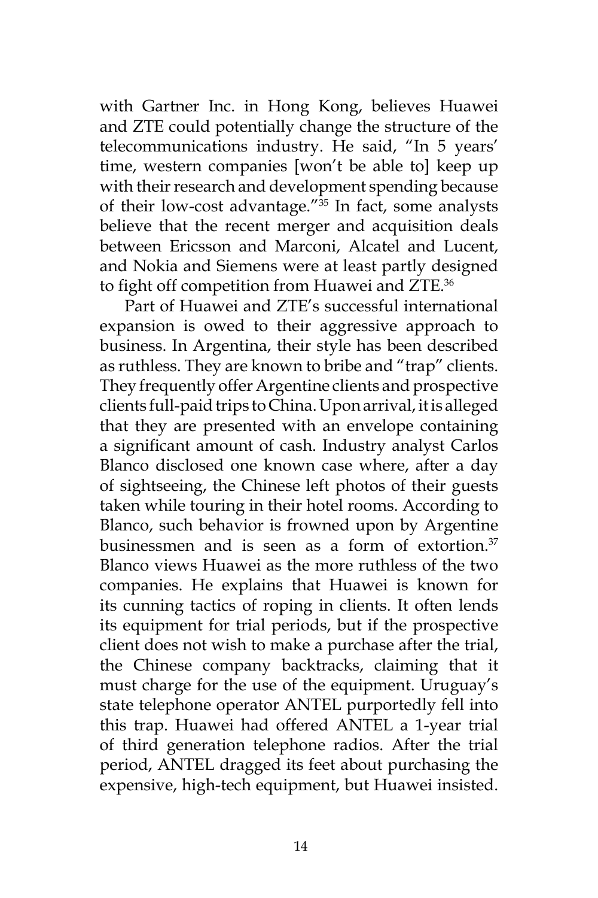with Gartner Inc. in Hong Kong, believes Huawei and ZTE could potentially change the structure of the telecommunications industry. He said, "In 5 years' time, western companies [won't be able to] keep up with their research and development spending because of their low-cost advantage."[35] In fact, some analysts believe that the recent merger and acquisition deals between Ericsson and Marconi, Alcatel and Lucent, and Nokia and Siemens were at least partly designed to fight off competition from Huawei and ZTE.[36]

Part of Huawei and ZTE's successful international expansion is owed to their aggressive approach to business. In Argentina, their style has been described as ruthless. They are known to bribe and "trap" clients. They frequently offer Argentine clients and prospective clients full-paid trips to China. Upon arrival, it is alleged that they are presented with an envelope containing a significant amount of cash. Industry analyst Carlos Blanco disclosed one known case where, after a day of sightseeing, the Chinese left photos of their guests taken while touring in their hotel rooms. According to Blanco, such behavior is frowned upon by Argentine businessmen and is seen as a form of extortion.[37] Blanco views Huawei as the more ruthless of the two companies. He explains that Huawei is known for its cunning tactics of roping in clients. It often lends its equipment for trial periods, but if the prospective client does not wish to make a purchase after the trial, the Chinese company backtracks, claiming that it must charge for the use of the equipment. Uruguay's state telephone operator ANTEL purportedly fell into this trap. Huawei had offered ANTEL a 1-year trial of third generation telephone radios. After the trial period, ANTEL dragged its feet about purchasing the expensive, high-tech equipment, but Huawei insisted.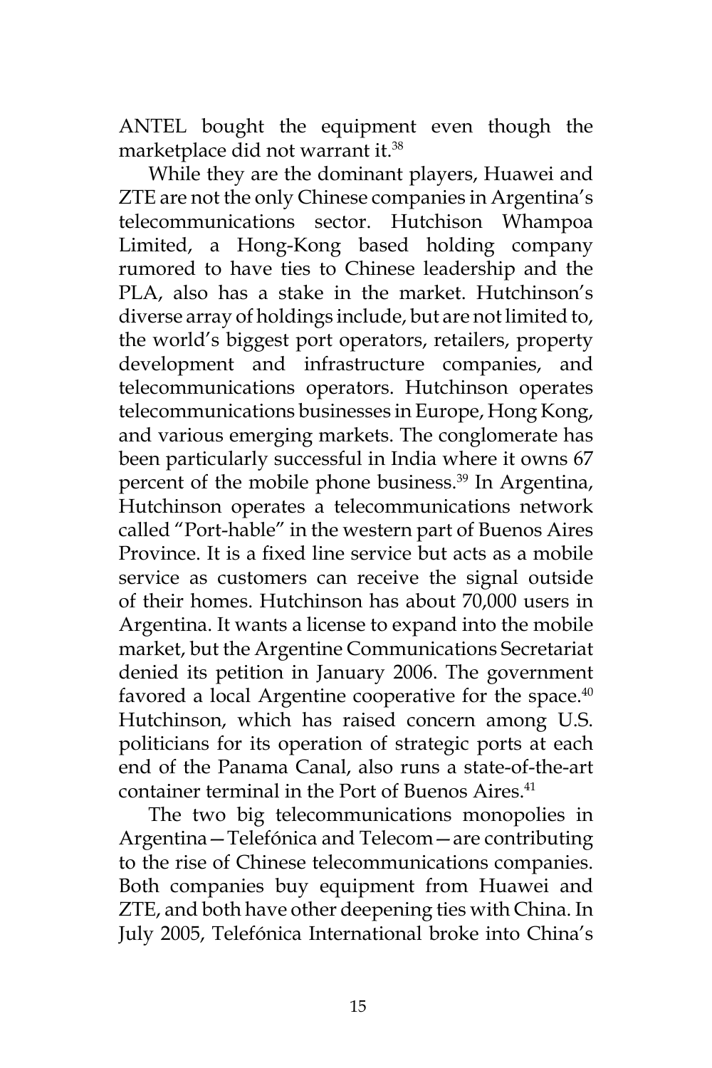ANTEL bought the equipment even though the marketplace did not warrant it.[38]

While they are the dominant players, Huawei and ZTE are not the only Chinese companies in Argentina's telecommunications sector. Hutchison Whampoa Limited, a Hong-Kong based holding company rumored to have ties to Chinese leadership and the PLA, also has a stake in the market. Hutchinson's diverse array of holdings include, but are not limited to, the world's biggest port operators, retailers, property development and infrastructure companies, and telecommunications operators. Hutchinson operates telecommunications businesses in Europe, Hong Kong, and various emerging markets. The conglomerate has been particularly successful in India where it owns 67 percent of the mobile phone business.[39] In Argentina, Hutchinson operates a telecommunications network called "Port-hable" in the western part of Buenos Aires Province. It is a fixed line service but acts as a mobile service as customers can receive the signal outside of their homes. Hutchinson has about 70,000 users in Argentina. It wants a license to expand into the mobile market, but the Argentine Communications Secretariat denied its petition in January 2006. The government favored a local Argentine cooperative for the space.[40] Hutchinson, which has raised concern among U.S. politicians for its operation of strategic ports at each end of the Panama Canal, also runs a state-of-the-art container terminal in the Port of Buenos Aires.[41]

The two big telecommunications monopolies in Argentina—Telefónica and Telecom—are contributing to the rise of Chinese telecommunications companies. Both companies buy equipment from Huawei and ZTE, and both have other deepening ties with China. In July 2005, Telefónica International broke into China's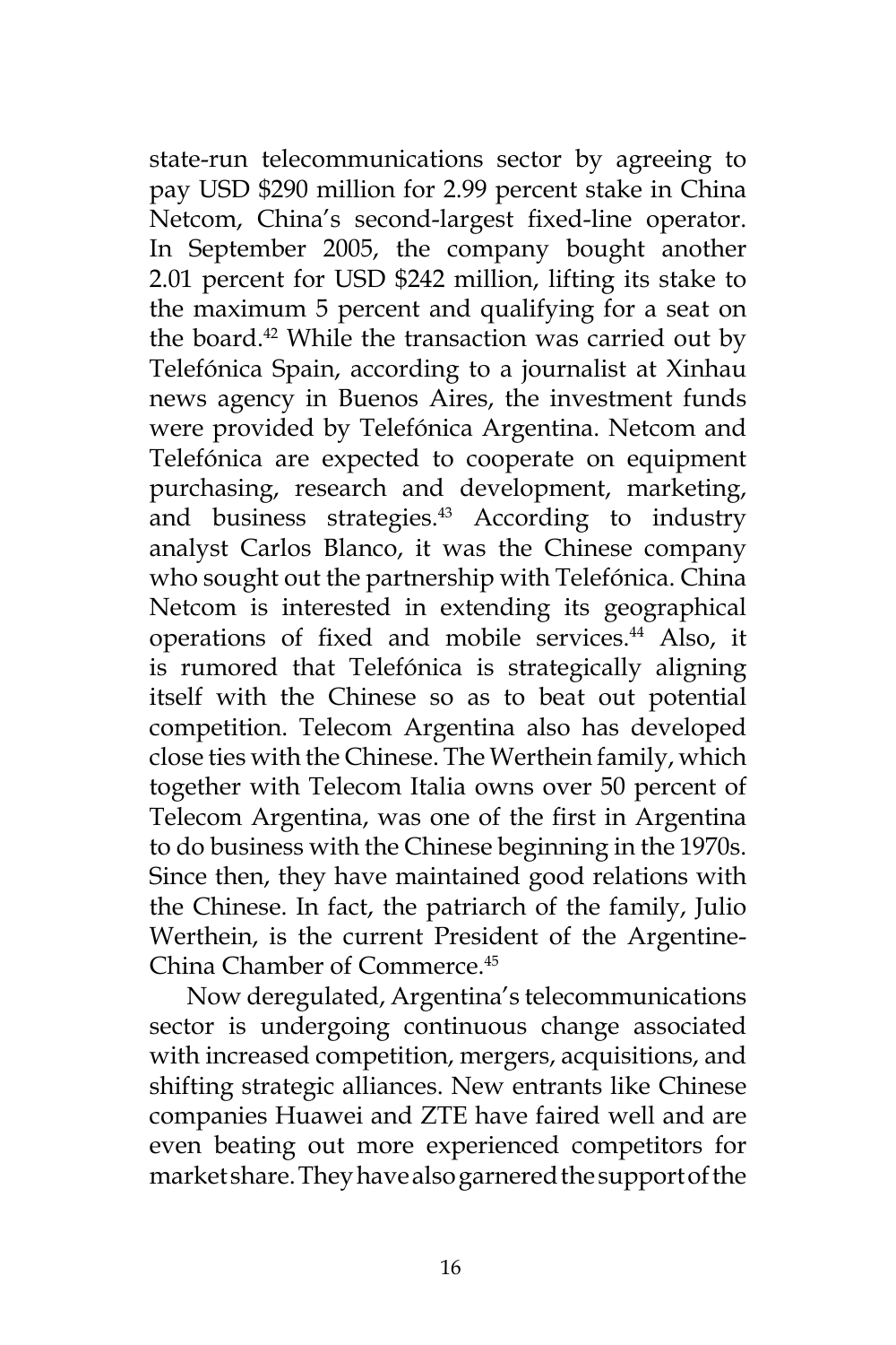state-run telecommunications sector by agreeing to pay USD $290 million for 2.99 percent stake in China Netcom, China's second-largest fixed-line operator. In September 2005, the company bought another 2.01 percent for USD $242 million, lifting its stake to the maximum 5 percent and qualifying for a seat on the board.[42] While the transaction was carried out by Telefónica Spain, according to a journalist at Xinhau news agency in Buenos Aires, the investment funds were provided by Telefónica Argentina. Netcom and Telefónica are expected to cooperate on equipment purchasing, research and development, marketing, and business strategies.[43] According to industry analyst Carlos Blanco, it was the Chinese company who sought out the partnership with Telefónica. China Netcom is interested in extending its geographical operations of fixed and mobile services.[44] Also, it is rumored that Telefónica is strategically aligning itself with the Chinese so as to beat out potential competition. Telecom Argentina also has developed close ties with the Chinese. The Werthein family, which together with Telecom Italia owns over 50 percent of Telecom Argentina, was one of the first in Argentina to do business with the Chinese beginning in the 1970s. Since then, they have maintained good relations with the Chinese. In fact, the patriarch of the family, Julio Werthein, is the current President of the Argentine-China Chamber of Commerce.[45]

Now deregulated, Argentina's telecommunications sector is undergoing continuous change associated with increased competition, mergers, acquisitions, and shifting strategic alliances. New entrants like Chinese companies Huawei and ZTE have faired well and are even beating out more experienced competitors for market share. They have also garnered the support of the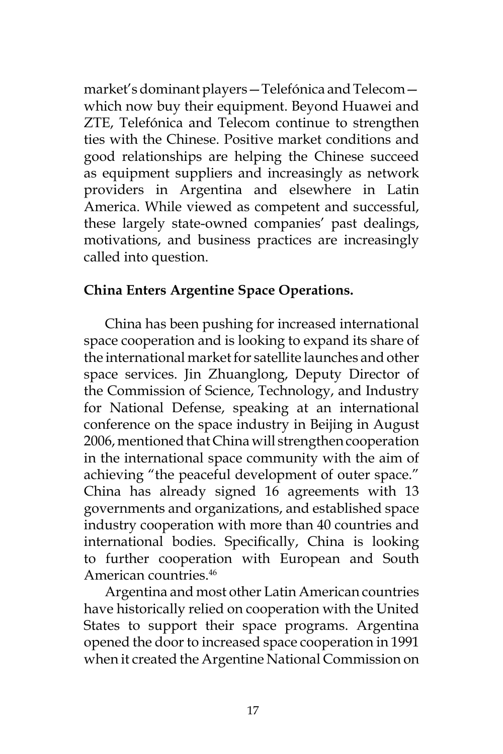market's dominant players—Telefónica and Telecom—which now buy their equipment. Beyond Huawei and ZTE, Telefónica and Telecom continue to strengthen ties with the Chinese. Positive market conditions and good relationships are helping the Chinese succeed as equipment suppliers and increasingly as network providers in Argentina and elsewhere in Latin America. While viewed as competent and successful, these largely state-owned companies' past dealings, motivations, and business practices are increasingly called into question.

**China Enters Argentine Space Operations.**

China has been pushing for increased international space cooperation and is looking to expand its share of the international market for satellite launches and other space services. Jin Zhuanglong, Deputy Director of the Commission of Science, Technology, and Industry for National Defense, speaking at an international conference on the space industry in Beijing in August 2006, mentioned that China will strengthen cooperation in the international space community with the aim of achieving "the peaceful development of outer space." China has already signed 16 agreements with 13 governments and organizations, and established space industry cooperation with more than 40 countries and international bodies. Specifically, China is looking to further cooperation with European and South American countries.[46]

Argentina and most other Latin American countries have historically relied on cooperation with the United States to support their space programs. Argentina opened the door to increased space cooperation in 1991 when it created the Argentine National Commission on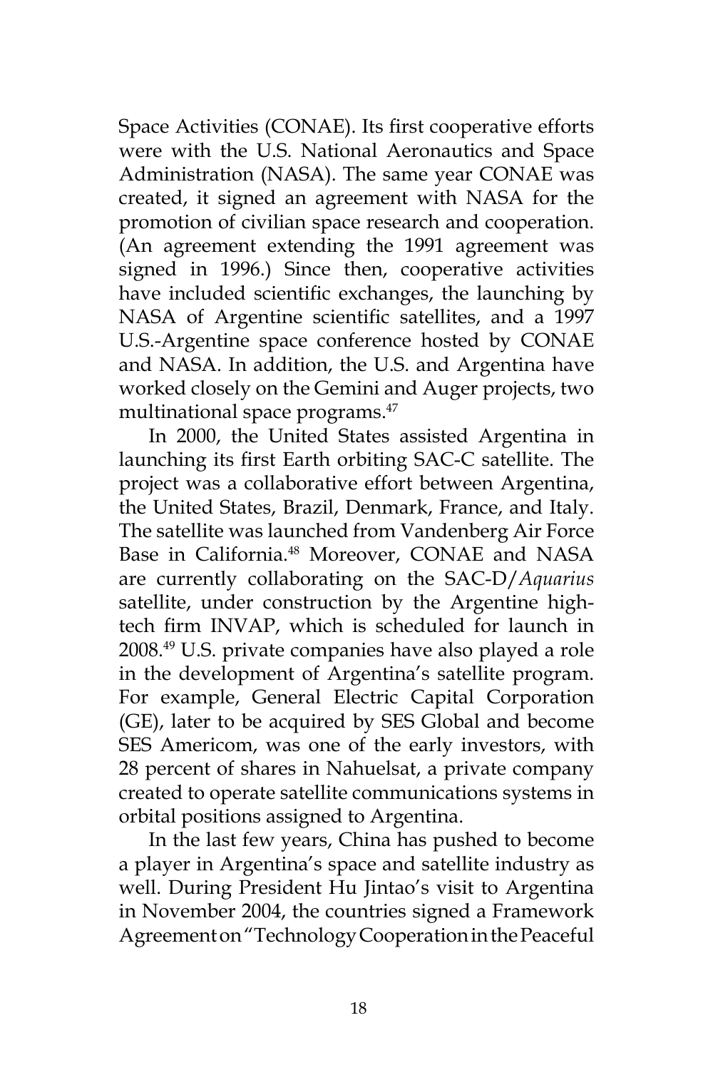Space Activities (CONAE). Its first cooperative efforts were with the U.S. National Aeronautics and Space Administration (NASA). The same year CONAE was created, it signed an agreement with NASA for the promotion of civilian space research and cooperation. (An agreement extending the 1991 agreement was signed in 1996.) Since then, cooperative activities have included scientific exchanges, the launching by NASA of Argentine scientific satellites, and a 1997 U.S.-Argentine space conference hosted by CONAE and NASA. In addition, the U.S. and Argentina have worked closely on the Gemini and Auger projects, two multinational space programs.[47]

In 2000, the United States assisted Argentina in launching its first Earth orbiting SAC-C satellite. The project was a collaborative effort between Argentina, the United States, Brazil, Denmark, France, and Italy. The satellite was launched from Vandenberg Air Force Base in California.[48] Moreover, CONAE and NASA are currently collaborating on the SAC-D/*Aquarius* satellite, under construction by the Argentine high-tech firm INVAP, which is scheduled for launch in 2008.[49] U.S. private companies have also played a role in the development of Argentina's satellite program. For example, General Electric Capital Corporation (GE), later to be acquired by SES Global and become SES Americom, was one of the early investors, with 28 percent of shares in Nahuelsat, a private company created to operate satellite communications systems in orbital positions assigned to Argentina.

In the last few years, China has pushed to become a player in Argentina's space and satellite industry as well. During President Hu Jintao's visit to Argentina in November 2004, the countries signed a Framework Agreement on "Technology Cooperation in the Peaceful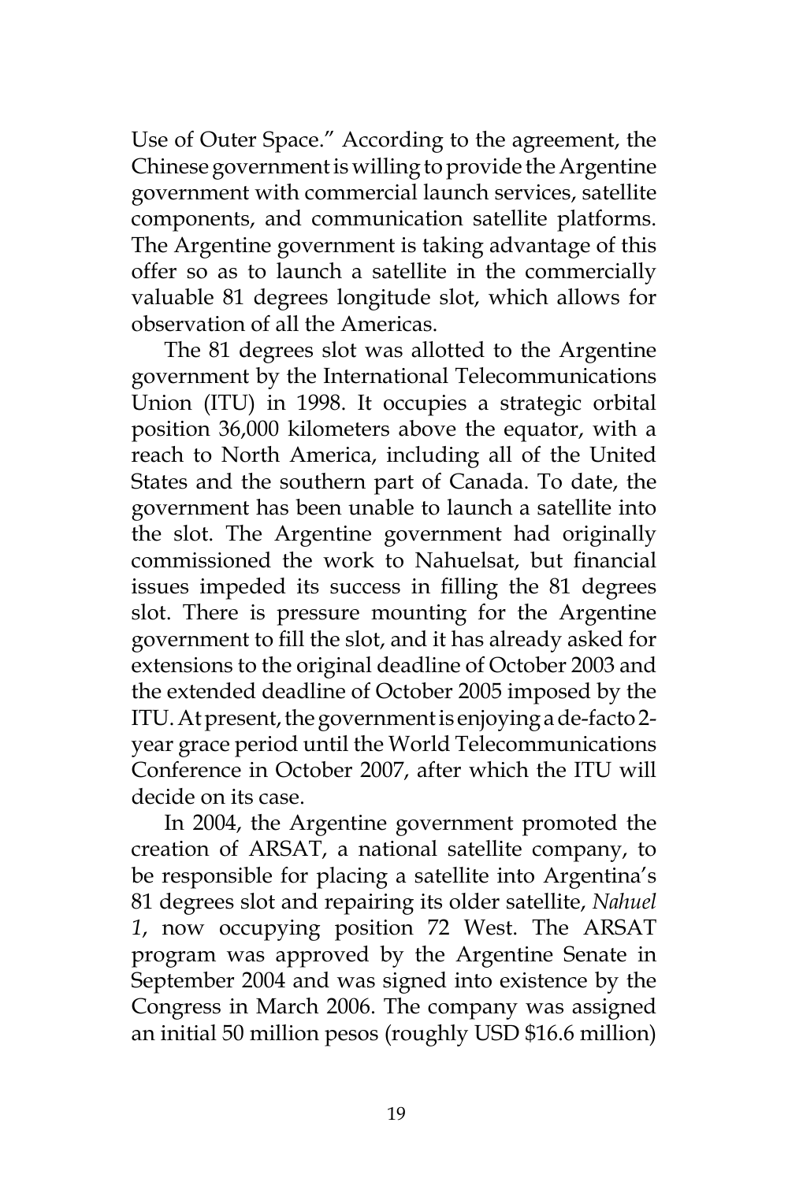Use of Outer Space." According to the agreement, the Chinese government is willing to provide the Argentine government with commercial launch services, satellite components, and communication satellite platforms. The Argentine government is taking advantage of this offer so as to launch a satellite in the commercially valuable 81 degrees longitude slot, which allows for observation of all the Americas.

The 81 degrees slot was allotted to the Argentine government by the International Telecommunications Union (ITU) in 1998. It occupies a strategic orbital position 36,000 kilometers above the equator, with a reach to North America, including all of the United States and the southern part of Canada. To date, the government has been unable to launch a satellite into the slot. The Argentine government had originally commissioned the work to Nahuelsat, but financial issues impeded its success in filling the 81 degrees slot. There is pressure mounting for the Argentine government to fill the slot, and it has already asked for extensions to the original deadline of October 2003 and the extended deadline of October 2005 imposed by the ITU. At present, the government is enjoying a de-facto 2-year grace period until the World Telecommunications Conference in October 2007, after which the ITU will decide on its case.

In 2004, the Argentine government promoted the creation of ARSAT, a national satellite company, to be responsible for placing a satellite into Argentina's 81 degrees slot and repairing its older satellite, *Nahuel 1*, now occupying position 72 West. The ARSAT program was approved by the Argentine Senate in September 2004 and was signed into existence by the Congress in March 2006. The company was assigned an initial 50 million pesos (roughly USD $16.6 million)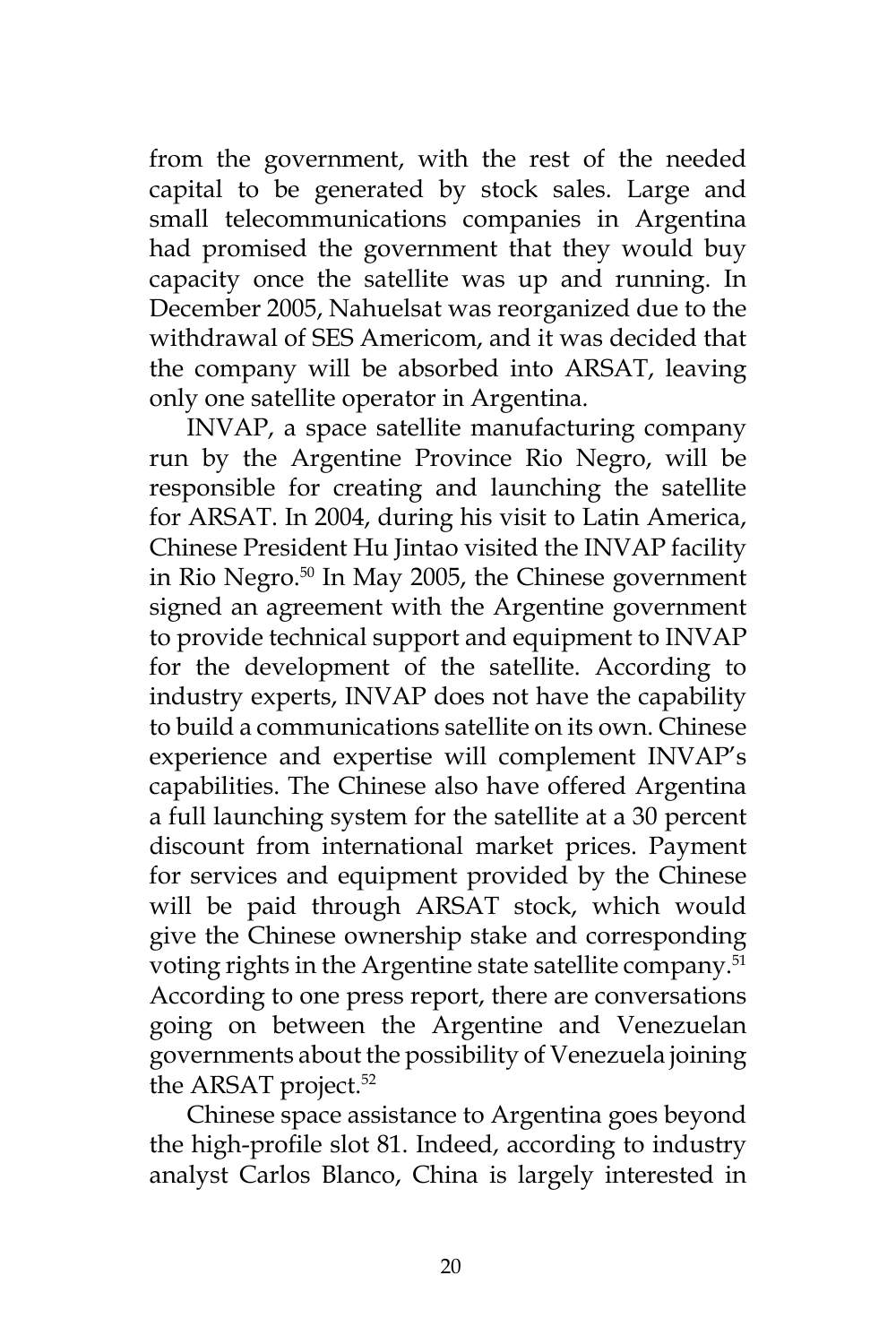from the government, with the rest of the needed capital to be generated by stock sales. Large and small telecommunications companies in Argentina had promised the government that they would buy capacity once the satellite was up and running. In December 2005, Nahuelsat was reorganized due to the withdrawal of SES Americom, and it was decided that the company will be absorbed into ARSAT, leaving only one satellite operator in Argentina.

INVAP, a space satellite manufacturing company run by the Argentine Province Rio Negro, will be responsible for creating and launching the satellite for ARSAT. In 2004, during his visit to Latin America, Chinese President Hu Jintao visited the INVAP facility in Rio Negro.[50] In May 2005, the Chinese government signed an agreement with the Argentine government to provide technical support and equipment to INVAP for the development of the satellite. According to industry experts, INVAP does not have the capability to build a communications satellite on its own. Chinese experience and expertise will complement INVAP's capabilities. The Chinese also have offered Argentina a full launching system for the satellite at a 30 percent discount from international market prices. Payment for services and equipment provided by the Chinese will be paid through ARSAT stock, which would give the Chinese ownership stake and corresponding voting rights in the Argentine state satellite company.[51] According to one press report, there are conversations going on between the Argentine and Venezuelan governments about the possibility of Venezuela joining the ARSAT project.[52]

Chinese space assistance to Argentina goes beyond the high-profile slot 81. Indeed, according to industry analyst Carlos Blanco, China is largely interested in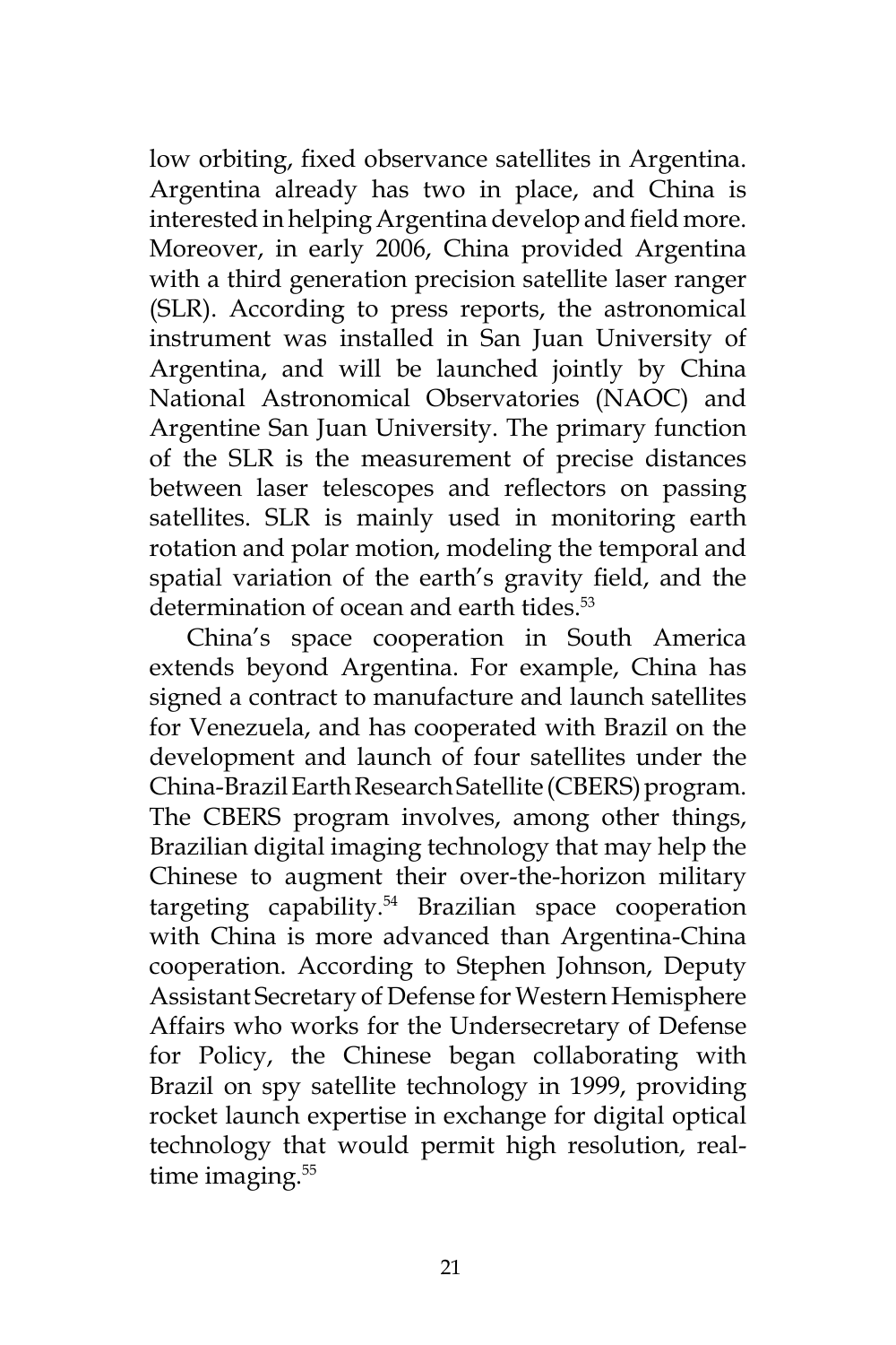low orbiting, fixed observance satellites in Argentina. Argentina already has two in place, and China is interested in helping Argentina develop and field more. Moreover, in early 2006, China provided Argentina with a third generation precision satellite laser ranger (SLR). According to press reports, the astronomical instrument was installed in San Juan University of Argentina, and will be launched jointly by China National Astronomical Observatories (NAOC) and Argentine San Juan University. The primary function of the SLR is the measurement of precise distances between laser telescopes and reflectors on passing satellites. SLR is mainly used in monitoring earth rotation and polar motion, modeling the temporal and spatial variation of the earth's gravity field, and the determination of ocean and earth tides.[53]

China's space cooperation in South America extends beyond Argentina. For example, China has signed a contract to manufacture and launch satellites for Venezuela, and has cooperated with Brazil on the development and launch of four satellites under the China-Brazil Earth Research Satellite (CBERS) program. The CBERS program involves, among other things, Brazilian digital imaging technology that may help the Chinese to augment their over-the-horizon military targeting capability.[54] Brazilian space cooperation with China is more advanced than Argentina-China cooperation. According to Stephen Johnson, Deputy Assistant Secretary of Defense for Western Hemisphere Affairs who works for the Undersecretary of Defense for Policy, the Chinese began collaborating with Brazil on spy satellite technology in 1999, providing rocket launch expertise in exchange for digital optical technology that would permit high resolution, real-time imaging.[55]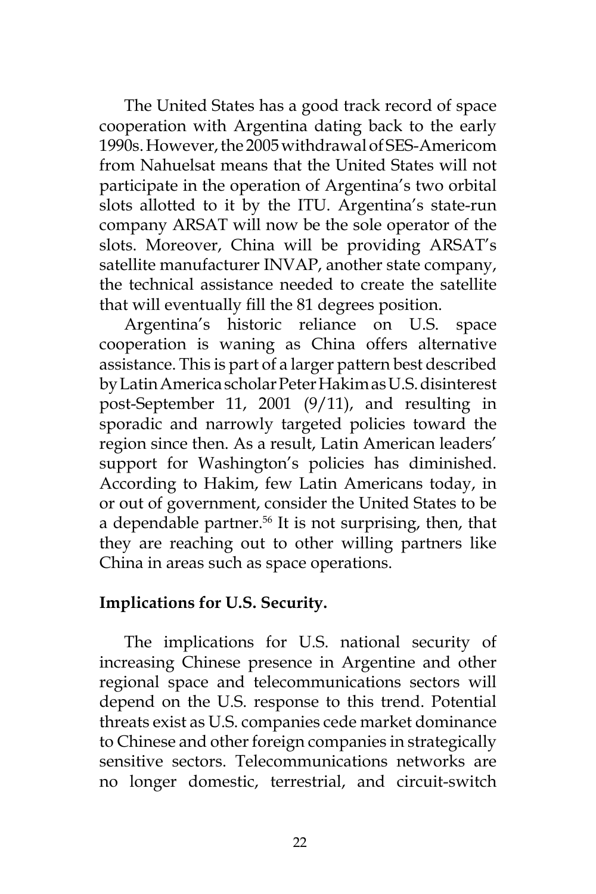The United States has a good track record of space cooperation with Argentina dating back to the early 1990s. However, the 2005 withdrawal of SES-Americom from Nahuelsat means that the United States will not participate in the operation of Argentina's two orbital slots allotted to it by the ITU. Argentina's state-run company ARSAT will now be the sole operator of the slots. Moreover, China will be providing ARSAT's satellite manufacturer INVAP, another state company, the technical assistance needed to create the satellite that will eventually fill the 81 degrees position.

Argentina's historic reliance on U.S. space cooperation is waning as China offers alternative assistance. This is part of a larger pattern best described by Latin America scholar Peter Hakim as U.S. disinterest post-September 11, 2001 (9/11), and resulting in sporadic and narrowly targeted policies toward the region since then. As a result, Latin American leaders' support for Washington's policies has diminished. According to Hakim, few Latin Americans today, in or out of government, consider the United States to be a dependable partner.[56] It is not surprising, then, that they are reaching out to other willing partners like China in areas such as space operations.

**Implications for U.S. Security.**

The implications for U.S. national security of increasing Chinese presence in Argentine and other regional space and telecommunications sectors will depend on the U.S. response to this trend. Potential threats exist as U.S. companies cede market dominance to Chinese and other foreign companies in strategically sensitive sectors. Telecommunications networks are no longer domestic, terrestrial, and circuit-switch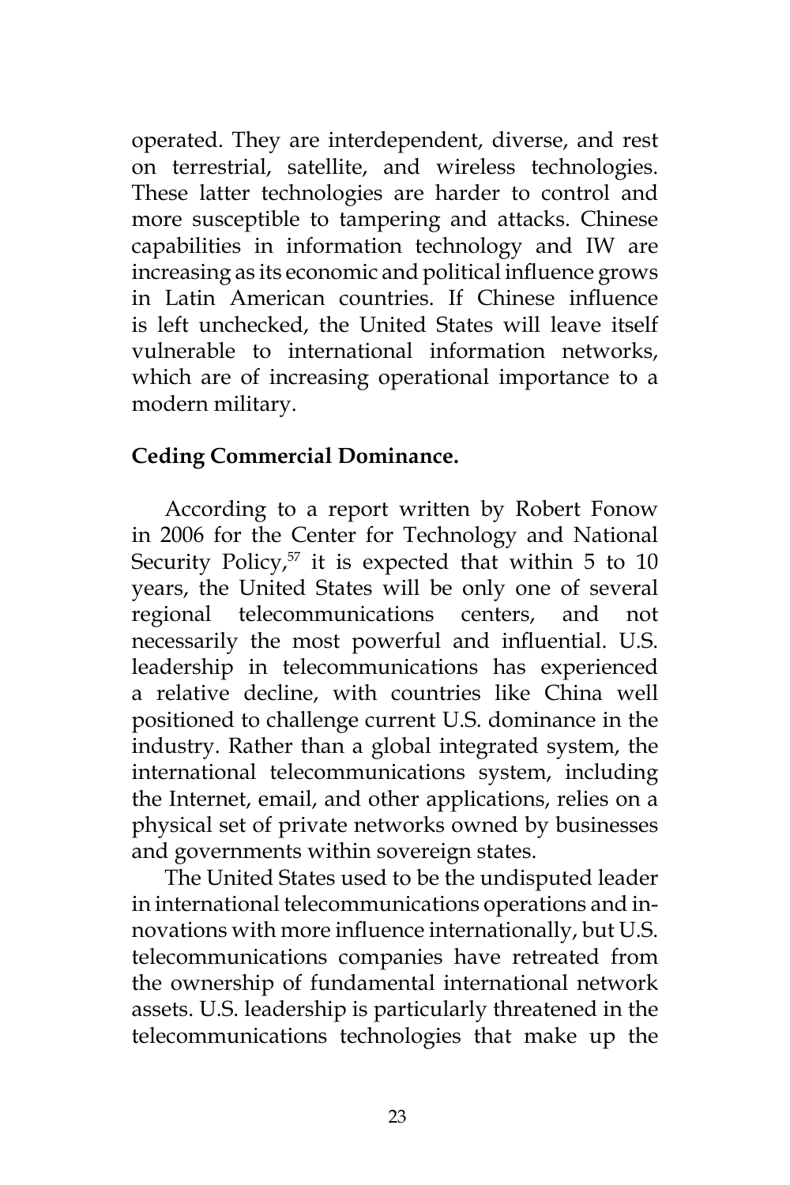operated. They are interdependent, diverse, and rest on terrestrial, satellite, and wireless technologies. These latter technologies are harder to control and more susceptible to tampering and attacks. Chinese capabilities in information technology and IW are increasing as its economic and political influence grows in Latin American countries. If Chinese influence is left unchecked, the United States will leave itself vulnerable to international information networks, which are of increasing operational importance to a modern military.

**Ceding Commercial Dominance.**

According to a report written by Robert Fonow in 2006 for the Center for Technology and National Security Policy,[57] it is expected that within 5 to 10 years, the United States will be only one of several regional telecommunications centers, and not necessarily the most powerful and influential. U.S. leadership in telecommunications has experienced a relative decline, with countries like China well positioned to challenge current U.S. dominance in the industry. Rather than a global integrated system, the international telecommunications system, including the Internet, email, and other applications, relies on a physical set of private networks owned by businesses and governments within sovereign states.

The United States used to be the undisputed leader in international telecommunications operations and innovations with more influence internationally, but U.S. telecommunications companies have retreated from the ownership of fundamental international network assets. U.S. leadership is particularly threatened in the telecommunications technologies that make up the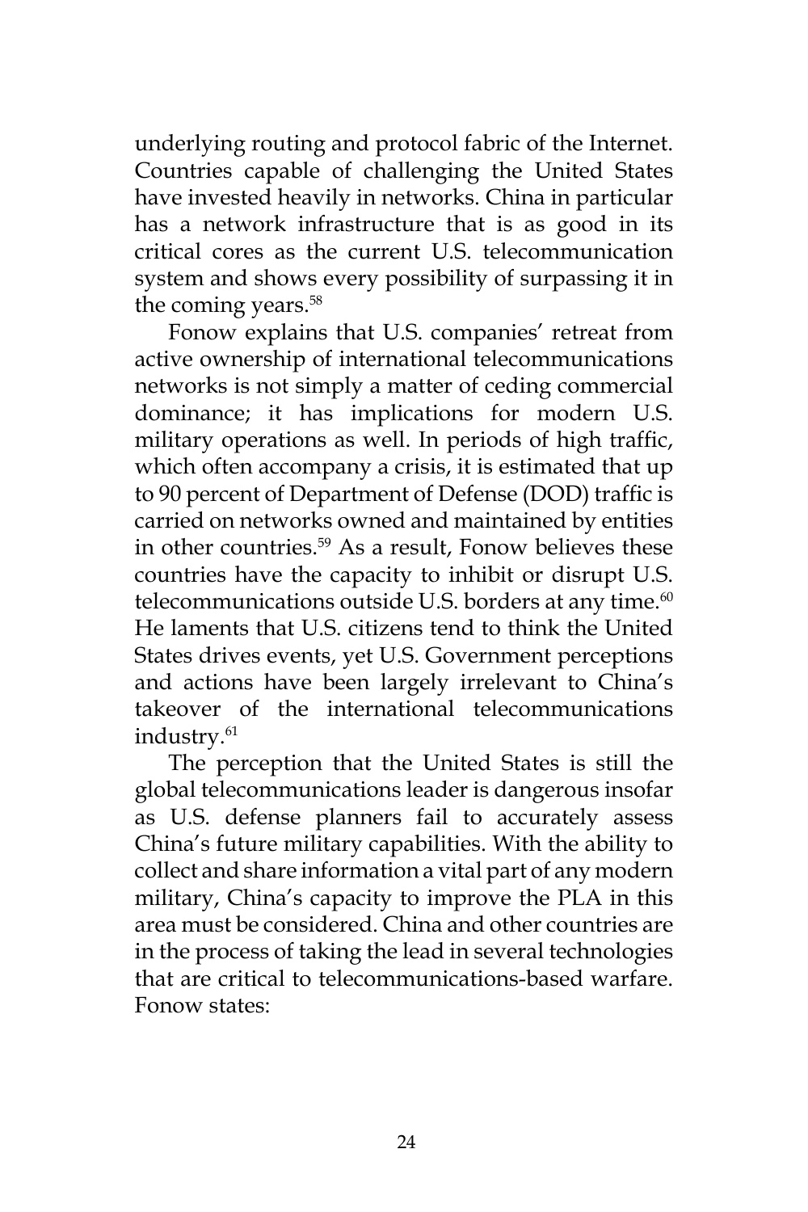underlying routing and protocol fabric of the Internet. Countries capable of challenging the United States have invested heavily in networks. China in particular has a network infrastructure that is as good in its critical cores as the current U.S. telecommunication system and shows every possibility of surpassing it in the coming years.[58]

Fonow explains that U.S. companies' retreat from active ownership of international telecommunications networks is not simply a matter of ceding commercial dominance; it has implications for modern U.S. military operations as well. In periods of high traffic, which often accompany a crisis, it is estimated that up to 90 percent of Department of Defense (DOD) traffic is carried on networks owned and maintained by entities in other countries.[59] As a result, Fonow believes these countries have the capacity to inhibit or disrupt U.S. telecommunications outside U.S. borders at any time.[60] He laments that U.S. citizens tend to think the United States drives events, yet U.S. Government perceptions and actions have been largely irrelevant to China's takeover of the international telecommunications industry.[61]

The perception that the United States is still the global telecommunications leader is dangerous insofar as U.S. defense planners fail to accurately assess China's future military capabilities. With the ability to collect and share information a vital part of any modern military, China's capacity to improve the PLA in this area must be considered. China and other countries are in the process of taking the lead in several technologies that are critical to telecommunications-based warfare. Fonow states: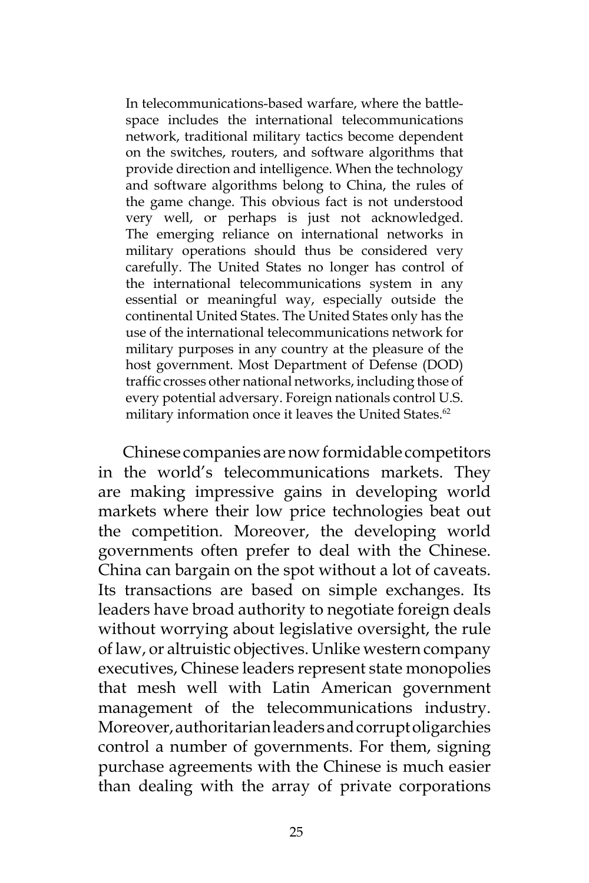> In telecommunications-based warfare, where the battle-space includes the international telecommunications network, traditional military tactics become dependent on the switches, routers, and software algorithms that provide direction and intelligence. When the technology and software algorithms belong to China, the rules of the game change. This obvious fact is not understood very well, or perhaps is just not acknowledged. The emerging reliance on international networks in military operations should thus be considered very carefully. The United States no longer has control of the international telecommunications system in any essential or meaningful way, especially outside the continental United States. The United States only has the use of the international telecommunications network for military purposes in any country at the pleasure of the host government. Most Department of Defense (DOD) traffic crosses other national networks, including those of every potential adversary. Foreign nationals control U.S. military information once it leaves the United States.[62]

Chinese companies are now formidable competitors in the world's telecommunications markets. They are making impressive gains in developing world markets where their low price technologies beat out the competition. Moreover, the developing world governments often prefer to deal with the Chinese. China can bargain on the spot without a lot of caveats. Its transactions are based on simple exchanges. Its leaders have broad authority to negotiate foreign deals without worrying about legislative oversight, the rule of law, or altruistic objectives. Unlike western company executives, Chinese leaders represent state monopolies that mesh well with Latin American government management of the telecommunications industry. Moreover, authoritarian leaders and corrupt oligarchies control a number of governments. For them, signing purchase agreements with the Chinese is much easier than dealing with the array of private corporations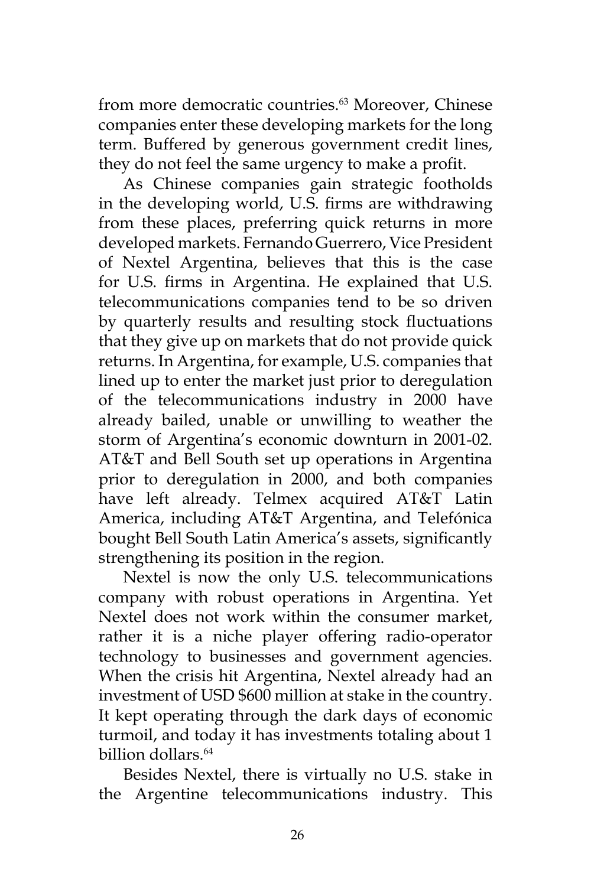from more democratic countries.[63] Moreover, Chinese companies enter these developing markets for the long term. Buffered by generous government credit lines, they do not feel the same urgency to make a profit.

As Chinese companies gain strategic footholds in the developing world, U.S. firms are withdrawing from these places, preferring quick returns in more developed markets. Fernando Guerrero, Vice President of Nextel Argentina, believes that this is the case for U.S. firms in Argentina. He explained that U.S. telecommunications companies tend to be so driven by quarterly results and resulting stock fluctuations that they give up on markets that do not provide quick returns. In Argentina, for example, U.S. companies that lined up to enter the market just prior to deregulation of the telecommunications industry in 2000 have already bailed, unable or unwilling to weather the storm of Argentina's economic downturn in 2001-02. AT&T and Bell South set up operations in Argentina prior to deregulation in 2000, and both companies have left already. Telmex acquired AT&T Latin America, including AT&T Argentina, and Telefónica bought Bell South Latin America's assets, significantly strengthening its position in the region.

Nextel is now the only U.S. telecommunications company with robust operations in Argentina. Yet Nextel does not work within the consumer market, rather it is a niche player offering radio-operator technology to businesses and government agencies. When the crisis hit Argentina, Nextel already had an investment of USD $600 million at stake in the country. It kept operating through the dark days of economic turmoil, and today it has investments totaling about 1 billion dollars.[64]

Besides Nextel, there is virtually no U.S. stake in the Argentine telecommunications industry. This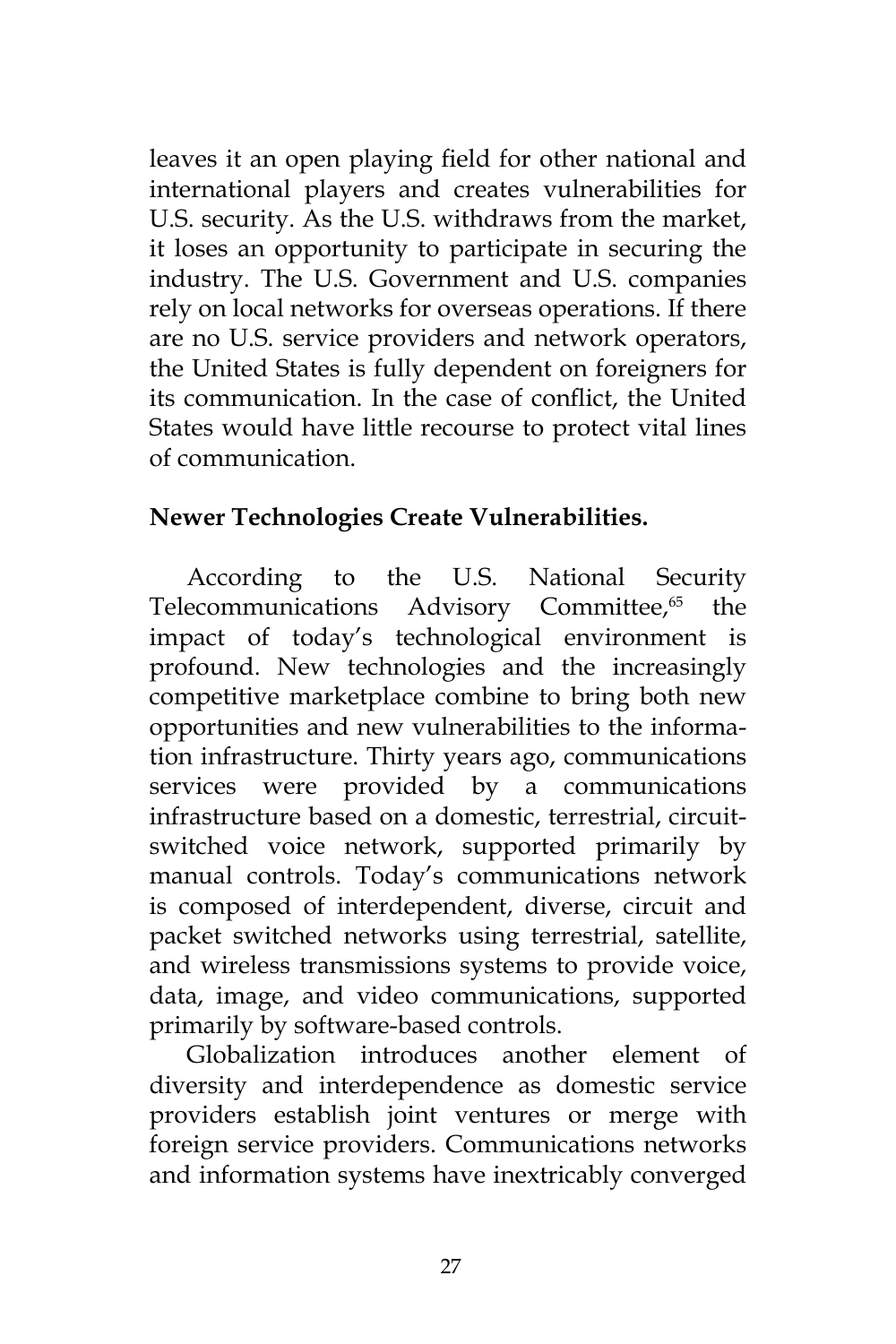leaves it an open playing field for other national and international players and creates vulnerabilities for U.S. security. As the U.S. withdraws from the market, it loses an opportunity to participate in securing the industry. The U.S. Government and U.S. companies rely on local networks for overseas operations. If there are no U.S. service providers and network operators, the United States is fully dependent on foreigners for its communication. In the case of conflict, the United States would have little recourse to protect vital lines of communication.

**Newer Technologies Create Vulnerabilities.**

According to the U.S. National Security Telecommunications Advisory Committee,[65] the impact of today's technological environment is profound. New technologies and the increasingly competitive marketplace combine to bring both new opportunities and new vulnerabilities to the information infrastructure. Thirty years ago, communications services were provided by a communications infrastructure based on a domestic, terrestrial, circuit-switched voice network, supported primarily by manual controls. Today's communications network is composed of interdependent, diverse, circuit and packet switched networks using terrestrial, satellite, and wireless transmissions systems to provide voice, data, image, and video communications, supported primarily by software-based controls.

Globalization introduces another element of diversity and interdependence as domestic service providers establish joint ventures or merge with foreign service providers. Communications networks and information systems have inextricably converged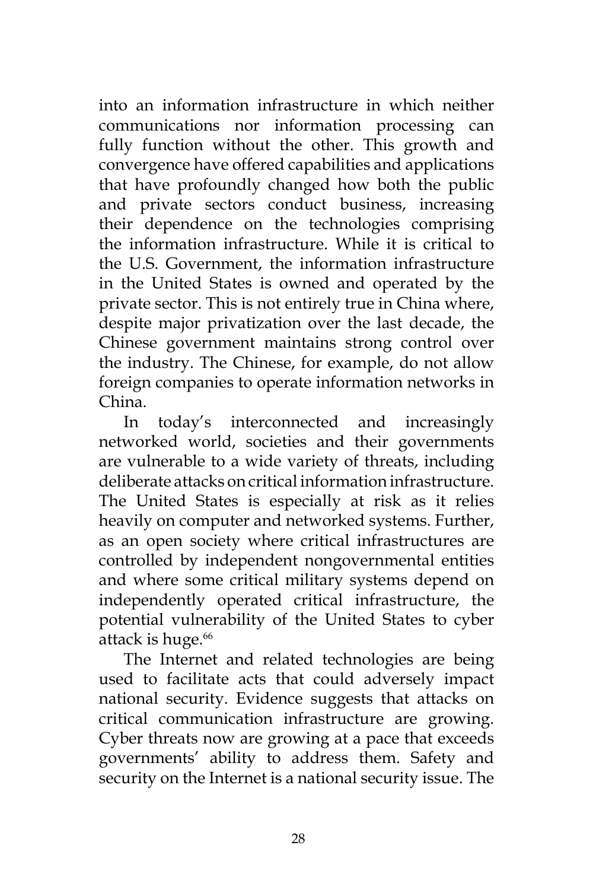into an information infrastructure in which neither communications nor information processing can fully function without the other. This growth and convergence have offered capabilities and applications that have profoundly changed how both the public and private sectors conduct business, increasing their dependence on the technologies comprising the information infrastructure. While it is critical to the U.S. Government, the information infrastructure in the United States is owned and operated by the private sector. This is not entirely true in China where, despite major privatization over the last decade, the Chinese government maintains strong control over the industry. The Chinese, for example, do not allow foreign companies to operate information networks in China.

In today's interconnected and increasingly networked world, societies and their governments are vulnerable to a wide variety of threats, including deliberate attacks on critical information infrastructure. The United States is especially at risk as it relies heavily on computer and networked systems. Further, as an open society where critical infrastructures are controlled by independent nongovernmental entities and where some critical military systems depend on independently operated critical infrastructure, the potential vulnerability of the United States to cyber attack is huge.[66]

The Internet and related technologies are being used to facilitate acts that could adversely impact national security. Evidence suggests that attacks on critical communication infrastructure are growing. Cyber threats now are growing at a pace that exceeds governments' ability to address them. Safety and security on the Internet is a national security issue. The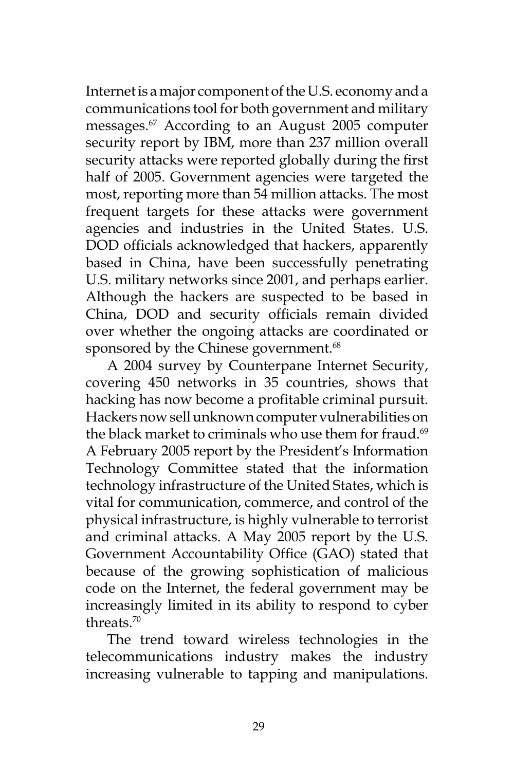Internet is a major component of the U.S. economy and a communications tool for both government and military messages.[67] According to an August 2005 computer security report by IBM, more than 237 million overall security attacks were reported globally during the first half of 2005. Government agencies were targeted the most, reporting more than 54 million attacks. The most frequent targets for these attacks were government agencies and industries in the United States. U.S. DOD officials acknowledged that hackers, apparently based in China, have been successfully penetrating U.S. military networks since 2001, and perhaps earlier. Although the hackers are suspected to be based in China, DOD and security officials remain divided over whether the ongoing attacks are coordinated or sponsored by the Chinese government.[68]

A 2004 survey by Counterpane Internet Security, covering 450 networks in 35 countries, shows that hacking has now become a profitable criminal pursuit. Hackers now sell unknown computer vulnerabilities on the black market to criminals who use them for fraud.[69] A February 2005 report by the President's Information Technology Committee stated that the information technology infrastructure of the United States, which is vital for communication, commerce, and control of the physical infrastructure, is highly vulnerable to terrorist and criminal attacks. A May 2005 report by the U.S. Government Accountability Office (GAO) stated that because of the growing sophistication of malicious code on the Internet, the federal government may be increasingly limited in its ability to respond to cyber threats.[70]

The trend toward wireless technologies in the telecommunications industry makes the industry increasing vulnerable to tapping and manipulations.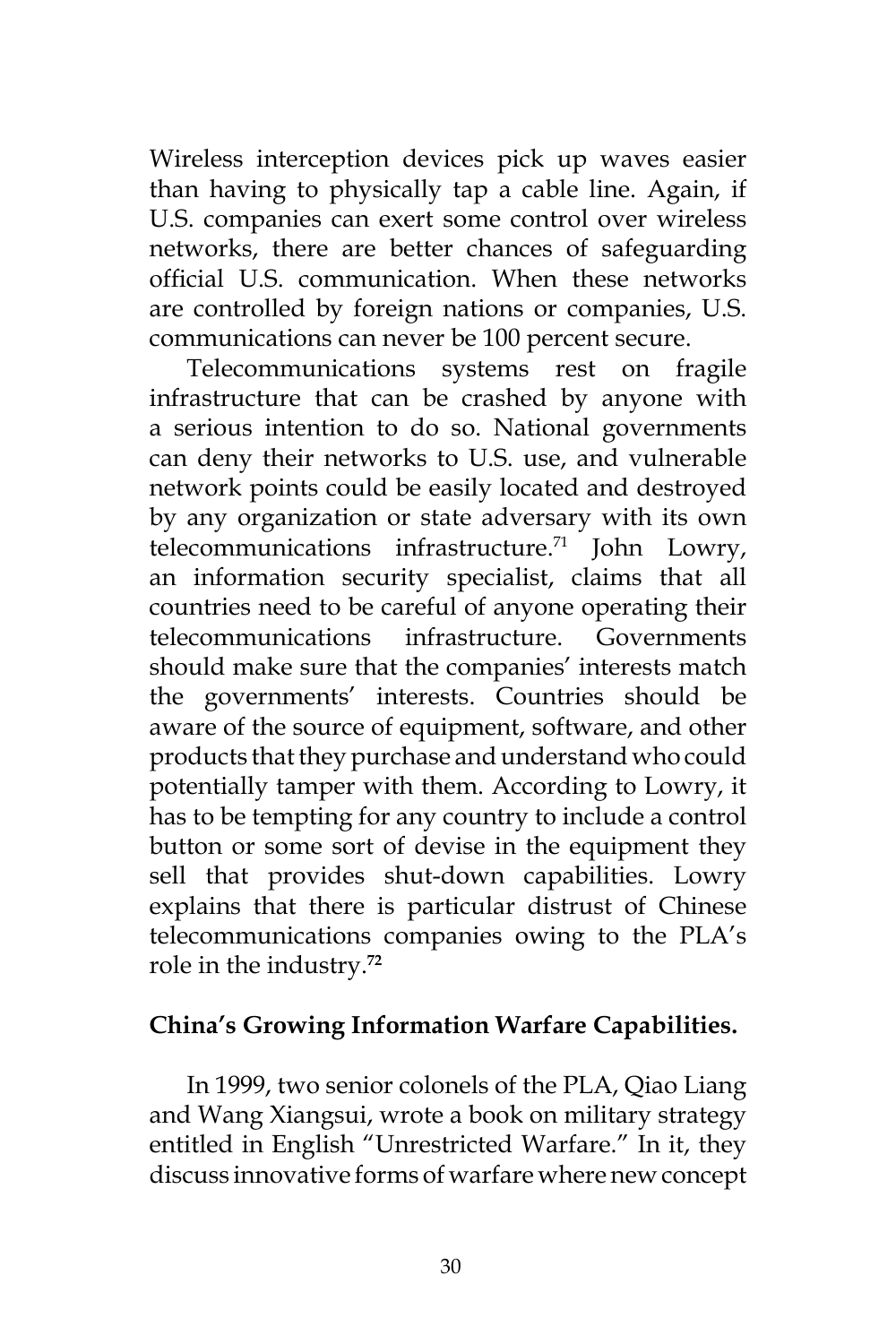Wireless interception devices pick up waves easier than having to physically tap a cable line. Again, if U.S. companies can exert some control over wireless networks, there are better chances of safeguarding official U.S. communication. When these networks are controlled by foreign nations or companies, U.S. communications can never be 100 percent secure.

Telecommunications systems rest on fragile infrastructure that can be crashed by anyone with a serious intention to do so. National governments can deny their networks to U.S. use, and vulnerable network points could be easily located and destroyed by any organization or state adversary with its own telecommunications infrastructure.[71] John Lowry, an information security specialist, claims that all countries need to be careful of anyone operating their telecommunications infrastructure. Governments should make sure that the companies' interests match the governments' interests. Countries should be aware of the source of equipment, software, and other products that they purchase and understand who could potentially tamper with them. According to Lowry, it has to be tempting for any country to include a control button or some sort of devise in the equipment they sell that provides shut-down capabilities. Lowry explains that there is particular distrust of Chinese telecommunications companies owing to the PLA's role in the industry.[72]

## China's Growing Information Warfare Capabilities.

In 1999, two senior colonels of the PLA, Qiao Liang and Wang Xiangsui, wrote a book on military strategy entitled in English "Unrestricted Warfare." In it, they discuss innovative forms of warfare where new concept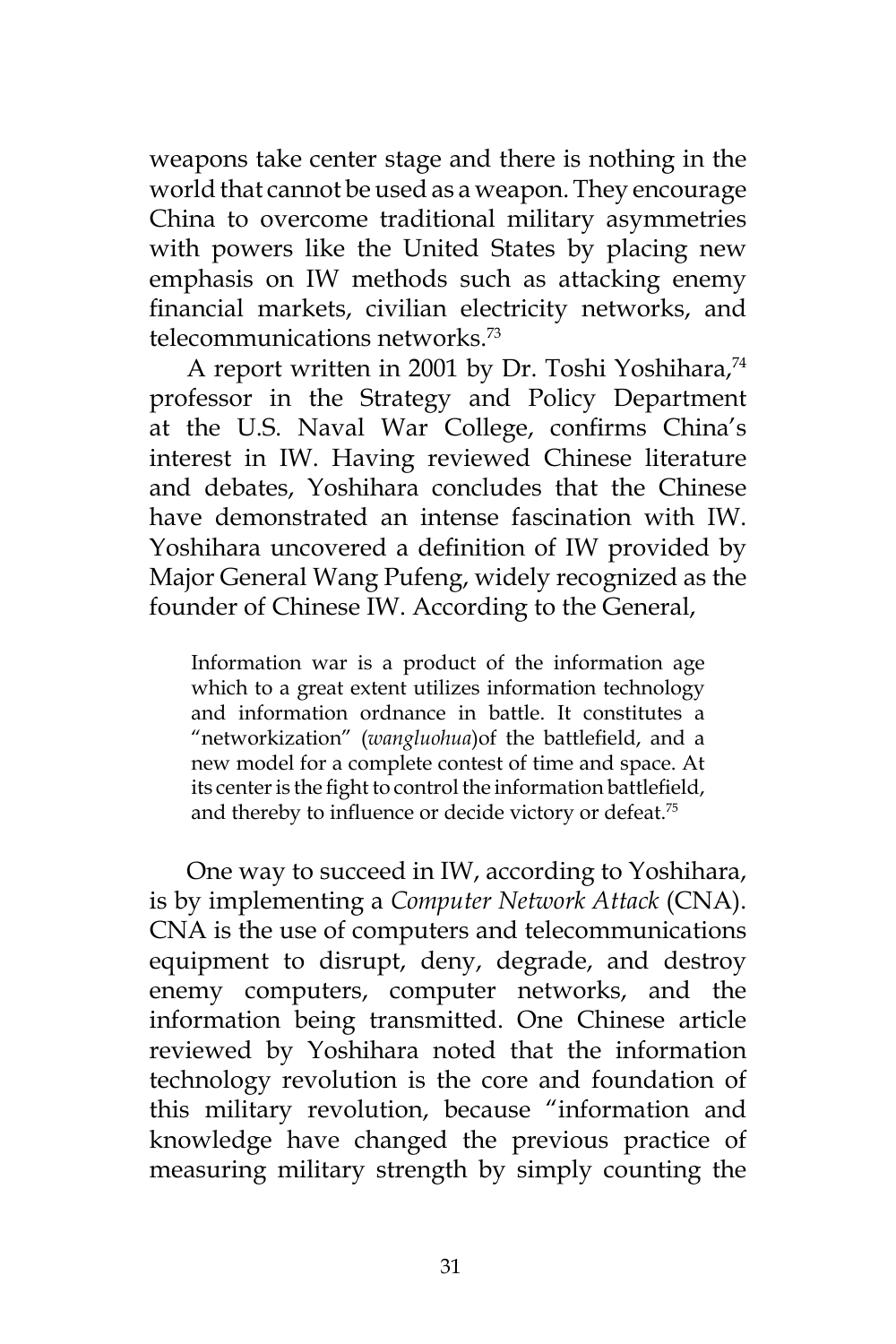weapons take center stage and there is nothing in the world that cannot be used as a weapon. They encourage China to overcome traditional military asymmetries with powers like the United States by placing new emphasis on IW methods such as attacking enemy financial markets, civilian electricity networks, and telecommunications networks.[73]

A report written in 2001 by Dr. Toshi Yoshihara,[74] professor in the Strategy and Policy Department at the U.S. Naval War College, confirms China's interest in IW. Having reviewed Chinese literature and debates, Yoshihara concludes that the Chinese have demonstrated an intense fascination with IW. Yoshihara uncovered a definition of IW provided by Major General Wang Pufeng, widely recognized as the founder of Chinese IW. According to the General,

> Information war is a product of the information age which to a great extent utilizes information technology and information ordnance in battle. It constitutes a "networkization" (*wangluohua*)of the battlefield, and a new model for a complete contest of time and space. At its center is the fight to control the information battlefield, and thereby to influence or decide victory or defeat.[75]

One way to succeed in IW, according to Yoshihara, is by implementing a *Computer Network Attack* (CNA). CNA is the use of computers and telecommunications equipment to disrupt, deny, degrade, and destroy enemy computers, computer networks, and the information being transmitted. One Chinese article reviewed by Yoshihara noted that the information technology revolution is the core and foundation of this military revolution, because "information and knowledge have changed the previous practice of measuring military strength by simply counting the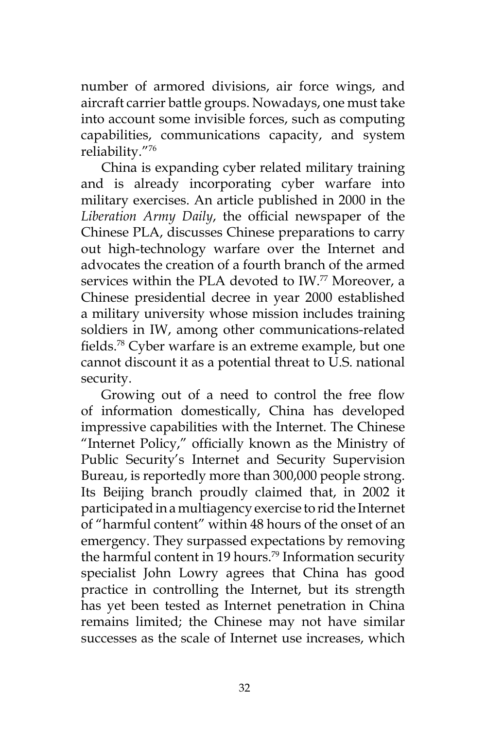number of armored divisions, air force wings, and aircraft carrier battle groups. Nowadays, one must take into account some invisible forces, such as computing capabilities, communications capacity, and system reliability."[76]

China is expanding cyber related military training and is already incorporating cyber warfare into military exercises. An article published in 2000 in the *Liberation Army Daily*, the official newspaper of the Chinese PLA, discusses Chinese preparations to carry out high-technology warfare over the Internet and advocates the creation of a fourth branch of the armed services within the PLA devoted to IW.[77] Moreover, a Chinese presidential decree in year 2000 established a military university whose mission includes training soldiers in IW, among other communications-related fields.[78] Cyber warfare is an extreme example, but one cannot discount it as a potential threat to U.S. national security.

Growing out of a need to control the free flow of information domestically, China has developed impressive capabilities with the Internet. The Chinese "Internet Policy," officially known as the Ministry of Public Security's Internet and Security Supervision Bureau, is reportedly more than 300,000 people strong. Its Beijing branch proudly claimed that, in 2002 it participated in a multiagency exercise to rid the Internet of "harmful content" within 48 hours of the onset of an emergency. They surpassed expectations by removing the harmful content in 19 hours.[79] Information security specialist John Lowry agrees that China has good practice in controlling the Internet, but its strength has yet been tested as Internet penetration in China remains limited; the Chinese may not have similar successes as the scale of Internet use increases, which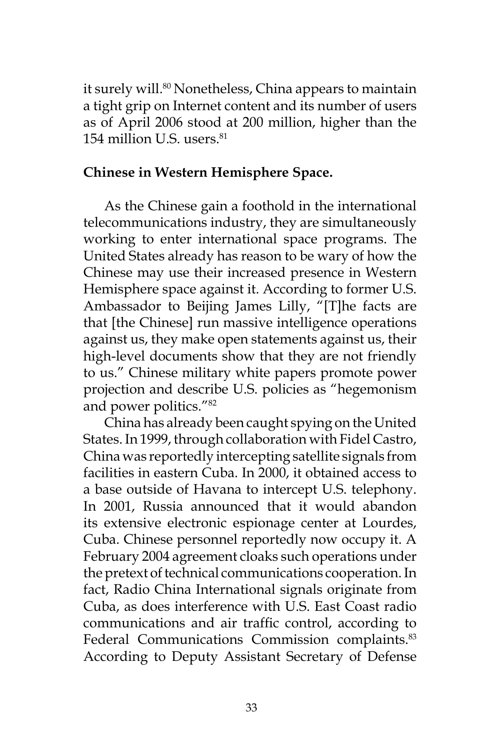it surely will.[80] Nonetheless, China appears to maintain a tight grip on Internet content and its number of users as of April 2006 stood at 200 million, higher than the 154 million U.S. users.[81]

**Chinese in Western Hemisphere Space.**

As the Chinese gain a foothold in the international telecommunications industry, they are simultaneously working to enter international space programs. The United States already has reason to be wary of how the Chinese may use their increased presence in Western Hemisphere space against it. According to former U.S. Ambassador to Beijing James Lilly, "[T]he facts are that [the Chinese] run massive intelligence operations against us, they make open statements against us, their high-level documents show that they are not friendly to us." Chinese military white papers promote power projection and describe U.S. policies as "hegemonism and power politics."[82]

China has already been caught spying on the United States. In 1999, through collaboration with Fidel Castro, China was reportedly intercepting satellite signals from facilities in eastern Cuba. In 2000, it obtained access to a base outside of Havana to intercept U.S. telephony. In 2001, Russia announced that it would abandon its extensive electronic espionage center at Lourdes, Cuba. Chinese personnel reportedly now occupy it. A February 2004 agreement cloaks such operations under the pretext of technical communications cooperation. In fact, Radio China International signals originate from Cuba, as does interference with U.S. East Coast radio communications and air traffic control, according to Federal Communications Commission complaints.[83] According to Deputy Assistant Secretary of Defense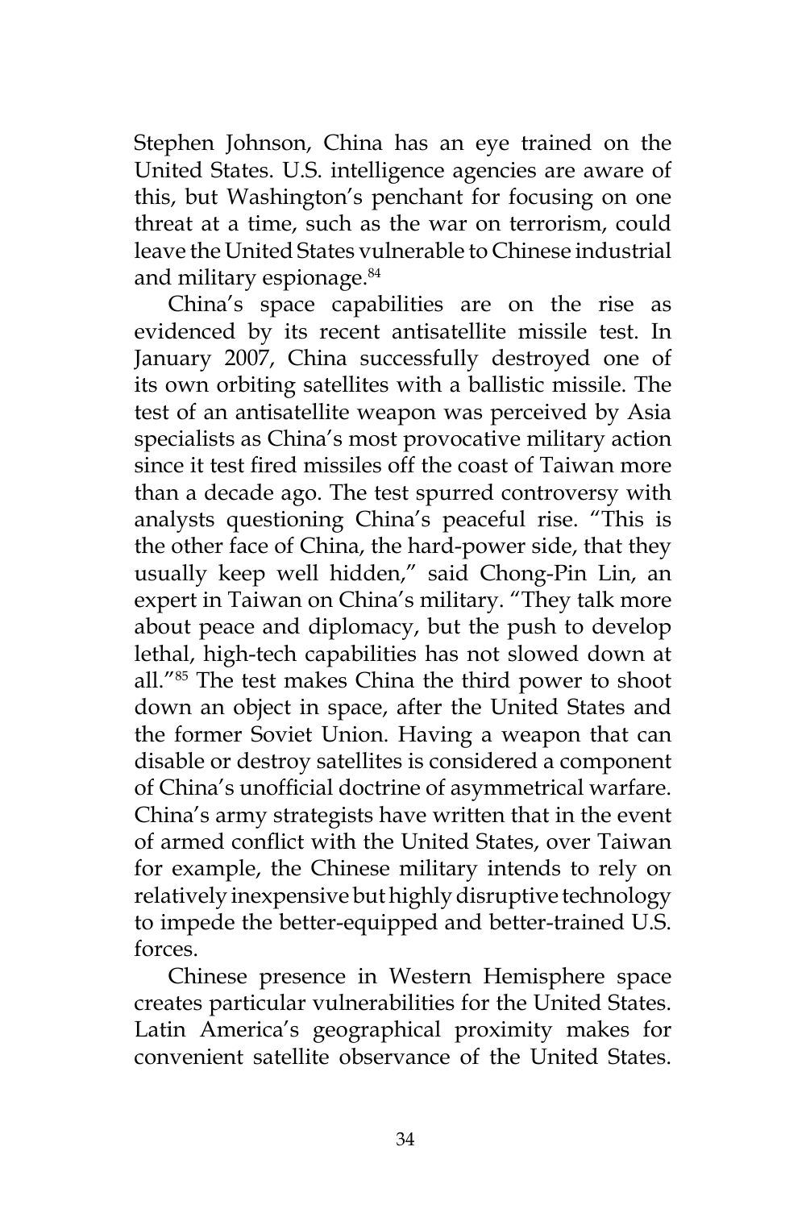Stephen Johnson, China has an eye trained on the United States. U.S. intelligence agencies are aware of this, but Washington's penchant for focusing on one threat at a time, such as the war on terrorism, could leave the United States vulnerable to Chinese industrial and military espionage.[84]

China's space capabilities are on the rise as evidenced by its recent antisatellite missile test. In January 2007, China successfully destroyed one of its own orbiting satellites with a ballistic missile. The test of an antisatellite weapon was perceived by Asia specialists as China's most provocative military action since it test fired missiles off the coast of Taiwan more than a decade ago. The test spurred controversy with analysts questioning China's peaceful rise. "This is the other face of China, the hard-power side, that they usually keep well hidden," said Chong-Pin Lin, an expert in Taiwan on China's military. "They talk more about peace and diplomacy, but the push to develop lethal, high-tech capabilities has not slowed down at all."[85] The test makes China the third power to shoot down an object in space, after the United States and the former Soviet Union. Having a weapon that can disable or destroy satellites is considered a component of China's unofficial doctrine of asymmetrical warfare. China's army strategists have written that in the event of armed conflict with the United States, over Taiwan for example, the Chinese military intends to rely on relatively inexpensive but highly disruptive technology to impede the better-equipped and better-trained U.S. forces.

Chinese presence in Western Hemisphere space creates particular vulnerabilities for the United States. Latin America's geographical proximity makes for convenient satellite observance of the United States.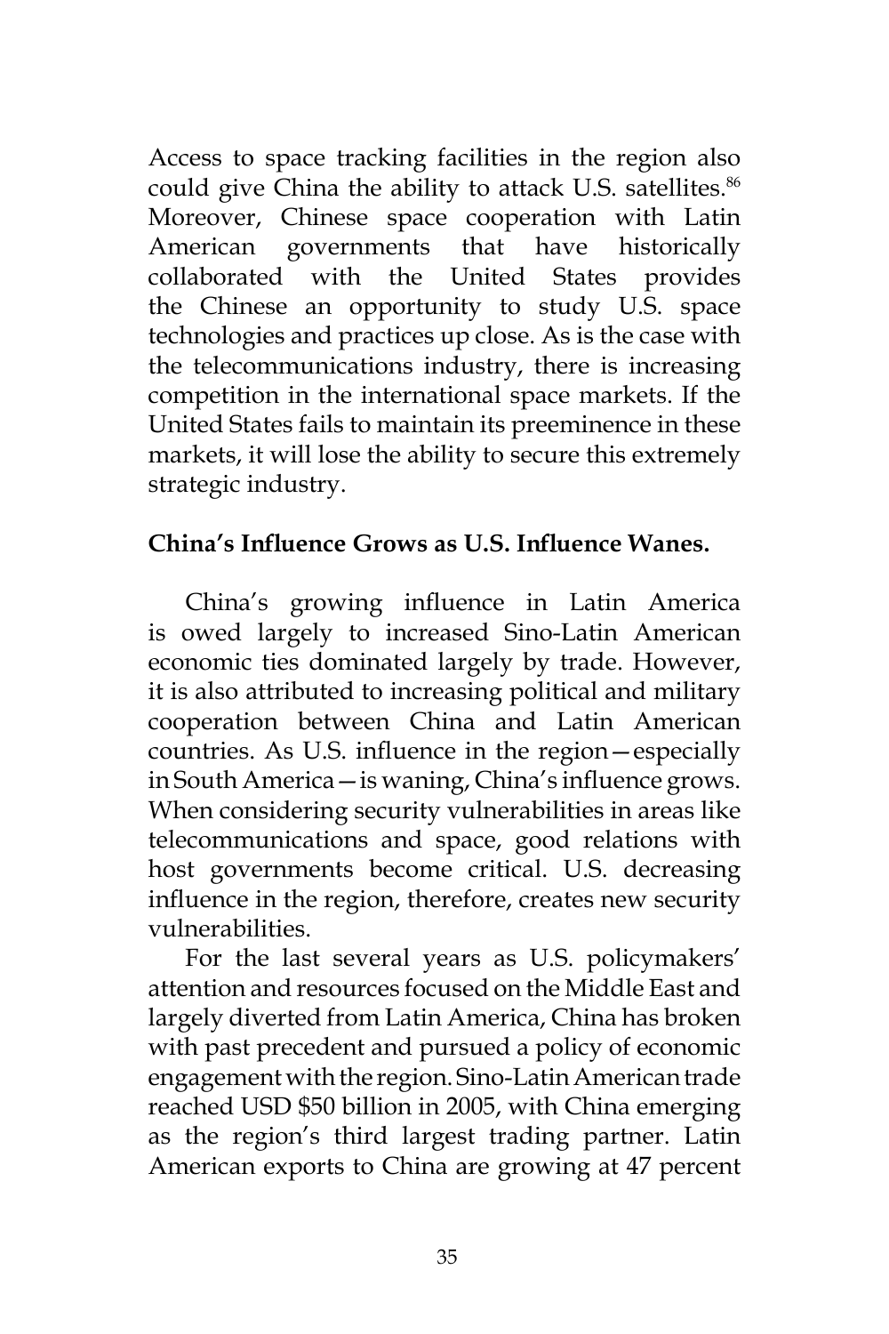Access to space tracking facilities in the region also could give China the ability to attack U.S. satellites.[86] Moreover, Chinese space cooperation with Latin American governments that have historically collaborated with the United States provides the Chinese an opportunity to study U.S. space technologies and practices up close. As is the case with the telecommunications industry, there is increasing competition in the international space markets. If the United States fails to maintain its preeminence in these markets, it will lose the ability to secure this extremely strategic industry.

**China's Influence Grows as U.S. Influence Wanes.**

China's growing influence in Latin America is owed largely to increased Sino-Latin American economic ties dominated largely by trade. However, it is also attributed to increasing political and military cooperation between China and Latin American countries. As U.S. influence in the region—especially in South America—is waning, China's influence grows. When considering security vulnerabilities in areas like telecommunications and space, good relations with host governments become critical. U.S. decreasing influence in the region, therefore, creates new security vulnerabilities.

For the last several years as U.S. policymakers' attention and resources focused on the Middle East and largely diverted from Latin America, China has broken with past precedent and pursued a policy of economic engagement with the region. Sino-Latin American trade reached USD $50 billion in 2005, with China emerging as the region's third largest trading partner. Latin American exports to China are growing at 47 percent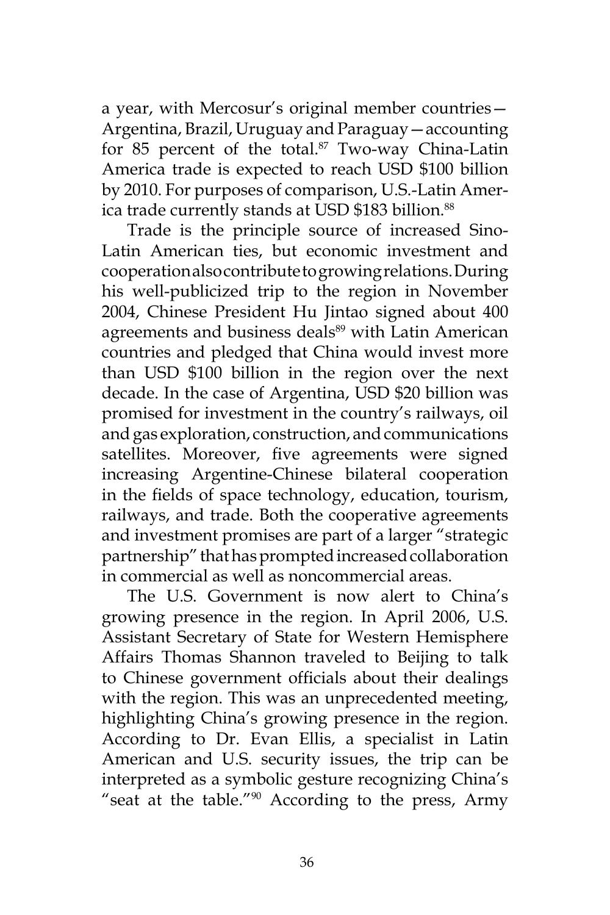a year, with Mercosur's original member countries—Argentina, Brazil, Uruguay and Paraguay—accounting for 85 percent of the total.[87] Two-way China-Latin America trade is expected to reach USD $100 billion by 2010. For purposes of comparison, U.S.-Latin America trade currently stands at USD $183 billion.[88]

Trade is the principle source of increased Sino-Latin American ties, but economic investment and cooperation also contribute to growing relations. During his well-publicized trip to the region in November 2004, Chinese President Hu Jintao signed about 400 agreements and business deals[89] with Latin American countries and pledged that China would invest more than USD $100 billion in the region over the next decade. In the case of Argentina, USD $20 billion was promised for investment in the country's railways, oil and gas exploration, construction, and communications satellites. Moreover, five agreements were signed increasing Argentine-Chinese bilateral cooperation in the fields of space technology, education, tourism, railways, and trade. Both the cooperative agreements and investment promises are part of a larger "strategic partnership" that has prompted increased collaboration in commercial as well as noncommercial areas.

The U.S. Government is now alert to China's growing presence in the region. In April 2006, U.S. Assistant Secretary of State for Western Hemisphere Affairs Thomas Shannon traveled to Beijing to talk to Chinese government officials about their dealings with the region. This was an unprecedented meeting, highlighting China's growing presence in the region. According to Dr. Evan Ellis, a specialist in Latin American and U.S. security issues, the trip can be interpreted as a symbolic gesture recognizing China's "seat at the table."[90] According to the press, Army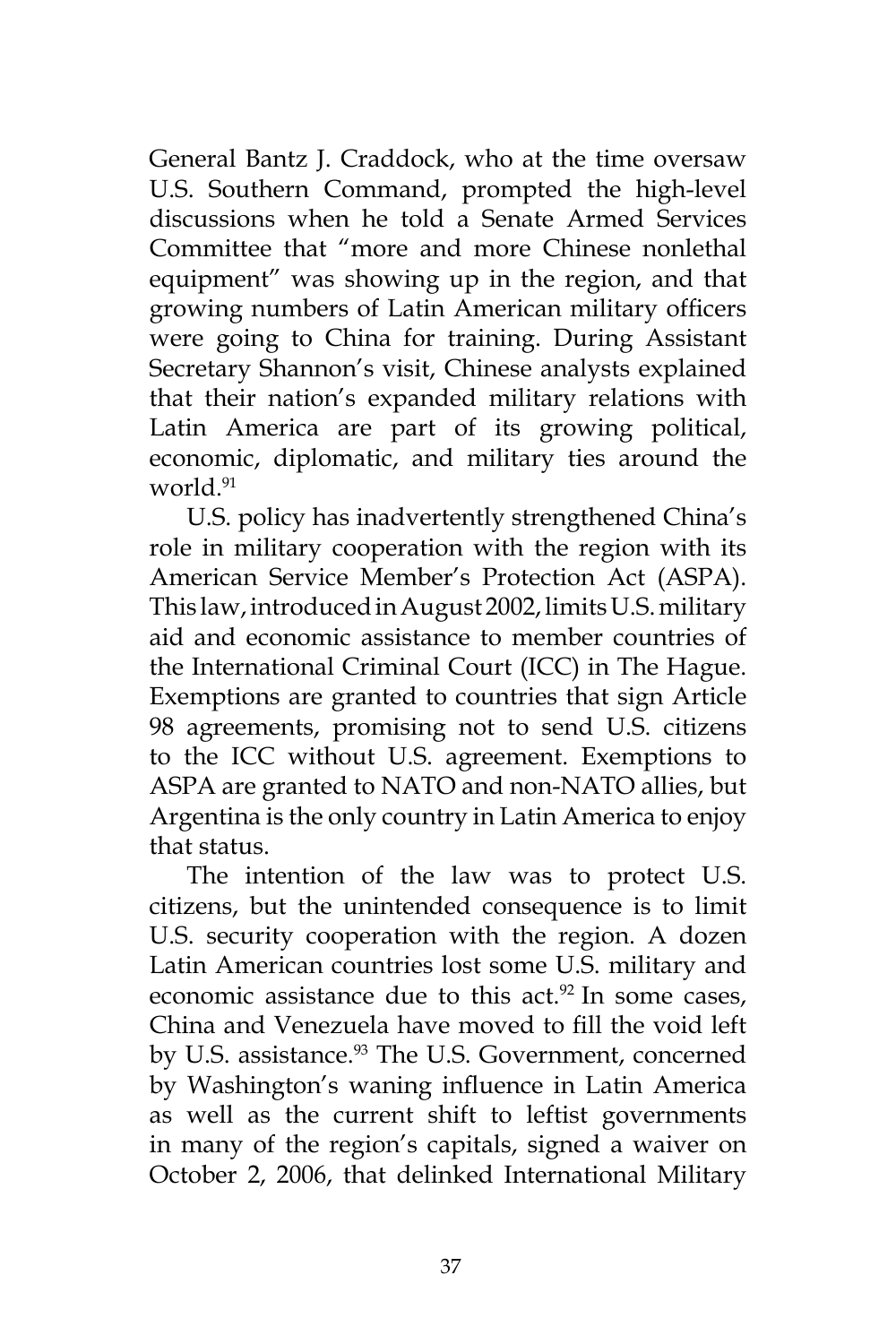General Bantz J. Craddock, who at the time oversaw U.S. Southern Command, prompted the high-level discussions when he told a Senate Armed Services Committee that "more and more Chinese nonlethal equipment" was showing up in the region, and that growing numbers of Latin American military officers were going to China for training. During Assistant Secretary Shannon's visit, Chinese analysts explained that their nation's expanded military relations with Latin America are part of its growing political, economic, diplomatic, and military ties around the world.[91]

U.S. policy has inadvertently strengthened China's role in military cooperation with the region with its American Service Member's Protection Act (ASPA). This law, introduced in August 2002, limits U.S. military aid and economic assistance to member countries of the International Criminal Court (ICC) in The Hague. Exemptions are granted to countries that sign Article 98 agreements, promising not to send U.S. citizens to the ICC without U.S. agreement. Exemptions to ASPA are granted to NATO and non-NATO allies, but Argentina is the only country in Latin America to enjoy that status.

The intention of the law was to protect U.S. citizens, but the unintended consequence is to limit U.S. security cooperation with the region. A dozen Latin American countries lost some U.S. military and economic assistance due to this act.[92] In some cases, China and Venezuela have moved to fill the void left by U.S. assistance.[93] The U.S. Government, concerned by Washington's waning influence in Latin America as well as the current shift to leftist governments in many of the region's capitals, signed a waiver on October 2, 2006, that delinked International Military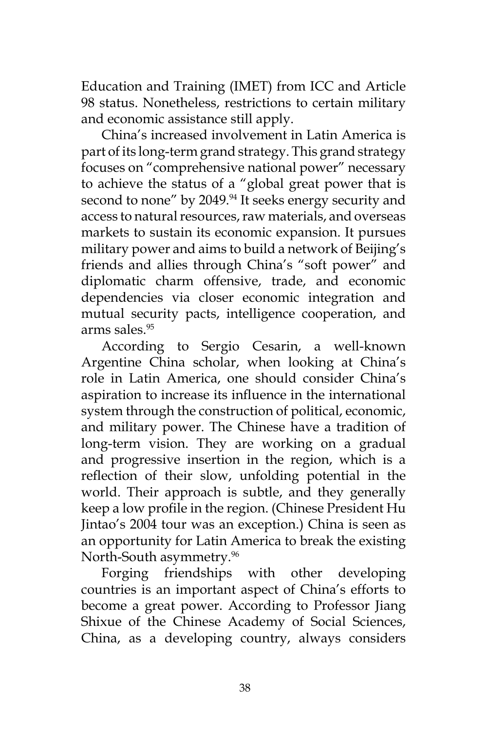Education and Training (IMET) from ICC and Article 98 status. Nonetheless, restrictions to certain military and economic assistance still apply.

China's increased involvement in Latin America is part of its long-term grand strategy. This grand strategy focuses on "comprehensive national power" necessary to achieve the status of a "global great power that is second to none" by 2049.[94] It seeks energy security and access to natural resources, raw materials, and overseas markets to sustain its economic expansion. It pursues military power and aims to build a network of Beijing's friends and allies through China's "soft power" and diplomatic charm offensive, trade, and economic dependencies via closer economic integration and mutual security pacts, intelligence cooperation, and arms sales.[95]

According to Sergio Cesarin, a well-known Argentine China scholar, when looking at China's role in Latin America, one should consider China's aspiration to increase its influence in the international system through the construction of political, economic, and military power. The Chinese have a tradition of long-term vision. They are working on a gradual and progressive insertion in the region, which is a reflection of their slow, unfolding potential in the world. Their approach is subtle, and they generally keep a low profile in the region. (Chinese President Hu Jintao's 2004 tour was an exception.) China is seen as an opportunity for Latin America to break the existing North-South asymmetry.[96]

Forging friendships with other developing countries is an important aspect of China's efforts to become a great power. According to Professor Jiang Shixue of the Chinese Academy of Social Sciences, China, as a developing country, always considers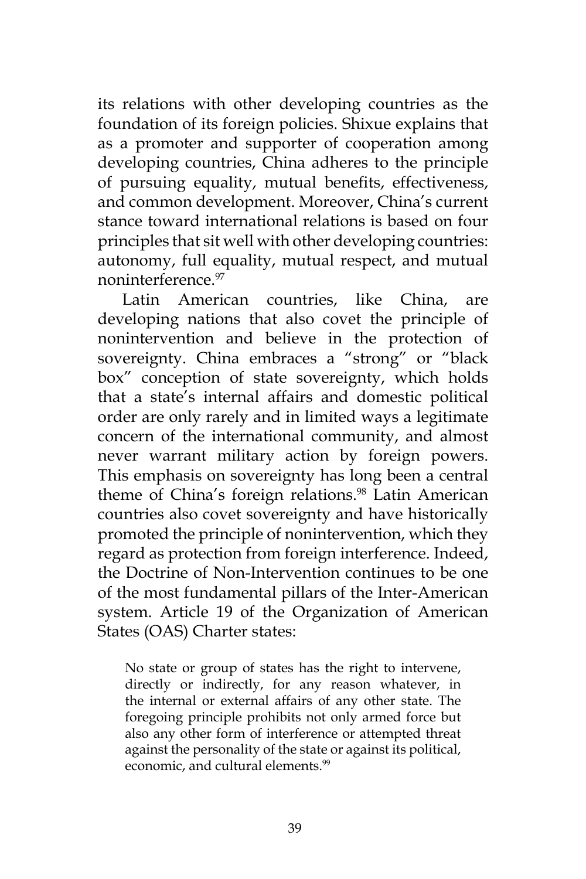its relations with other developing countries as the foundation of its foreign policies. Shixue explains that as a promoter and supporter of cooperation among developing countries, China adheres to the principle of pursuing equality, mutual benefits, effectiveness, and common development. Moreover, China's current stance toward international relations is based on four principles that sit well with other developing countries: autonomy, full equality, mutual respect, and mutual noninterference.[97]

Latin American countries, like China, are developing nations that also covet the principle of nonintervention and believe in the protection of sovereignty. China embraces a "strong" or "black box" conception of state sovereignty, which holds that a state's internal affairs and domestic political order are only rarely and in limited ways a legitimate concern of the international community, and almost never warrant military action by foreign powers. This emphasis on sovereignty has long been a central theme of China's foreign relations.[98] Latin American countries also covet sovereignty and have historically promoted the principle of nonintervention, which they regard as protection from foreign interference. Indeed, the Doctrine of Non-Intervention continues to be one of the most fundamental pillars of the Inter-American system. Article 19 of the Organization of American States (OAS) Charter states:

> No state or group of states has the right to intervene, directly or indirectly, for any reason whatever, in the internal or external affairs of any other state. The foregoing principle prohibits not only armed force but also any other form of interference or attempted threat against the personality of the state or against its political, economic, and cultural elements.[99]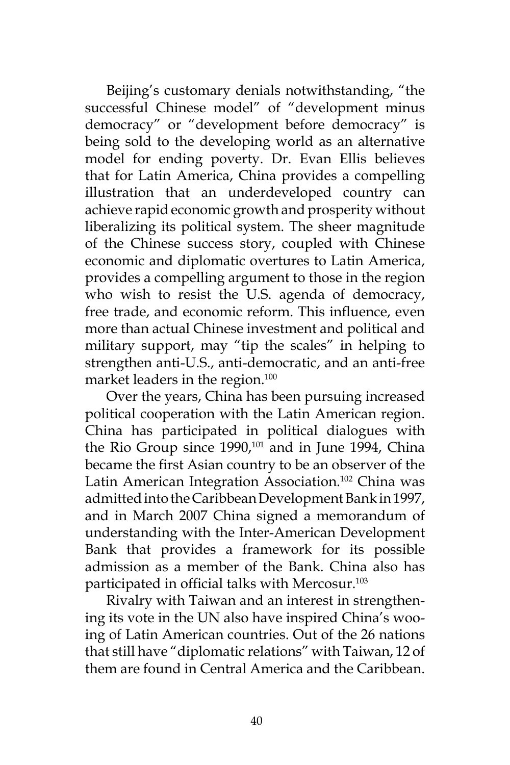Beijing's customary denials notwithstanding, "the successful Chinese model" of "development minus democracy" or "development before democracy" is being sold to the developing world as an alternative model for ending poverty. Dr. Evan Ellis believes that for Latin America, China provides a compelling illustration that an underdeveloped country can achieve rapid economic growth and prosperity without liberalizing its political system. The sheer magnitude of the Chinese success story, coupled with Chinese economic and diplomatic overtures to Latin America, provides a compelling argument to those in the region who wish to resist the U.S. agenda of democracy, free trade, and economic reform. This influence, even more than actual Chinese investment and political and military support, may "tip the scales" in helping to strengthen anti-U.S., anti-democratic, and an anti-free market leaders in the region.[100]

Over the years, China has been pursuing increased political cooperation with the Latin American region. China has participated in political dialogues with the Rio Group since 1990,[101] and in June 1994, China became the first Asian country to be an observer of the Latin American Integration Association.[102] China was admitted into the Caribbean Development Bank in 1997, and in March 2007 China signed a memorandum of understanding with the Inter-American Development Bank that provides a framework for its possible admission as a member of the Bank. China also has participated in official talks with Mercosur.[103]

Rivalry with Taiwan and an interest in strengthening its vote in the UN also have inspired China's wooing of Latin American countries. Out of the 26 nations that still have "diplomatic relations" with Taiwan, 12 of them are found in Central America and the Caribbean.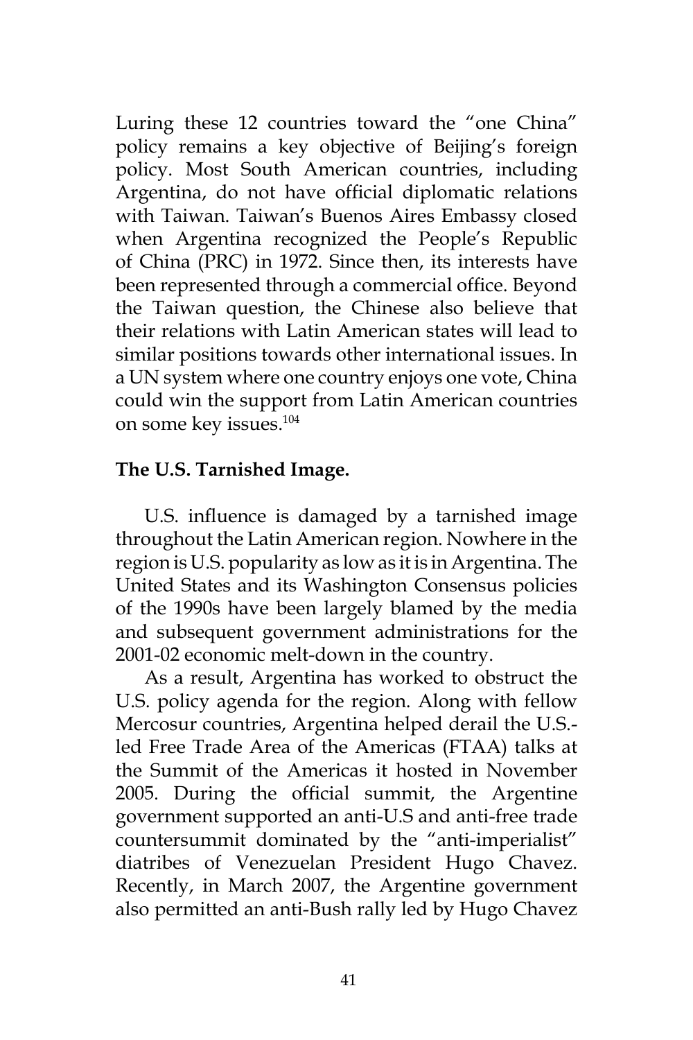Luring these 12 countries toward the "one China" policy remains a key objective of Beijing's foreign policy. Most South American countries, including Argentina, do not have official diplomatic relations with Taiwan. Taiwan's Buenos Aires Embassy closed when Argentina recognized the People's Republic of China (PRC) in 1972. Since then, its interests have been represented through a commercial office. Beyond the Taiwan question, the Chinese also believe that their relations with Latin American states will lead to similar positions towards other international issues. In a UN system where one country enjoys one vote, China could win the support from Latin American countries on some key issues.[104]

**The U.S. Tarnished Image.**

U.S. influence is damaged by a tarnished image throughout the Latin American region. Nowhere in the region is U.S. popularity as low as it is in Argentina. The United States and its Washington Consensus policies of the 1990s have been largely blamed by the media and subsequent government administrations for the 2001-02 economic melt-down in the country.

As a result, Argentina has worked to obstruct the U.S. policy agenda for the region. Along with fellow Mercosur countries, Argentina helped derail the U.S.-led Free Trade Area of the Americas (FTAA) talks at the Summit of the Americas it hosted in November 2005. During the official summit, the Argentine government supported an anti-U.S and anti-free trade countersummit dominated by the "anti-imperialist" diatribes of Venezuelan President Hugo Chavez. Recently, in March 2007, the Argentine government also permitted an anti-Bush rally led by Hugo Chavez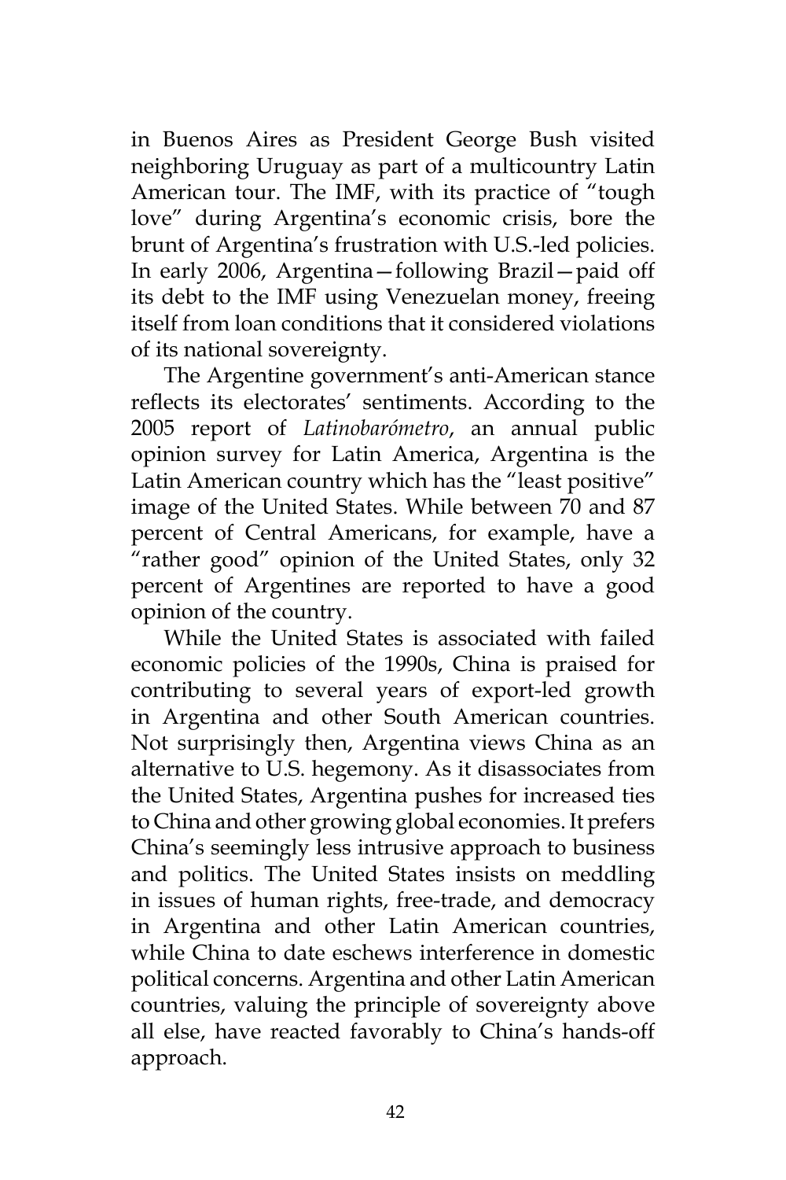in Buenos Aires as President George Bush visited neighboring Uruguay as part of a multicountry Latin American tour. The IMF, with its practice of "tough love" during Argentina's economic crisis, bore the brunt of Argentina's frustration with U.S.-led policies. In early 2006, Argentina—following Brazil—paid off its debt to the IMF using Venezuelan money, freeing itself from loan conditions that it considered violations of its national sovereignty.

The Argentine government's anti-American stance reflects its electorates' sentiments. According to the 2005 report of *Latinobarómetro*, an annual public opinion survey for Latin America, Argentina is the Latin American country which has the "least positive" image of the United States. While between 70 and 87 percent of Central Americans, for example, have a "rather good" opinion of the United States, only 32 percent of Argentines are reported to have a good opinion of the country.

While the United States is associated with failed economic policies of the 1990s, China is praised for contributing to several years of export-led growth in Argentina and other South American countries. Not surprisingly then, Argentina views China as an alternative to U.S. hegemony. As it disassociates from the United States, Argentina pushes for increased ties to China and other growing global economies. It prefers China's seemingly less intrusive approach to business and politics. The United States insists on meddling in issues of human rights, free-trade, and democracy in Argentina and other Latin American countries, while China to date eschews interference in domestic political concerns. Argentina and other Latin American countries, valuing the principle of sovereignty above all else, have reacted favorably to China's hands-off approach.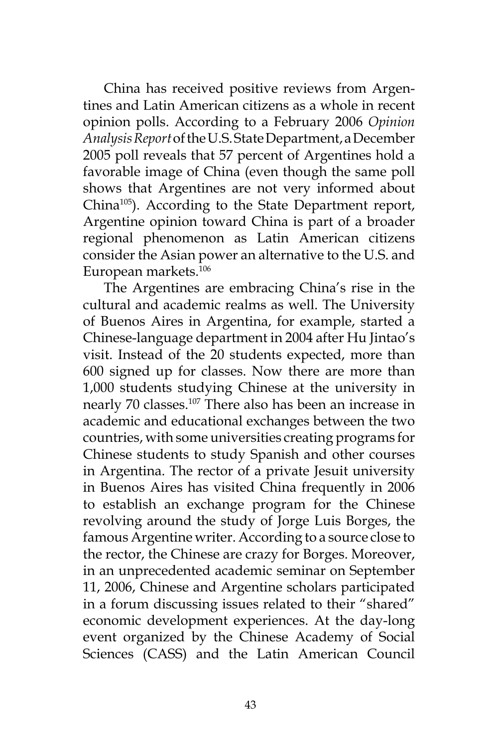China has received positive reviews from Argentines and Latin American citizens as a whole in recent opinion polls. According to a February 2006 *Opinion Analysis Report* of the U.S. State Department, a December 2005 poll reveals that 57 percent of Argentines hold a favorable image of China (even though the same poll shows that Argentines are not very informed about China[105]). According to the State Department report, Argentine opinion toward China is part of a broader regional phenomenon as Latin American citizens consider the Asian power an alternative to the U.S. and European markets.[106]

The Argentines are embracing China's rise in the cultural and academic realms as well. The University of Buenos Aires in Argentina, for example, started a Chinese-language department in 2004 after Hu Jintao's visit. Instead of the 20 students expected, more than 600 signed up for classes. Now there are more than 1,000 students studying Chinese at the university in nearly 70 classes.[107] There also has been an increase in academic and educational exchanges between the two countries, with some universities creating programs for Chinese students to study Spanish and other courses in Argentina. The rector of a private Jesuit university in Buenos Aires has visited China frequently in 2006 to establish an exchange program for the Chinese revolving around the study of Jorge Luis Borges, the famous Argentine writer. According to a source close to the rector, the Chinese are crazy for Borges. Moreover, in an unprecedented academic seminar on September 11, 2006, Chinese and Argentine scholars participated in a forum discussing issues related to their "shared" economic development experiences. At the day-long event organized by the Chinese Academy of Social Sciences (CASS) and the Latin American Council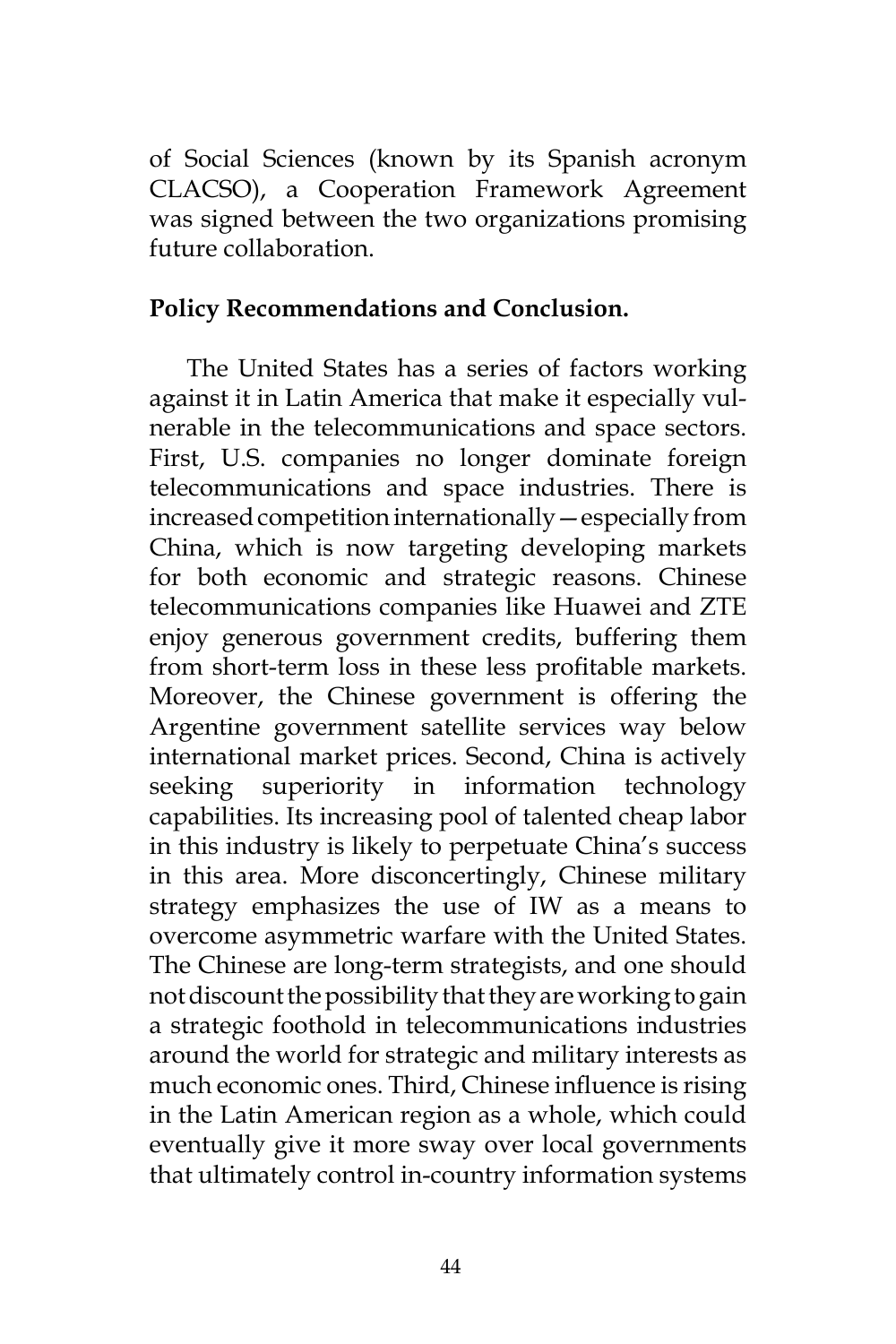of Social Sciences (known by its Spanish acronym CLACSO), a Cooperation Framework Agreement was signed between the two organizations promising future collaboration.

**Policy Recommendations and Conclusion.**

The United States has a series of factors working against it in Latin America that make it especially vulnerable in the telecommunications and space sectors. First, U.S. companies no longer dominate foreign telecommunications and space industries. There is increased competition internationally—especially from China, which is now targeting developing markets for both economic and strategic reasons. Chinese telecommunications companies like Huawei and ZTE enjoy generous government credits, buffering them from short-term loss in these less profitable markets. Moreover, the Chinese government is offering the Argentine government satellite services way below international market prices. Second, China is actively seeking superiority in information technology capabilities. Its increasing pool of talented cheap labor in this industry is likely to perpetuate China's success in this area. More disconcertingly, Chinese military strategy emphasizes the use of IW as a means to overcome asymmetric warfare with the United States. The Chinese are long-term strategists, and one should not discount the possibility that they are working to gain a strategic foothold in telecommunications industries around the world for strategic and military interests as much economic ones. Third, Chinese influence is rising in the Latin American region as a whole, which could eventually give it more sway over local governments that ultimately control in-country information systems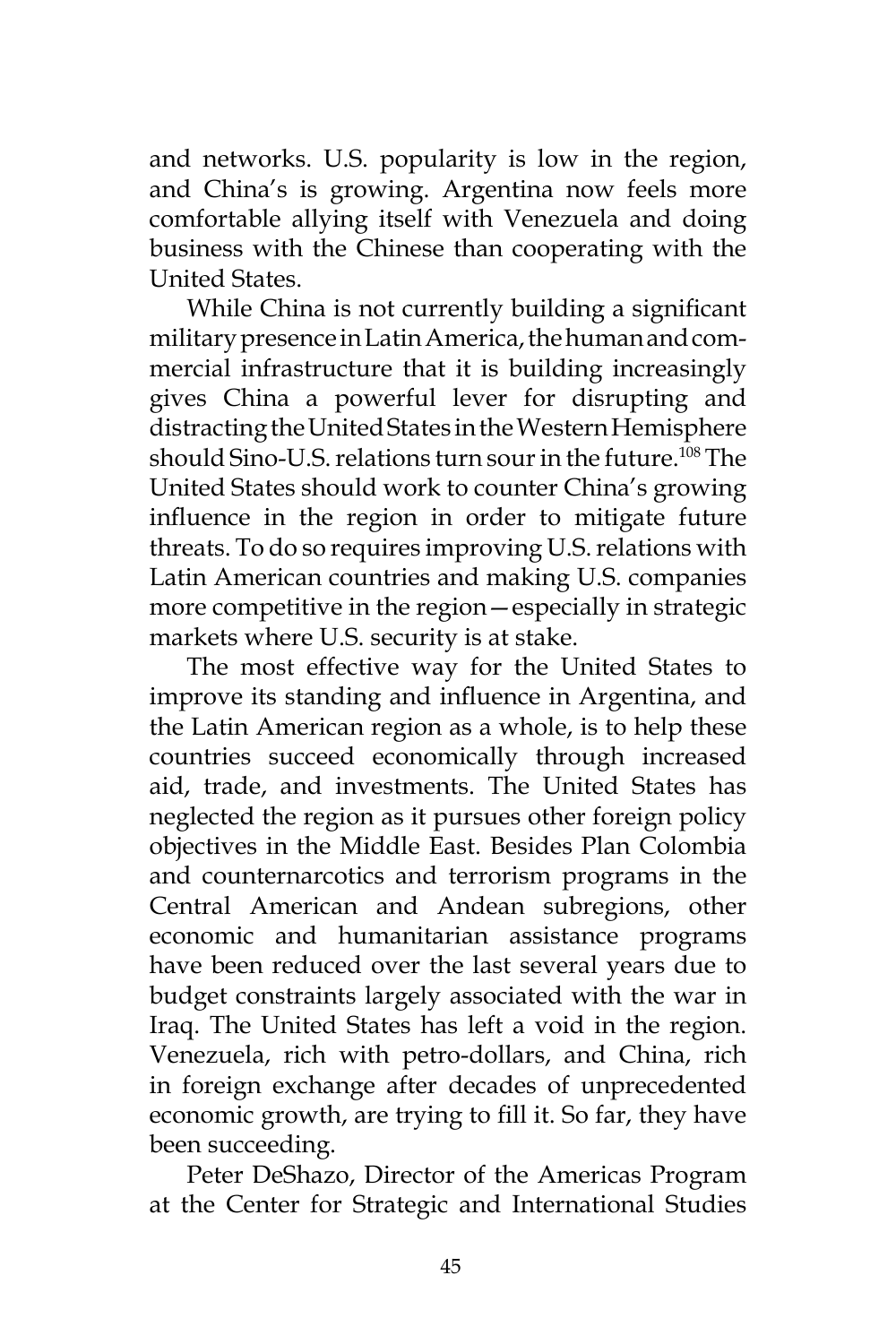and networks. U.S. popularity is low in the region, and China's is growing. Argentina now feels more comfortable allying itself with Venezuela and doing business with the Chinese than cooperating with the United States.

While China is not currently building a significant military presence in Latin America, the human and commercial infrastructure that it is building increasingly gives China a powerful lever for disrupting and distracting the United States in the Western Hemisphere should Sino-U.S. relations turn sour in the future.[108] The United States should work to counter China's growing influence in the region in order to mitigate future threats. To do so requires improving U.S. relations with Latin American countries and making U.S. companies more competitive in the region—especially in strategic markets where U.S. security is at stake.

The most effective way for the United States to improve its standing and influence in Argentina, and the Latin American region as a whole, is to help these countries succeed economically through increased aid, trade, and investments. The United States has neglected the region as it pursues other foreign policy objectives in the Middle East. Besides Plan Colombia and counternarcotics and terrorism programs in the Central American and Andean subregions, other economic and humanitarian assistance programs have been reduced over the last several years due to budget constraints largely associated with the war in Iraq. The United States has left a void in the region. Venezuela, rich with petro-dollars, and China, rich in foreign exchange after decades of unprecedented economic growth, are trying to fill it. So far, they have been succeeding.

Peter DeShazo, Director of the Americas Program at the Center for Strategic and International Studies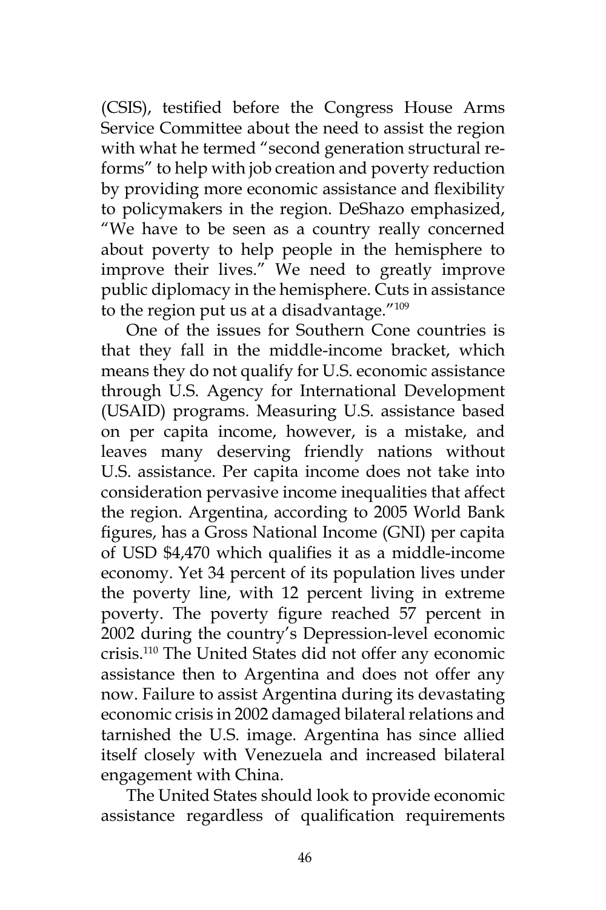(CSIS), testified before the Congress House Arms Service Committee about the need to assist the region with what he termed "second generation structural reforms" to help with job creation and poverty reduction by providing more economic assistance and flexibility to policymakers in the region. DeShazo emphasized, "We have to be seen as a country really concerned about poverty to help people in the hemisphere to improve their lives." We need to greatly improve public diplomacy in the hemisphere. Cuts in assistance to the region put us at a disadvantage."[109]

One of the issues for Southern Cone countries is that they fall in the middle-income bracket, which means they do not qualify for U.S. economic assistance through U.S. Agency for International Development (USAID) programs. Measuring U.S. assistance based on per capita income, however, is a mistake, and leaves many deserving friendly nations without U.S. assistance. Per capita income does not take into consideration pervasive income inequalities that affect the region. Argentina, according to 2005 World Bank figures, has a Gross National Income (GNI) per capita of USD $4,470 which qualifies it as a middle-income economy. Yet 34 percent of its population lives under the poverty line, with 12 percent living in extreme poverty. The poverty figure reached 57 percent in 2002 during the country's Depression-level economic crisis.[110] The United States did not offer any economic assistance then to Argentina and does not offer any now. Failure to assist Argentina during its devastating economic crisis in 2002 damaged bilateral relations and tarnished the U.S. image. Argentina has since allied itself closely with Venezuela and increased bilateral engagement with China.

The United States should look to provide economic assistance regardless of qualification requirements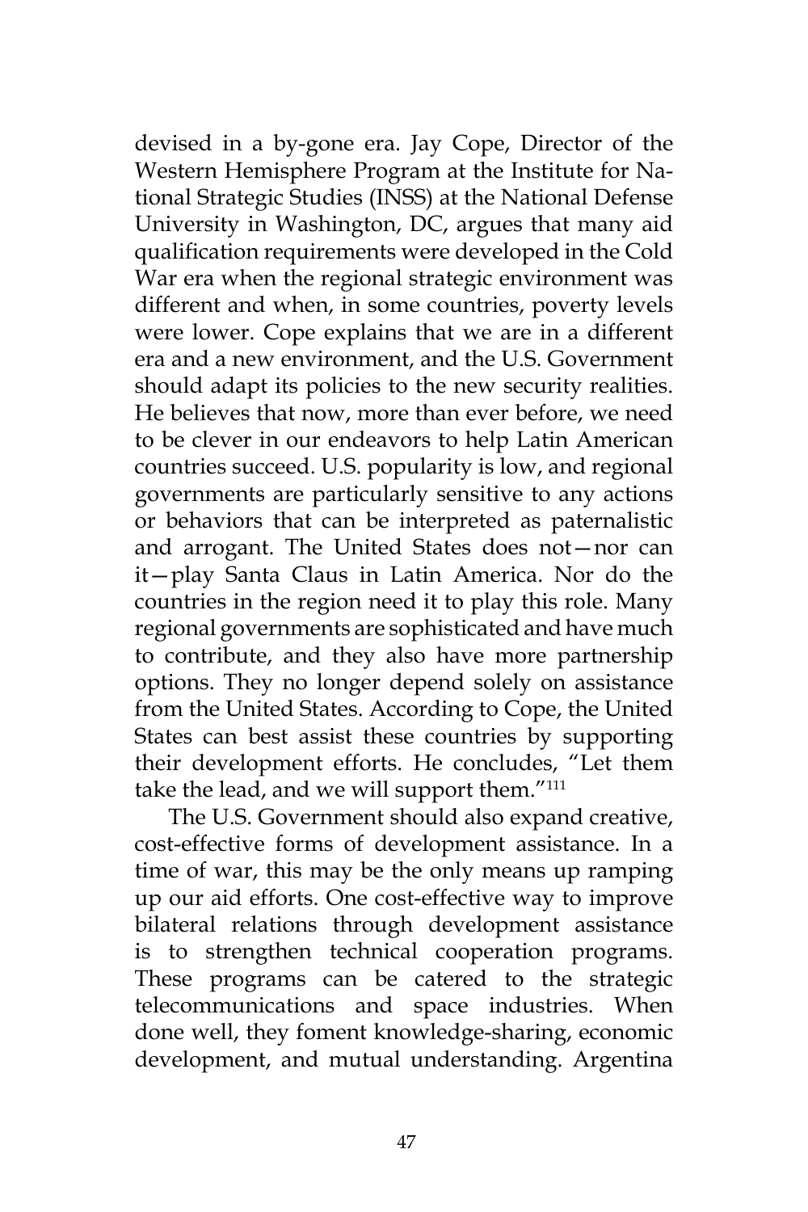devised in a by-gone era. Jay Cope, Director of the Western Hemisphere Program at the Institute for National Strategic Studies (INSS) at the National Defense University in Washington, DC, argues that many aid qualification requirements were developed in the Cold War era when the regional strategic environment was different and when, in some countries, poverty levels were lower. Cope explains that we are in a different era and a new environment, and the U.S. Government should adapt its policies to the new security realities. He believes that now, more than ever before, we need to be clever in our endeavors to help Latin American countries succeed. U.S. popularity is low, and regional governments are particularly sensitive to any actions or behaviors that can be interpreted as paternalistic and arrogant. The United States does not—nor can it—play Santa Claus in Latin America. Nor do the countries in the region need it to play this role. Many regional governments are sophisticated and have much to contribute, and they also have more partnership options. They no longer depend solely on assistance from the United States. According to Cope, the United States can best assist these countries by supporting their development efforts. He concludes, "Let them take the lead, and we will support them."[111]

The U.S. Government should also expand creative, cost-effective forms of development assistance. In a time of war, this may be the only means up ramping up our aid efforts. One cost-effective way to improve bilateral relations through development assistance is to strengthen technical cooperation programs. These programs can be catered to the strategic telecommunications and space industries. When done well, they foment knowledge-sharing, economic development, and mutual understanding. Argentina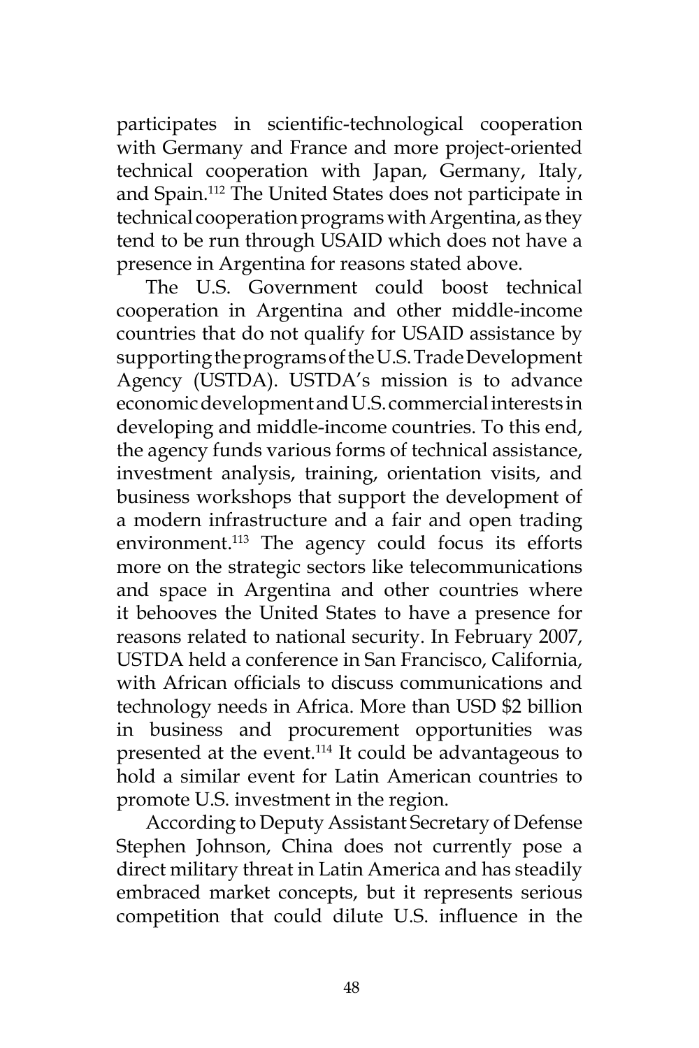participates in scientific-technological cooperation with Germany and France and more project-oriented technical cooperation with Japan, Germany, Italy, and Spain.[112] The United States does not participate in technical cooperation programs with Argentina, as they tend to be run through USAID which does not have a presence in Argentina for reasons stated above.

The U.S. Government could boost technical cooperation in Argentina and other middle-income countries that do not qualify for USAID assistance by supporting the programs of the U.S. Trade Development Agency (USTDA). USTDA's mission is to advance economic development and U.S. commercial interests in developing and middle-income countries. To this end, the agency funds various forms of technical assistance, investment analysis, training, orientation visits, and business workshops that support the development of a modern infrastructure and a fair and open trading environment.[113] The agency could focus its efforts more on the strategic sectors like telecommunications and space in Argentina and other countries where it behooves the United States to have a presence for reasons related to national security. In February 2007, USTDA held a conference in San Francisco, California, with African officials to discuss communications and technology needs in Africa. More than USD $2 billion in business and procurement opportunities was presented at the event.[114] It could be advantageous to hold a similar event for Latin American countries to promote U.S. investment in the region.

According to Deputy Assistant Secretary of Defense Stephen Johnson, China does not currently pose a direct military threat in Latin America and has steadily embraced market concepts, but it represents serious competition that could dilute U.S. influence in the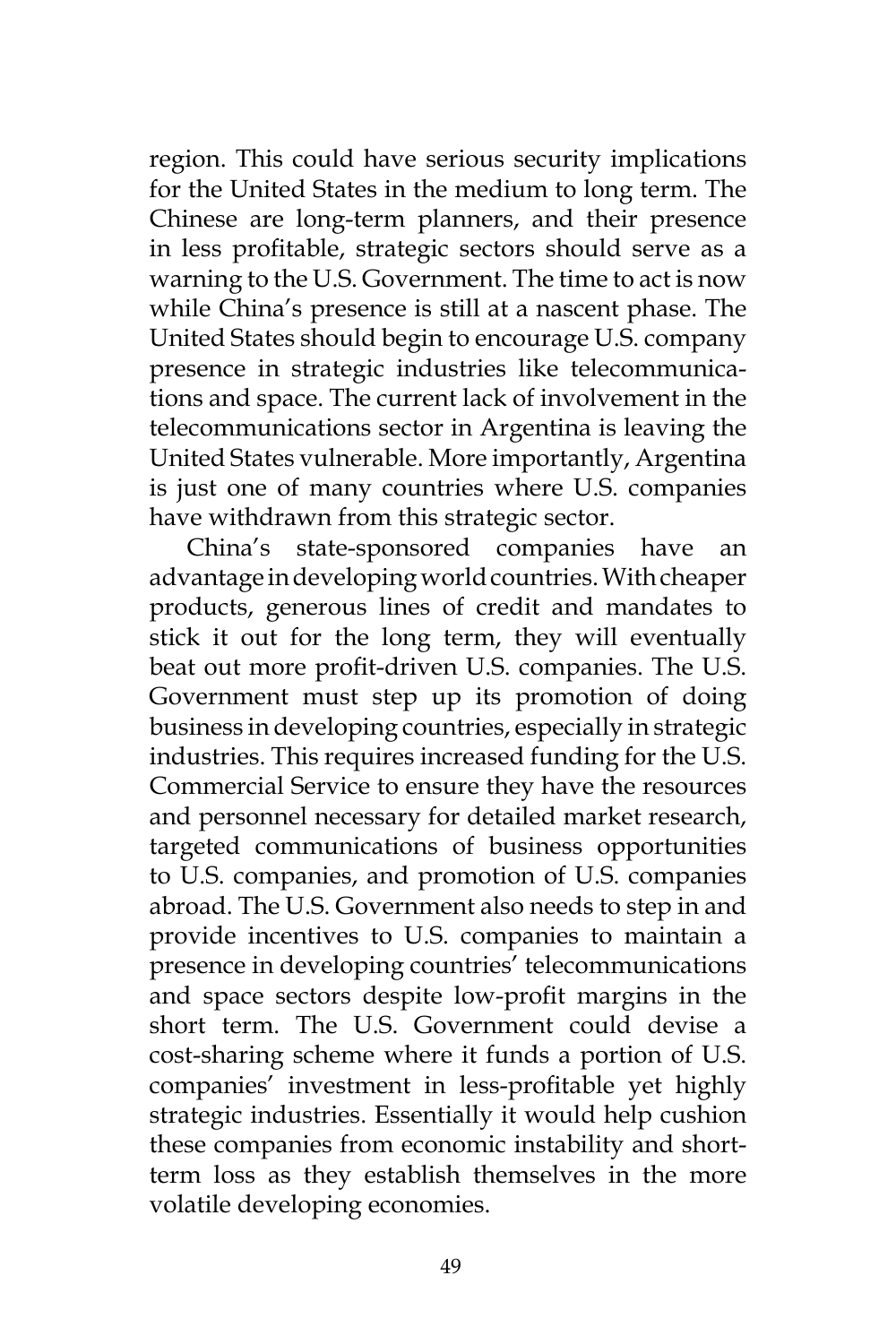region. This could have serious security implications for the United States in the medium to long term. The Chinese are long-term planners, and their presence in less profitable, strategic sectors should serve as a warning to the U.S. Government. The time to act is now while China's presence is still at a nascent phase. The United States should begin to encourage U.S. company presence in strategic industries like telecommunications and space. The current lack of involvement in the telecommunications sector in Argentina is leaving the United States vulnerable. More importantly, Argentina is just one of many countries where U.S. companies have withdrawn from this strategic sector.

China's state-sponsored companies have an advantage in developing world countries. With cheaper products, generous lines of credit and mandates to stick it out for the long term, they will eventually beat out more profit-driven U.S. companies. The U.S. Government must step up its promotion of doing business in developing countries, especially in strategic industries. This requires increased funding for the U.S. Commercial Service to ensure they have the resources and personnel necessary for detailed market research, targeted communications of business opportunities to U.S. companies, and promotion of U.S. companies abroad. The U.S. Government also needs to step in and provide incentives to U.S. companies to maintain a presence in developing countries' telecommunications and space sectors despite low-profit margins in the short term. The U.S. Government could devise a cost-sharing scheme where it funds a portion of U.S. companies' investment in less-profitable yet highly strategic industries. Essentially it would help cushion these companies from economic instability and short-term loss as they establish themselves in the more volatile developing economies.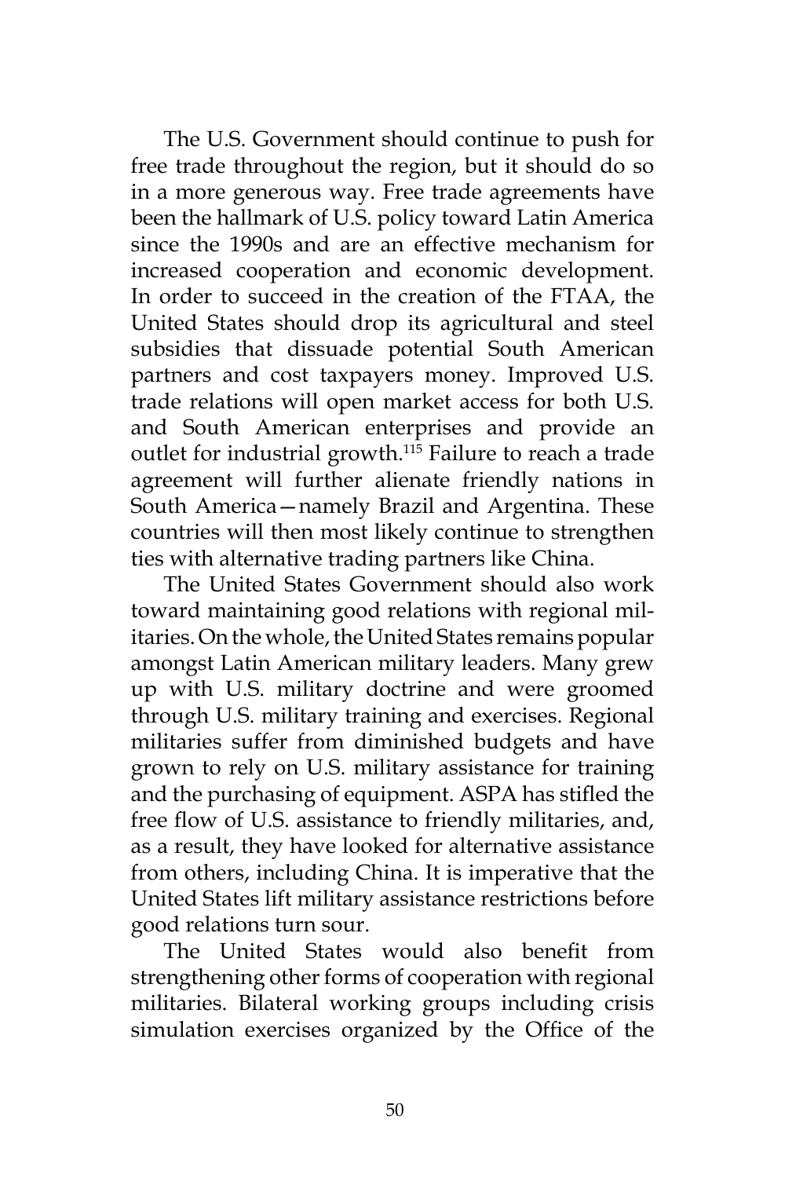The U.S. Government should continue to push for free trade throughout the region, but it should do so in a more generous way. Free trade agreements have been the hallmark of U.S. policy toward Latin America since the 1990s and are an effective mechanism for increased cooperation and economic development. In order to succeed in the creation of the FTAA, the United States should drop its agricultural and steel subsidies that dissuade potential South American partners and cost taxpayers money. Improved U.S. trade relations will open market access for both U.S. and South American enterprises and provide an outlet for industrial growth.[115] Failure to reach a trade agreement will further alienate friendly nations in South America—namely Brazil and Argentina. These countries will then most likely continue to strengthen ties with alternative trading partners like China.

The United States Government should also work toward maintaining good relations with regional militaries. On the whole, the United States remains popular amongst Latin American military leaders. Many grew up with U.S. military doctrine and were groomed through U.S. military training and exercises. Regional militaries suffer from diminished budgets and have grown to rely on U.S. military assistance for training and the purchasing of equipment. ASPA has stifled the free flow of U.S. assistance to friendly militaries, and, as a result, they have looked for alternative assistance from others, including China. It is imperative that the United States lift military assistance restrictions before good relations turn sour.

The United States would also benefit from strengthening other forms of cooperation with regional militaries. Bilateral working groups including crisis simulation exercises organized by the Office of the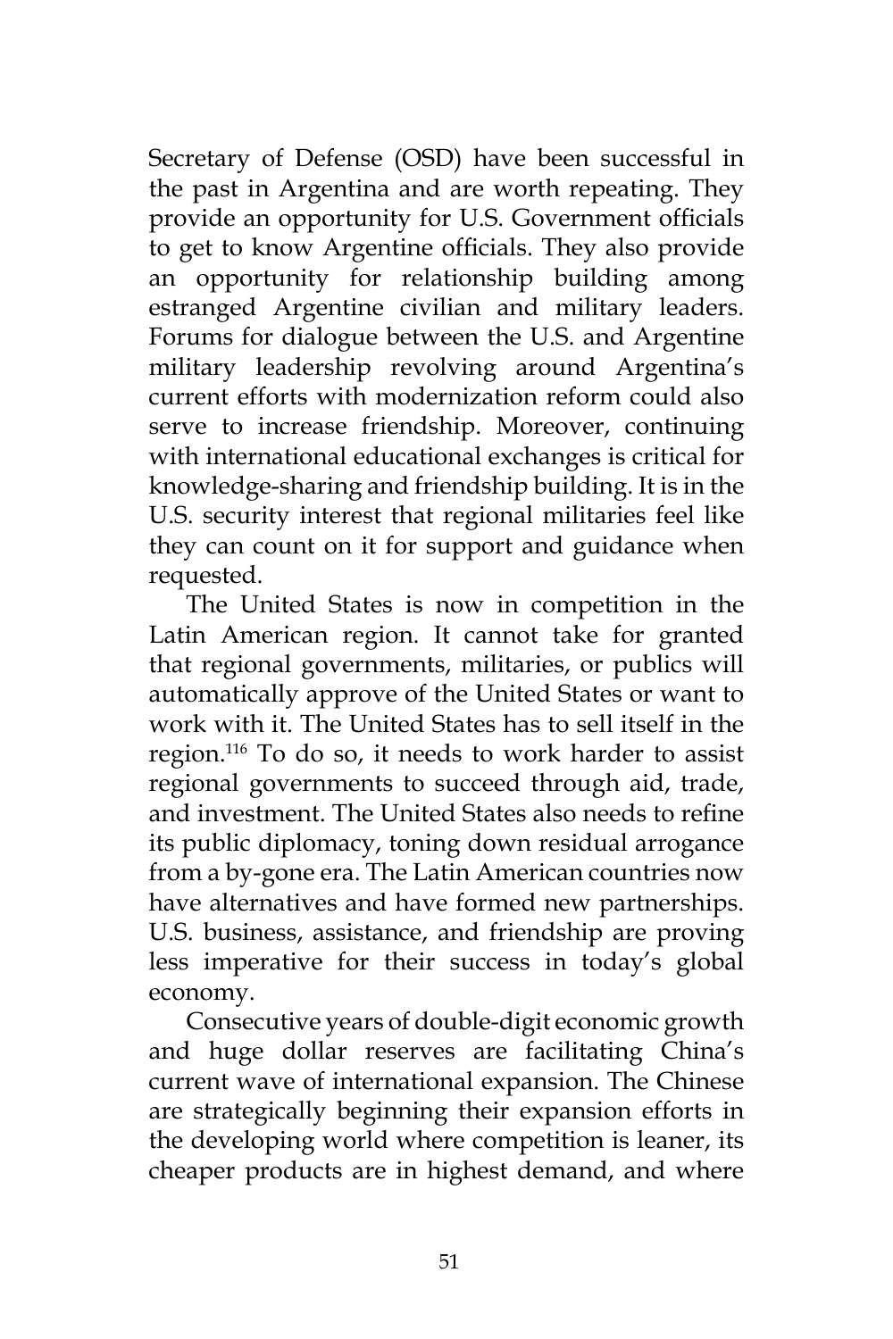Secretary of Defense (OSD) have been successful in the past in Argentina and are worth repeating. They provide an opportunity for U.S. Government officials to get to know Argentine officials. They also provide an opportunity for relationship building among estranged Argentine civilian and military leaders. Forums for dialogue between the U.S. and Argentine military leadership revolving around Argentina's current efforts with modernization reform could also serve to increase friendship. Moreover, continuing with international educational exchanges is critical for knowledge-sharing and friendship building. It is in the U.S. security interest that regional militaries feel like they can count on it for support and guidance when requested.

The United States is now in competition in the Latin American region. It cannot take for granted that regional governments, militaries, or publics will automatically approve of the United States or want to work with it. The United States has to sell itself in the region.[116] To do so, it needs to work harder to assist regional governments to succeed through aid, trade, and investment. The United States also needs to refine its public diplomacy, toning down residual arrogance from a by-gone era. The Latin American countries now have alternatives and have formed new partnerships. U.S. business, assistance, and friendship are proving less imperative for their success in today's global economy.

Consecutive years of double-digit economic growth and huge dollar reserves are facilitating China's current wave of international expansion. The Chinese are strategically beginning their expansion efforts in the developing world where competition is leaner, its cheaper products are in highest demand, and where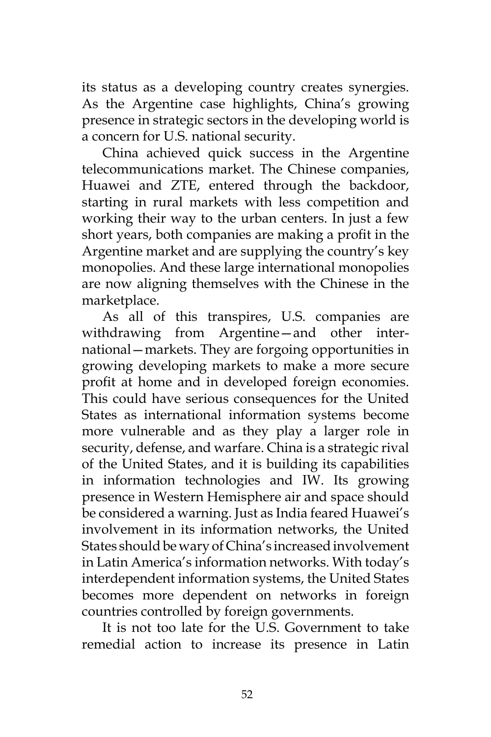its status as a developing country creates synergies. As the Argentine case highlights, China's growing presence in strategic sectors in the developing world is a concern for U.S. national security.

China achieved quick success in the Argentine telecommunications market. The Chinese companies, Huawei and ZTE, entered through the backdoor, starting in rural markets with less competition and working their way to the urban centers. In just a few short years, both companies are making a profit in the Argentine market and are supplying the country's key monopolies. And these large international monopolies are now aligning themselves with the Chinese in the marketplace.

As all of this transpires, U.S. companies are withdrawing from Argentine—and other international—markets. They are forgoing opportunities in growing developing markets to make a more secure profit at home and in developed foreign economies. This could have serious consequences for the United States as international information systems become more vulnerable and as they play a larger role in security, defense, and warfare. China is a strategic rival of the United States, and it is building its capabilities in information technologies and IW. Its growing presence in Western Hemisphere air and space should be considered a warning. Just as India feared Huawei's involvement in its information networks, the United States should be wary of China's increased involvement in Latin America's information networks. With today's interdependent information systems, the United States becomes more dependent on networks in foreign countries controlled by foreign governments.

It is not too late for the U.S. Government to take remedial action to increase its presence in Latin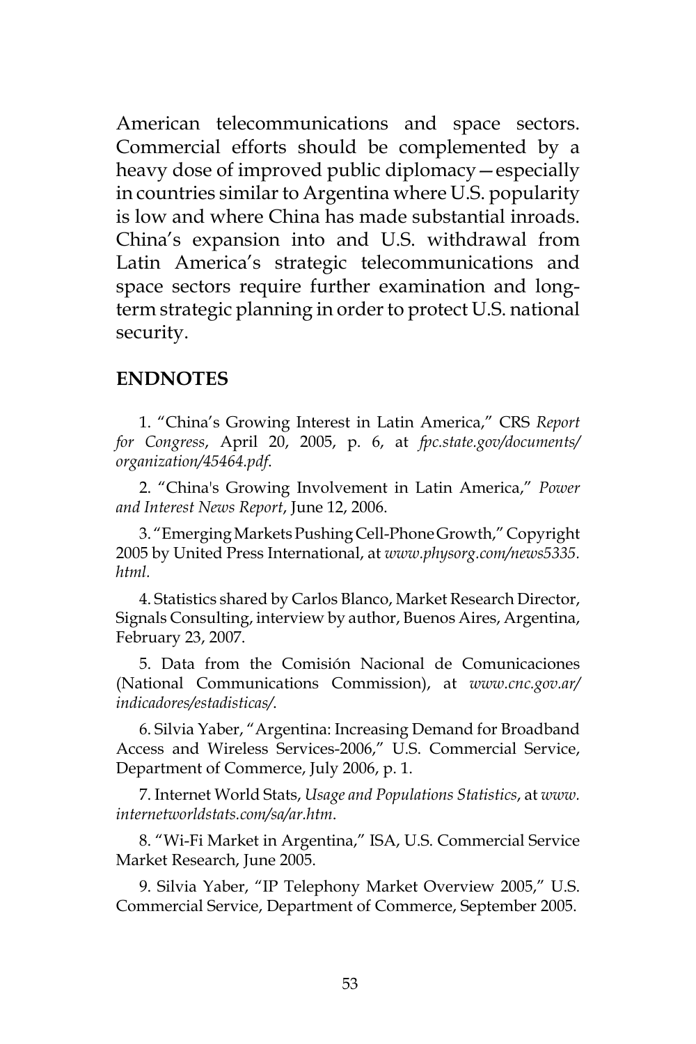American telecommunications and space sectors. Commercial efforts should be complemented by a heavy dose of improved public diplomacy—especially in countries similar to Argentina where U.S. popularity is low and where China has made substantial inroads. China's expansion into and U.S. withdrawal from Latin America's strategic telecommunications and space sectors require further examination and long-term strategic planning in order to protect U.S. national security.

## ENDNOTES

1. "China's Growing Interest in Latin America," CRS *Report for Congress*, April 20, 2005, p. 6, at *fpc.state.gov/documents/organization/45464.pdf*.

2. "China's Growing Involvement in Latin America," *Power and Interest News Report*, June 12, 2006.

3. "Emerging Markets Pushing Cell-Phone Growth," Copyright 2005 by United Press International, at *www.physorg.com/news5335.html.*

4. Statistics shared by Carlos Blanco, Market Research Director, Signals Consulting, interview by author, Buenos Aires, Argentina, February 23, 2007.

5. Data from the Comisión Nacional de Comunicaciones (National Communications Commission), at *www.cnc.gov.ar/indicadores/estadisticas/*.

6. Silvia Yaber, "Argentina: Increasing Demand for Broadband Access and Wireless Services-2006," U.S. Commercial Service, Department of Commerce, July 2006, p. 1.

7. Internet World Stats, *Usage and Populations Statistics*, at *www.internetworldstats.com/sa/ar.htm*.

8. "Wi-Fi Market in Argentina," ISA, U.S. Commercial Service Market Research, June 2005.

9. Silvia Yaber, "IP Telephony Market Overview 2005," U.S. Commercial Service, Department of Commerce, September 2005.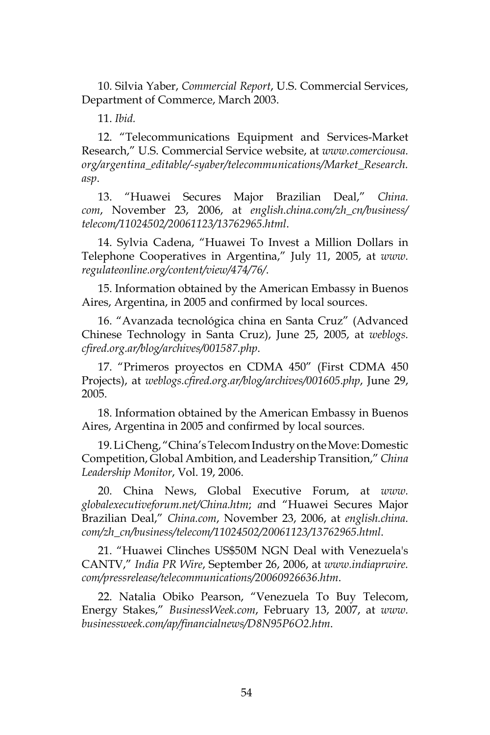10. Silvia Yaber, *Commercial Report*, U.S. Commercial Services, Department of Commerce, March 2003.

11. *Ibid.*

12. "Telecommunications Equipment and Services-Market Research," U.S. Commercial Service website, at *www.comerciousa.org/argentina_editable/-syaber/telecommunications/Market_Research.asp*.

13. "Huawei Secures Major Brazilian Deal," *China.com*, November 23, 2006, at *english.china.com/zh_cn/business/telecom/11024502/20061123/13762965.html*.

14. Sylvia Cadena, "Huawei To Invest a Million Dollars in Telephone Cooperatives in Argentina," July 11, 2005, at *www.regulateonline.org/content/view/474/76/*.

15. Information obtained by the American Embassy in Buenos Aires, Argentina, in 2005 and confirmed by local sources.

16. "Avanzada tecnológica china en Santa Cruz" (Advanced Chinese Technology in Santa Cruz), June 25, 2005, at *weblogs.cfired.org.ar/blog/archives/001587.php*.

17. "Primeros proyectos en CDMA 450" (First CDMA 450 Projects), at *weblogs.cfired.org.ar/blog/archives/001605.php*, June 29, 2005.

18. Information obtained by the American Embassy in Buenos Aires, Argentina in 2005 and confirmed by local sources.

19. Li Cheng, "China's Telecom Industry on the Move: Domestic Competition, Global Ambition, and Leadership Transition," *China Leadership Monitor*, Vol. 19, 2006.

20. China News, Global Executive Forum, at *www.globalexecutiveforum.net/China.htm*; and "Huawei Secures Major Brazilian Deal," *China.com*, November 23, 2006, at *english.china.com/zh_cn/business/telecom/11024502/20061123/13762965.html*.

21. "Huawei Clinches US$50M NGN Deal with Venezuela's CANTV," *India PR Wire*, September 26, 2006, at *www.indiaprwire.com/pressrelease/telecommunications/20060926636.htm*.

22. Natalia Obiko Pearson, "Venezuela To Buy Telecom, Energy Stakes," *BusinessWeek.com*, February 13, 2007, at *www.businessweek.com/ap/financialnews/D8N95P6O2.htm*.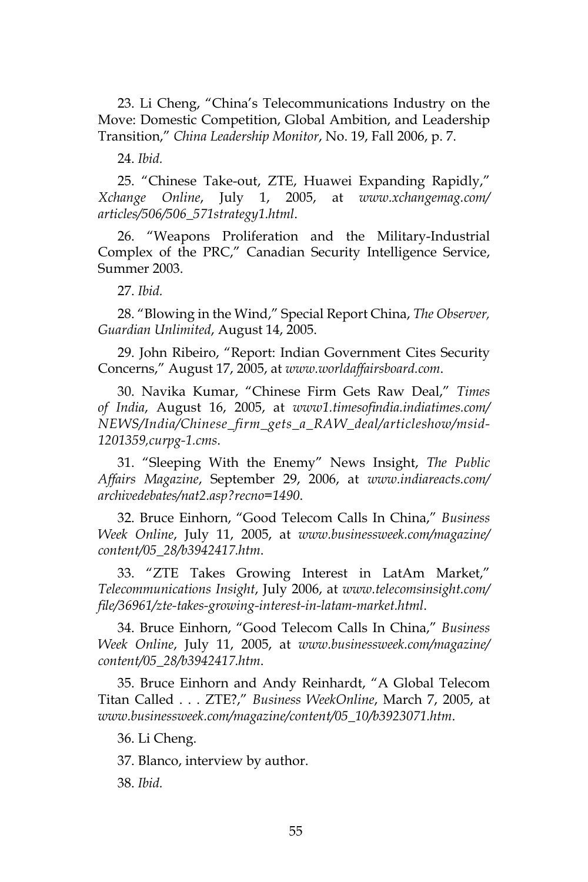23. Li Cheng, “China’s Telecommunications Industry on the Move: Domestic Competition, Global Ambition, and Leadership Transition,” *China Leadership Monitor*, No. 19, Fall 2006, p. 7.

24. *Ibid.*

25. “Chinese Take-out, ZTE, Huawei Expanding Rapidly,” *Xchange Online*, July 1, 2005, at *www.xchangemag.com/articles/506/506_571strategy1.html*.

26. “Weapons Proliferation and the Military-Industrial Complex of the PRC,” Canadian Security Intelligence Service, Summer 2003.

27. *Ibid.*

28. “Blowing in the Wind,” Special Report China, *The Observer, Guardian Unlimited*, August 14, 2005.

29. John Ribeiro, “Report: Indian Government Cites Security Concerns,” August 17, 2005, at *www.worldaffairsboard.com*.

30. Navika Kumar, “Chinese Firm Gets Raw Deal,” *Times of India*, August 16, 2005, at *www1.timesofindia.indiatimes.com/NEWS/India/Chinese_firm_gets_a_RAW_deal/articleshow/msid-1201359,curpg-1.cms*.

31. “Sleeping With the Enemy” News Insight, *The Public Affairs Magazine*, September 29, 2006, at *www.indiareacts.com/archivedebates/nat2.asp?recno=1490*.

32. Bruce Einhorn, “Good Telecom Calls In China,” *Business Week Online*, July 11, 2005, at *www.businessweek.com/magazine/content/05_28/b3942417.htm*.

33. “ZTE Takes Growing Interest in LatAm Market,” *Telecommunications Insight*, July 2006, at *www.telecomsinsight.com/file/36961/zte-takes-growing-interest-in-latam-market.html*.

34. Bruce Einhorn, “Good Telecom Calls In China,” *Business Week Online*, July 11, 2005, at *www.businessweek.com/magazine/content/05_28/b3942417.htm*.

35. Bruce Einhorn and Andy Reinhardt, “A Global Telecom Titan Called . . . ZTE?,” *Business WeekOnline*, March 7, 2005, at *www.businessweek.com/magazine/content/05_10/b3923071.htm*.

36. Li Cheng.

37. Blanco, interview by author.

38. *Ibid.*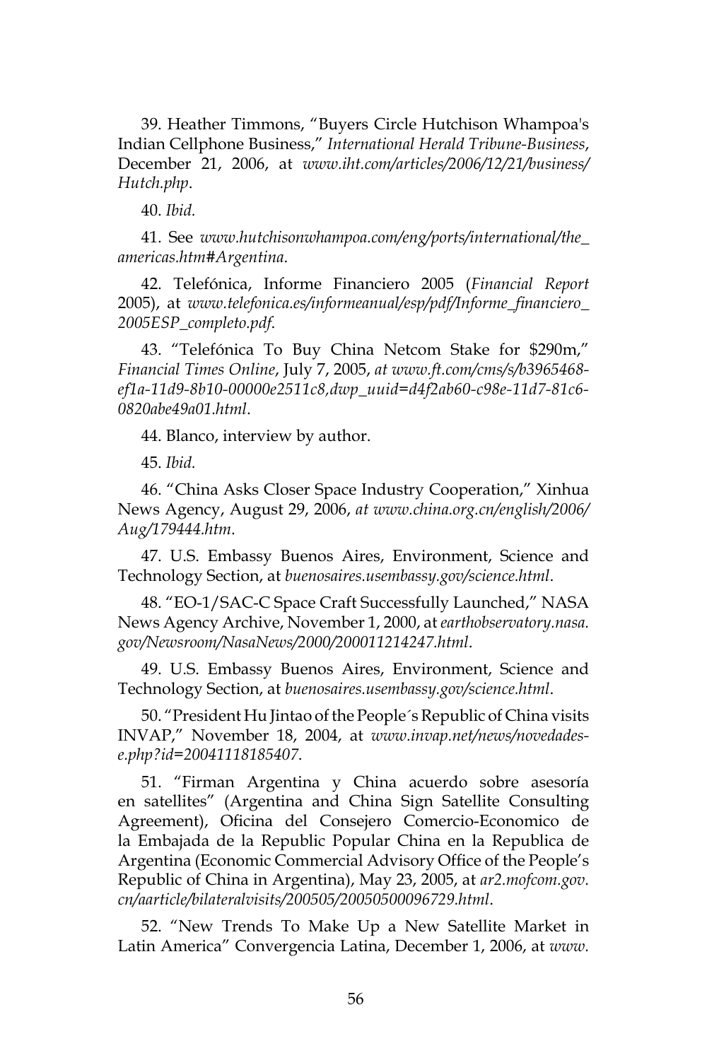39. Heather Timmons, "Buyers Circle Hutchison Whampoa's Indian Cellphone Business," *International Herald Tribune-Business*, December 21, 2006, at *www.iht.com/articles/2006/12/21/business/Hutch.php*.

40. *Ibid.*

41. See *www.hutchisonwhampoa.com/eng/ports/international/the_americas.htm#Argentina*.

42. Telefónica, Informe Financiero 2005 (*Financial Report* 2005), at *www.telefonica.es/informeanual/esp/pdf/Informe_financiero_2005ESP_completo.pdf*.

43. "Telefónica To Buy China Netcom Stake for $290m," *Financial Times Online*, July 7, 2005, *at www.ft.com/cms/s/b3965468-ef1a-11d9-8b10-00000e2511c8,dwp_uuid=d4f2ab60-c98e-11d7-81c6-0820abe49a01.html*.

44. Blanco, interview by author.

45. *Ibid.*

46. "China Asks Closer Space Industry Cooperation," Xinhua News Agency, August 29, 2006, *at www.china.org.cn/english/2006/Aug/179444.htm*.

47. U.S. Embassy Buenos Aires, Environment, Science and Technology Section, at *buenosaires.usembassy.gov/science.html*.

48. "EO-1/SAC-C Space Craft Successfully Launched," NASA News Agency Archive, November 1, 2000, at *earthobservatory.nasa.gov/Newsroom/NasaNews/2000/200011214247.html*.

49. U.S. Embassy Buenos Aires, Environment, Science and Technology Section, at *buenosaires.usembassy.gov/science.html*.

50. "President Hu Jintao of the People´s Republic of China visits INVAP," November 18, 2004, at *www.invap.net/news/novedades-e.php?id=20041118185407*.

51. "Firman Argentina y China acuerdo sobre asesoría en satellites" (Argentina and China Sign Satellite Consulting Agreement), Oficina del Consejero Comercio-Economico de la Embajada de la Republic Popular China en la Republica de Argentina (Economic Commercial Advisory Office of the People's Republic of China in Argentina), May 23, 2005, at *ar2.mofcom.gov.cn/aarticle/bilateralvisits/200505/20050500096729.html*.

52. "New Trends To Make Up a New Satellite Market in Latin America" Convergencia Latina, December 1, 2006, at *www.*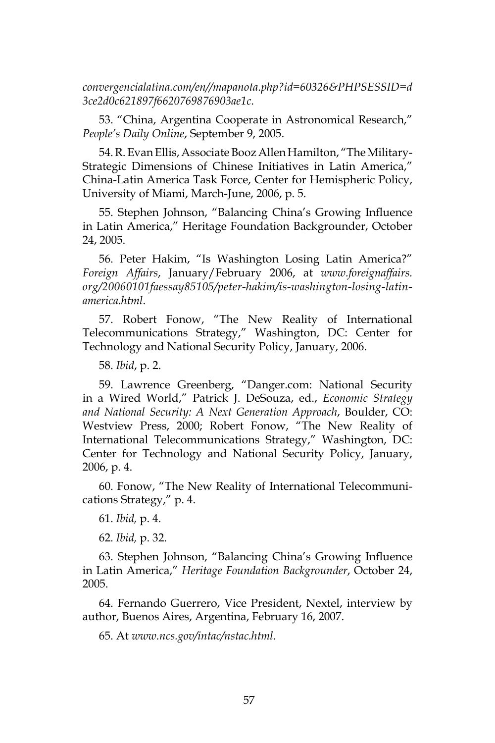*convergencialatina.com/en//mapanota.php?id=60326&PHPSESSID=d3ce2d0c621897f6620769876903ae1c*.

53. "China, Argentina Cooperate in Astronomical Research," *People's Daily Online*, September 9, 2005.

54. R. Evan Ellis, Associate Booz Allen Hamilton, "The Military-Strategic Dimensions of Chinese Initiatives in Latin America," China-Latin America Task Force, Center for Hemispheric Policy, University of Miami, March-June, 2006, p. 5.

55. Stephen Johnson, "Balancing China's Growing Influence in Latin America," Heritage Foundation Backgrounder, October 24, 2005.

56. Peter Hakim, "Is Washington Losing Latin America?" *Foreign Affairs*, January/February 2006, at *www.foreignaffairs.org/20060101faessay85105/peter-hakim/is-washington-losing-latin-america.html*.

57. Robert Fonow, "The New Reality of International Telecommunications Strategy," Washington, DC: Center for Technology and National Security Policy, January, 2006.

58. *Ibid*, p. 2.

59. Lawrence Greenberg, "Danger.com: National Security in a Wired World," Patrick J. DeSouza, ed., *Economic Strategy and National Security: A Next Generation Approach*, Boulder, CO: Westview Press, 2000; Robert Fonow, "The New Reality of International Telecommunications Strategy," Washington, DC: Center for Technology and National Security Policy, January, 2006, p. 4.

60. Fonow, "The New Reality of International Telecommunications Strategy," p. 4.

61. *Ibid,* p. 4.

62. *Ibid,* p. 32.

63. Stephen Johnson, "Balancing China's Growing Influence in Latin America," *Heritage Foundation Backgrounder*, October 24, 2005.

64. Fernando Guerrero, Vice President, Nextel, interview by author, Buenos Aires, Argentina, February 16, 2007.

65. At *www.ncs.gov/intac/nstac.html*.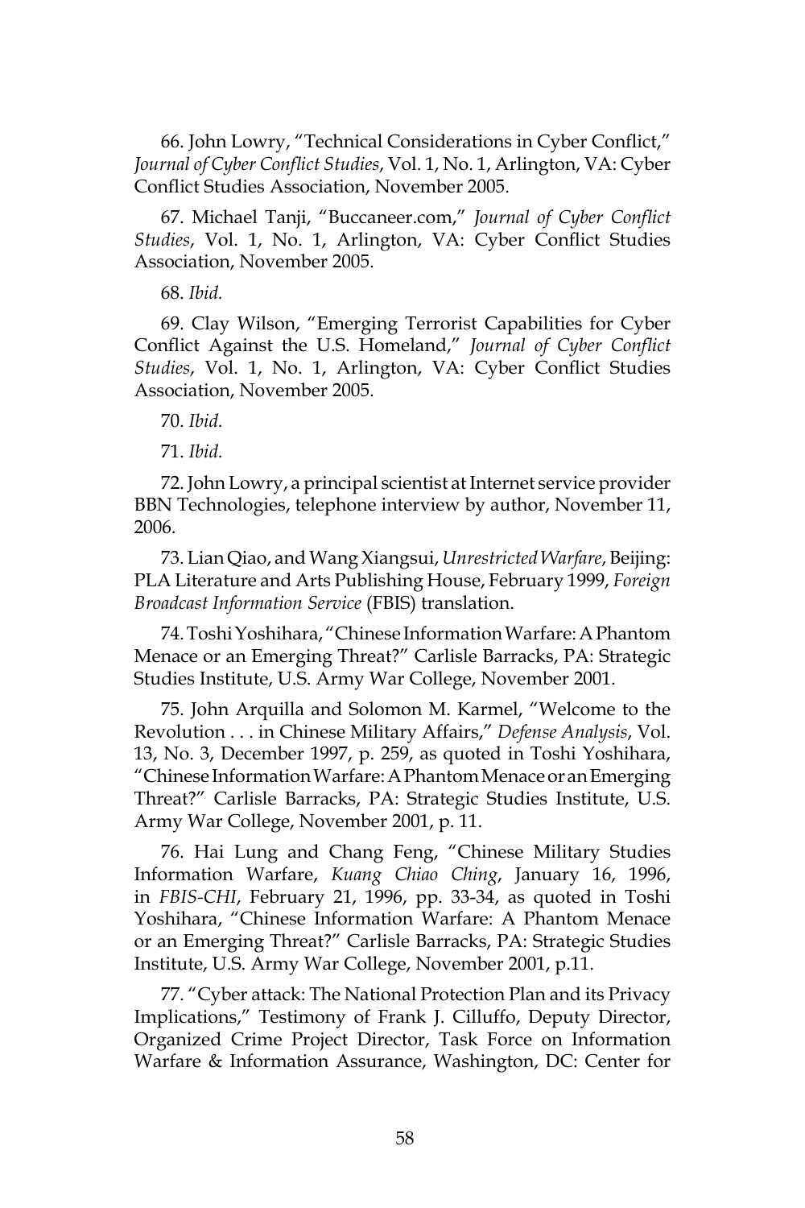66. John Lowry, "Technical Considerations in Cyber Conflict," *Journal of Cyber Conflict Studies*, Vol. 1, No. 1, Arlington, VA: Cyber Conflict Studies Association, November 2005.

67. Michael Tanji, "Buccaneer.com," *Journal of Cyber Conflict Studies*, Vol. 1, No. 1, Arlington, VA: Cyber Conflict Studies Association, November 2005.

68. *Ibid.*

69. Clay Wilson, "Emerging Terrorist Capabilities for Cyber Conflict Against the U.S. Homeland," *Journal of Cyber Conflict Studies*, Vol. 1, No. 1, Arlington, VA: Cyber Conflict Studies Association, November 2005.

70. *Ibid.*

71. *Ibid.*

72. John Lowry, a principal scientist at Internet service provider BBN Technologies, telephone interview by author, November 11, 2006.

73. Lian Qiao, and Wang Xiangsui, *Unrestricted Warfare*, Beijing: PLA Literature and Arts Publishing House, February 1999, *Foreign Broadcast Information Service* (FBIS) translation.

74. Toshi Yoshihara, "Chinese Information Warfare: A Phantom Menace or an Emerging Threat?" Carlisle Barracks, PA: Strategic Studies Institute, U.S. Army War College, November 2001.

75. John Arquilla and Solomon M. Karmel, "Welcome to the Revolution . . . in Chinese Military Affairs," *Defense Analysis*, Vol. 13, No. 3, December 1997, p. 259, as quoted in Toshi Yoshihara, "Chinese Information Warfare: A Phantom Menace or an Emerging Threat?" Carlisle Barracks, PA: Strategic Studies Institute, U.S. Army War College, November 2001, p. 11.

76. Hai Lung and Chang Feng, "Chinese Military Studies Information Warfare, *Kuang Chiao Ching*, January 16, 1996, in *FBIS-CHI*, February 21, 1996, pp. 33-34, as quoted in Toshi Yoshihara, "Chinese Information Warfare: A Phantom Menace or an Emerging Threat?" Carlisle Barracks, PA: Strategic Studies Institute, U.S. Army War College, November 2001, p.11.

77. "Cyber attack: The National Protection Plan and its Privacy Implications," Testimony of Frank J. Cilluffo, Deputy Director, Organized Crime Project Director, Task Force on Information Warfare & Information Assurance, Washington, DC: Center for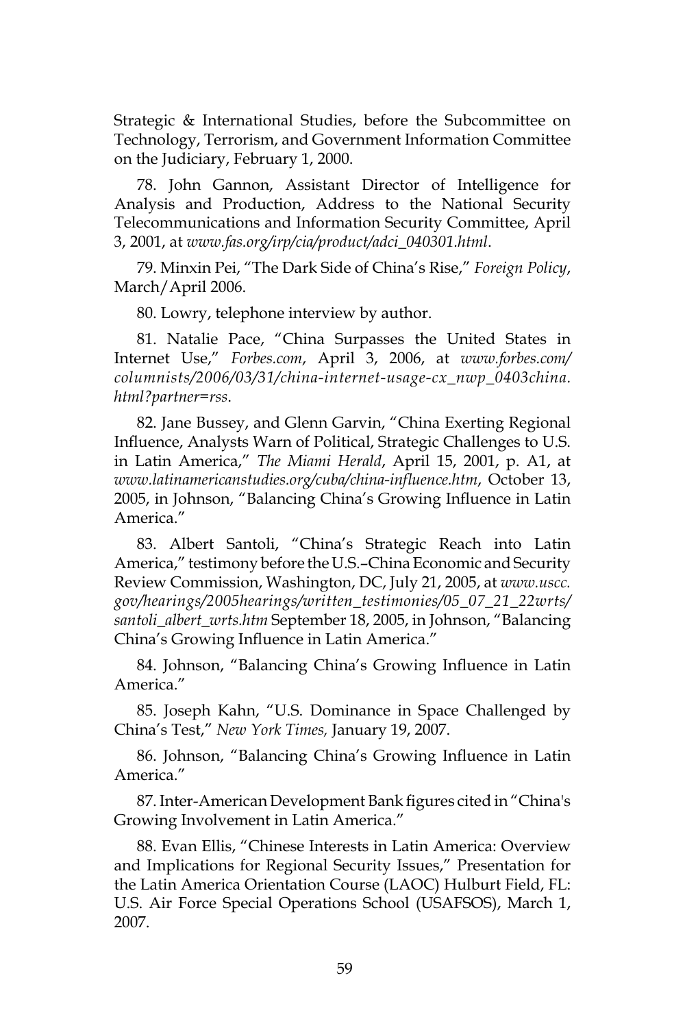Strategic & International Studies, before the Subcommittee on Technology, Terrorism, and Government Information Committee on the Judiciary, February 1, 2000.

78. John Gannon, Assistant Director of Intelligence for Analysis and Production, Address to the National Security Telecommunications and Information Security Committee, April 3, 2001, at *www.fas.org/irp/cia/product/adci_040301.html*.

79. Minxin Pei, "The Dark Side of China's Rise," *Foreign Policy*, March/April 2006.

80. Lowry, telephone interview by author.

81. Natalie Pace, "China Surpasses the United States in Internet Use," *Forbes.com*, April 3, 2006, at *www.forbes.com/columnists/2006/03/31/china-internet-usage-cx_nwp_0403china.html?partner=rss*.

82. Jane Bussey, and Glenn Garvin, "China Exerting Regional Influence, Analysts Warn of Political, Strategic Challenges to U.S. in Latin America," *The Miami Herald*, April 15, 2001, p. A1, at *www.latinamericanstudies.org/cuba/china-influence.htm*, October 13, 2005, in Johnson, "Balancing China's Growing Influence in Latin America."

83. Albert Santoli, "China's Strategic Reach into Latin America," testimony before the U.S.–China Economic and Security Review Commission, Washington, DC, July 21, 2005, at *www.uscc.gov/hearings/2005hearings/written_testimonies/05_07_21_22wrts/santoli_albert_wrts.htm* September 18, 2005, in Johnson, "Balancing China's Growing Influence in Latin America."

84. Johnson, "Balancing China's Growing Influence in Latin America."

85. Joseph Kahn, "U.S. Dominance in Space Challenged by China's Test," *New York Times,* January 19, 2007.

86. Johnson, "Balancing China's Growing Influence in Latin America."

87. Inter-American Development Bank figures cited in "China's Growing Involvement in Latin America."

88. Evan Ellis, "Chinese Interests in Latin America: Overview and Implications for Regional Security Issues," Presentation for the Latin America Orientation Course (LAOC) Hulburt Field, FL: U.S. Air Force Special Operations School (USAFSOS), March 1, 2007.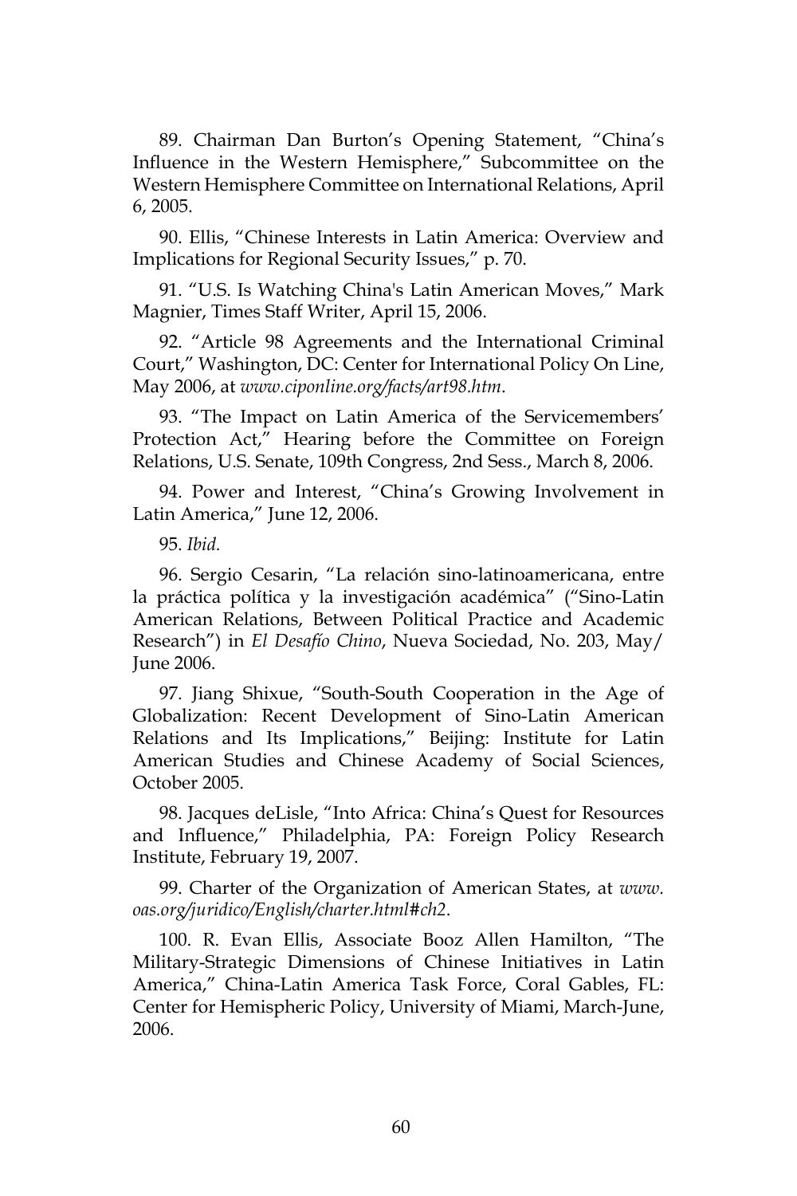89. Chairman Dan Burton's Opening Statement, "China's Influence in the Western Hemisphere," Subcommittee on the Western Hemisphere Committee on International Relations, April 6, 2005.

90. Ellis, "Chinese Interests in Latin America: Overview and Implications for Regional Security Issues," p. 70.

91. "U.S. Is Watching China's Latin American Moves," Mark Magnier, Times Staff Writer, April 15, 2006.

92. "Article 98 Agreements and the International Criminal Court," Washington, DC: Center for International Policy On Line, May 2006, at *www.ciponline.org/facts/art98.htm*.

93. "The Impact on Latin America of the Servicemembers' Protection Act," Hearing before the Committee on Foreign Relations, U.S. Senate, 109th Congress, 2nd Sess., March 8, 2006.

94. Power and Interest, "China's Growing Involvement in Latin America," June 12, 2006.

95. *Ibid.*

96. Sergio Cesarin, "La relación sino-latinoamericana, entre la práctica política y la investigación académica" ("Sino-Latin American Relations, Between Political Practice and Academic Research") in *El Desafío Chino*, Nueva Sociedad, No. 203, May/June 2006.

97. Jiang Shixue, "South-South Cooperation in the Age of Globalization: Recent Development of Sino-Latin American Relations and Its Implications," Beijing: Institute for Latin American Studies and Chinese Academy of Social Sciences, October 2005.

98. Jacques deLisle, "Into Africa: China's Quest for Resources and Influence," Philadelphia, PA: Foreign Policy Research Institute, February 19, 2007.

99. Charter of the Organization of American States, at *www.oas.org/juridico/English/charter.html#ch2*.

100. R. Evan Ellis, Associate Booz Allen Hamilton, "The Military-Strategic Dimensions of Chinese Initiatives in Latin America," China-Latin America Task Force, Coral Gables, FL: Center for Hemispheric Policy, University of Miami, March-June, 2006.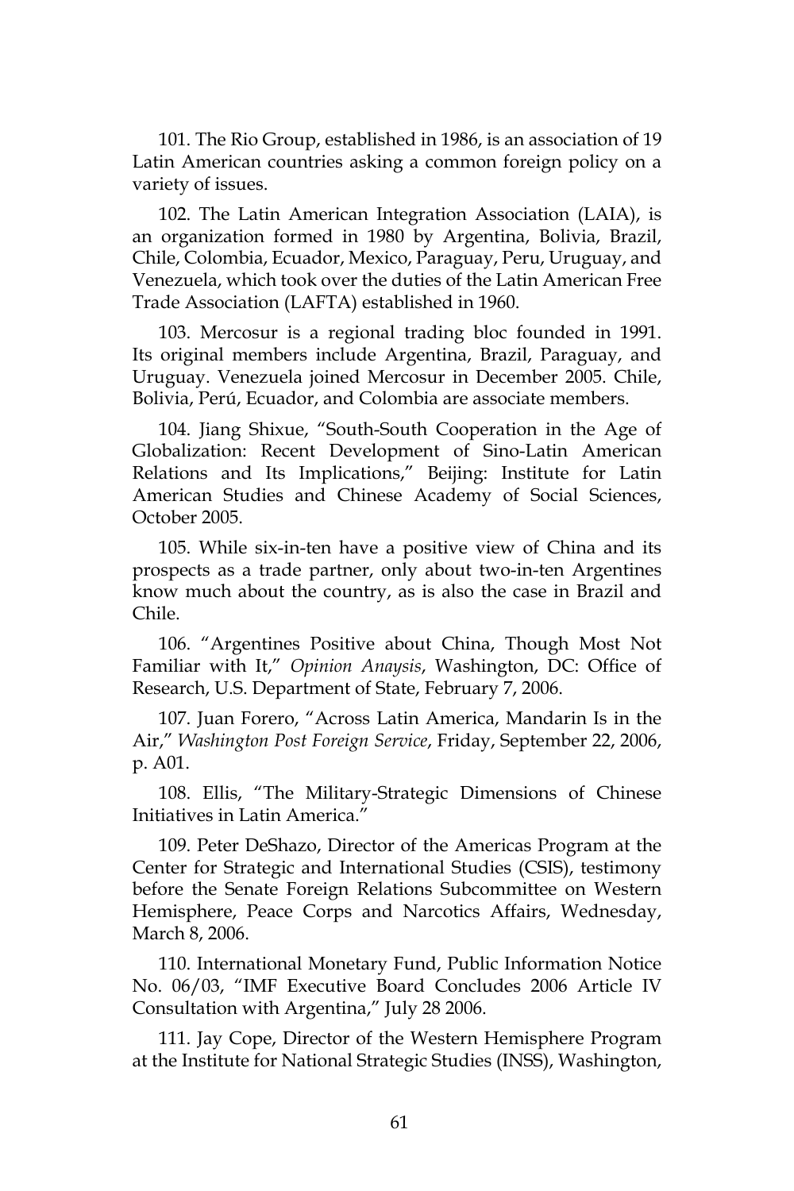101. The Rio Group, established in 1986, is an association of 19 Latin American countries asking a common foreign policy on a variety of issues.

102. The Latin American Integration Association (LAIA), is an organization formed in 1980 by Argentina, Bolivia, Brazil, Chile, Colombia, Ecuador, Mexico, Paraguay, Peru, Uruguay, and Venezuela, which took over the duties of the Latin American Free Trade Association (LAFTA) established in 1960.

103. Mercosur is a regional trading bloc founded in 1991. Its original members include Argentina, Brazil, Paraguay, and Uruguay. Venezuela joined Mercosur in December 2005. Chile, Bolivia, Perú, Ecuador, and Colombia are associate members.

104. Jiang Shixue, "South-South Cooperation in the Age of Globalization: Recent Development of Sino-Latin American Relations and Its Implications," Beijing: Institute for Latin American Studies and Chinese Academy of Social Sciences, October 2005.

105. While six-in-ten have a positive view of China and its prospects as a trade partner, only about two-in-ten Argentines know much about the country, as is also the case in Brazil and Chile.

106. "Argentines Positive about China, Though Most Not Familiar with It," *Opinion Anaysis*, Washington, DC: Office of Research, U.S. Department of State, February 7, 2006.

107. Juan Forero, "Across Latin America, Mandarin Is in the Air," *Washington Post Foreign Service*, Friday, September 22, 2006, p. A01.

108. Ellis, "The Military-Strategic Dimensions of Chinese Initiatives in Latin America."

109. Peter DeShazo, Director of the Americas Program at the Center for Strategic and International Studies (CSIS), testimony before the Senate Foreign Relations Subcommittee on Western Hemisphere, Peace Corps and Narcotics Affairs, Wednesday, March 8, 2006.

110. International Monetary Fund, Public Information Notice No. 06/03, "IMF Executive Board Concludes 2006 Article IV Consultation with Argentina," July 28 2006.

111. Jay Cope, Director of the Western Hemisphere Program at the Institute for National Strategic Studies (INSS), Washington,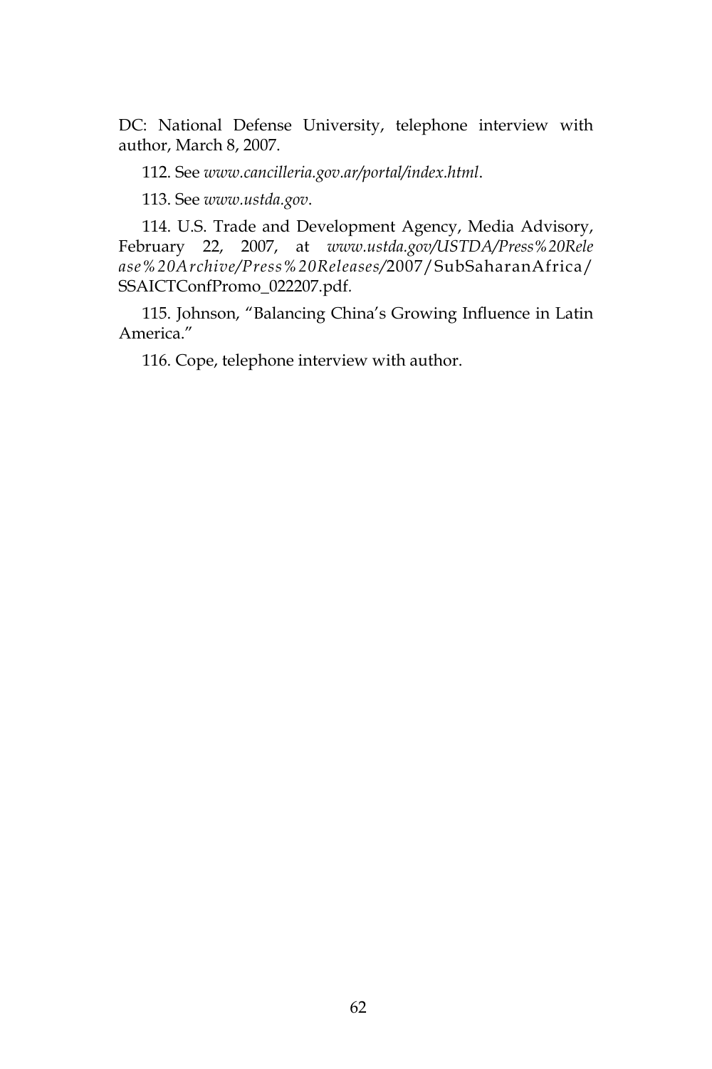DC: National Defense University, telephone interview with author, March 8, 2007.

112. See *www.cancilleria.gov.ar/portal/index.html*.

113. See *www.ustda.gov*.

114. U.S. Trade and Development Agency, Media Advisory, February 22, 2007, at *www.ustda.gov/USTDA/Press%20Release%20Archive/Press%20Releases/*2007/SubSaharanAfrica/SSAICTConfPromo_022207.pdf.

115. Johnson, "Balancing China's Growing Influence in Latin America."

116. Cope, telephone interview with author.